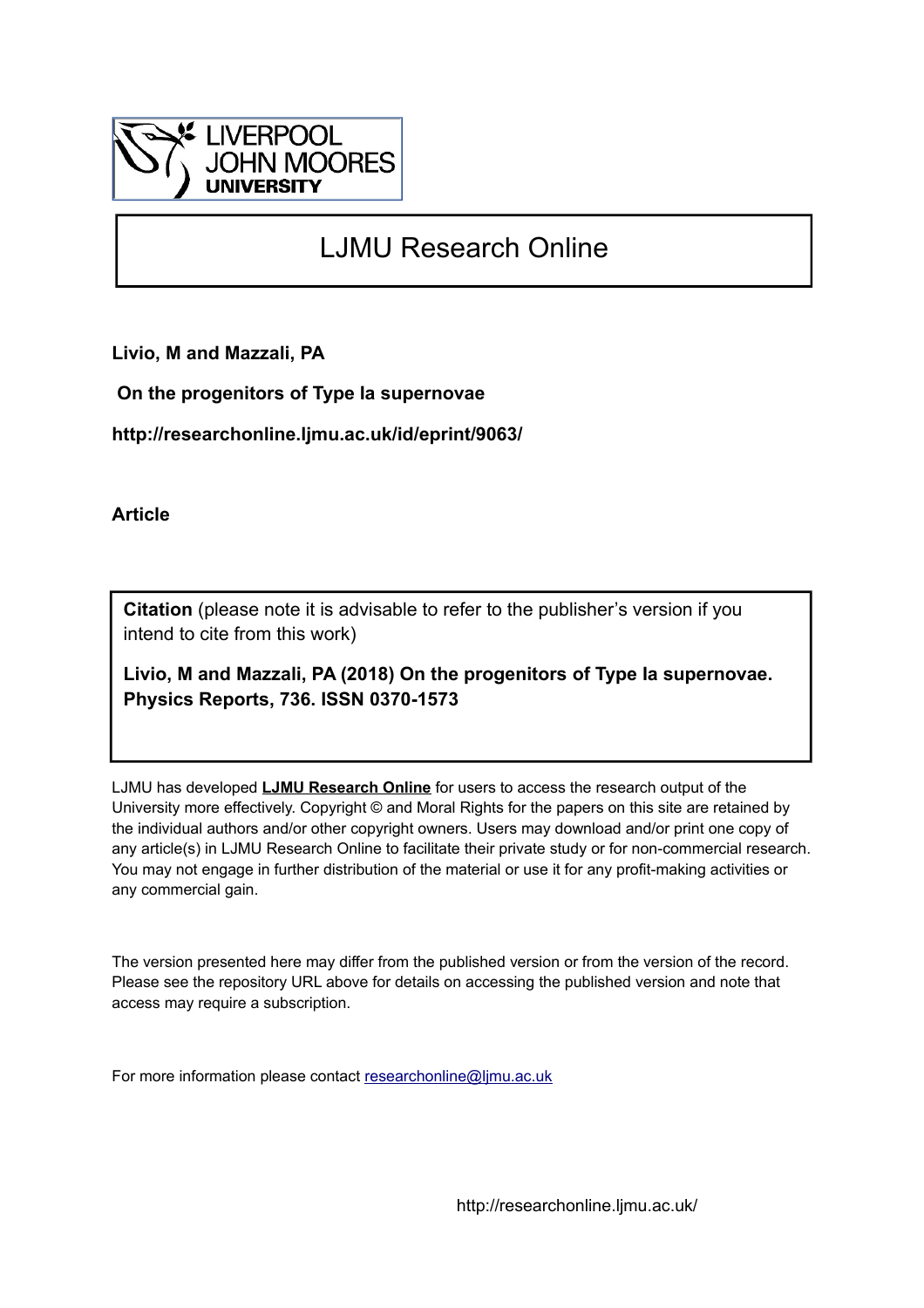# LJMU Research Online

**Livio, M and Mazzali, PA**

**On the progenitors of Type Ia supernovae**

**http://researchonline.ljmu.ac.uk/id/eprint/9063/**

**Article**

**Citation** (please note it is advisable to refer to the publisher's version if you intend to cite from this work)

**Livio, M and Mazzali, PA (2018) On the progenitors of Type Ia supernovae. Physics Reports, 736. ISSN 0370-1573**

LJMU has developed **LJMU Research Online** for users to access the research output of the University more effectively. Copyright © and Moral Rights for the papers on this site are retained by the individual authors and/or other copyright owners. Users may download and/or print one copy of any article(s) in LJMU Research Online to facilitate their private study or for non-commercial research. You may not engage in further distribution of the material or use it for any profit-making activities or any commercial gain.

The version presented here may differ from the published version or from the version of the record. Please see the repository URL above for details on accessing the published version and note that access may require a subscription.

For more information please contact researchonline@ljmu.ac.uk

http://researchonline.ljmu.ac.uk/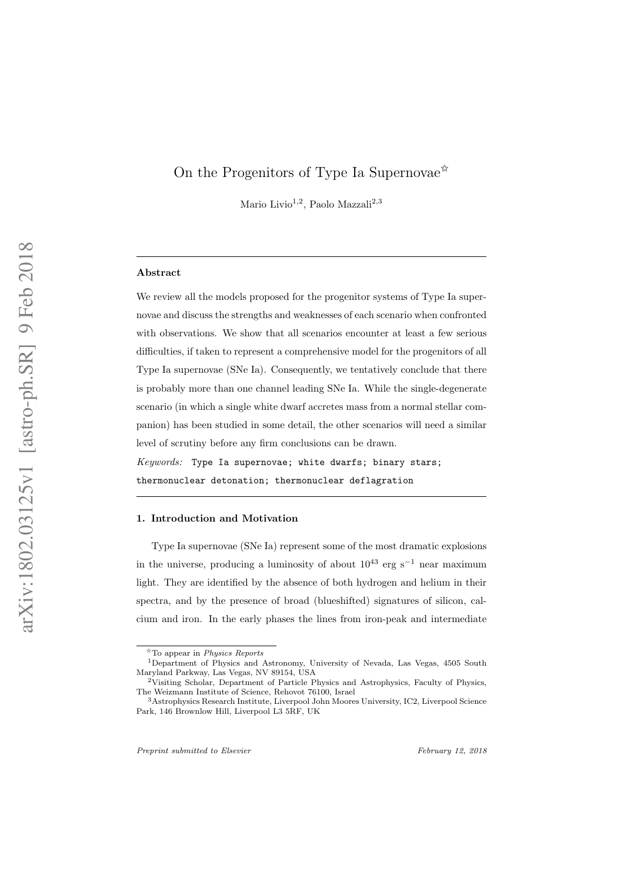# On the Progenitors of Type Ia Supernovae[☆]

Mario Livio[1,2], Paolo Mazzali[2,3]

## Abstract

We review all the models proposed for the progenitor systems of Type Ia supernovae and discuss the strengths and weaknesses of each scenario when confronted with observations. We show that all scenarios encounter at least a few serious difficulties, if taken to represent a comprehensive model for the progenitors of all Type Ia supernovae (SNe Ia). Consequently, we tentatively conclude that there is probably more than one channel leading SNe Ia. While the single-degenerate scenario (in which a single white dwarf accretes mass from a normal stellar companion) has been studied in some detail, the other scenarios will need a similar level of scrutiny before any firm conclusions can be drawn.

*Keywords:* `Type Ia supernovae; white dwarfs; binary stars; thermonuclear detonation; thermonuclear deflagration`

## 1. Introduction and Motivation

Type Ia supernovae (SNe Ia) represent some of the most dramatic explosions in the universe, producing a luminosity of about $10^{43}$ erg s$^{-1}$ near maximum light. They are identified by the absence of both hydrogen and helium in their spectra, and by the presence of broad (blueshifted) signatures of silicon, calcium and iron. In the early phases the lines from iron-peak and intermediate

[☆]To appear in *Physics Reports*

[1]Department of Physics and Astronomy, University of Nevada, Las Vegas, 4505 South Maryland Parkway, Las Vegas, NV 89154, USA

[2]Visiting Scholar, Department of Particle Physics and Astrophysics, Faculty of Physics, The Weizmann Institute of Science, Rehovot 76100, Israel

[3]Astrophysics Research Institute, Liverpool John Moores University, IC2, Liverpool Science Park, 146 Brownlow Hill, Liverpool L3 5RF, UK

*Preprint submitted to Elsevier* *February 12, 2018*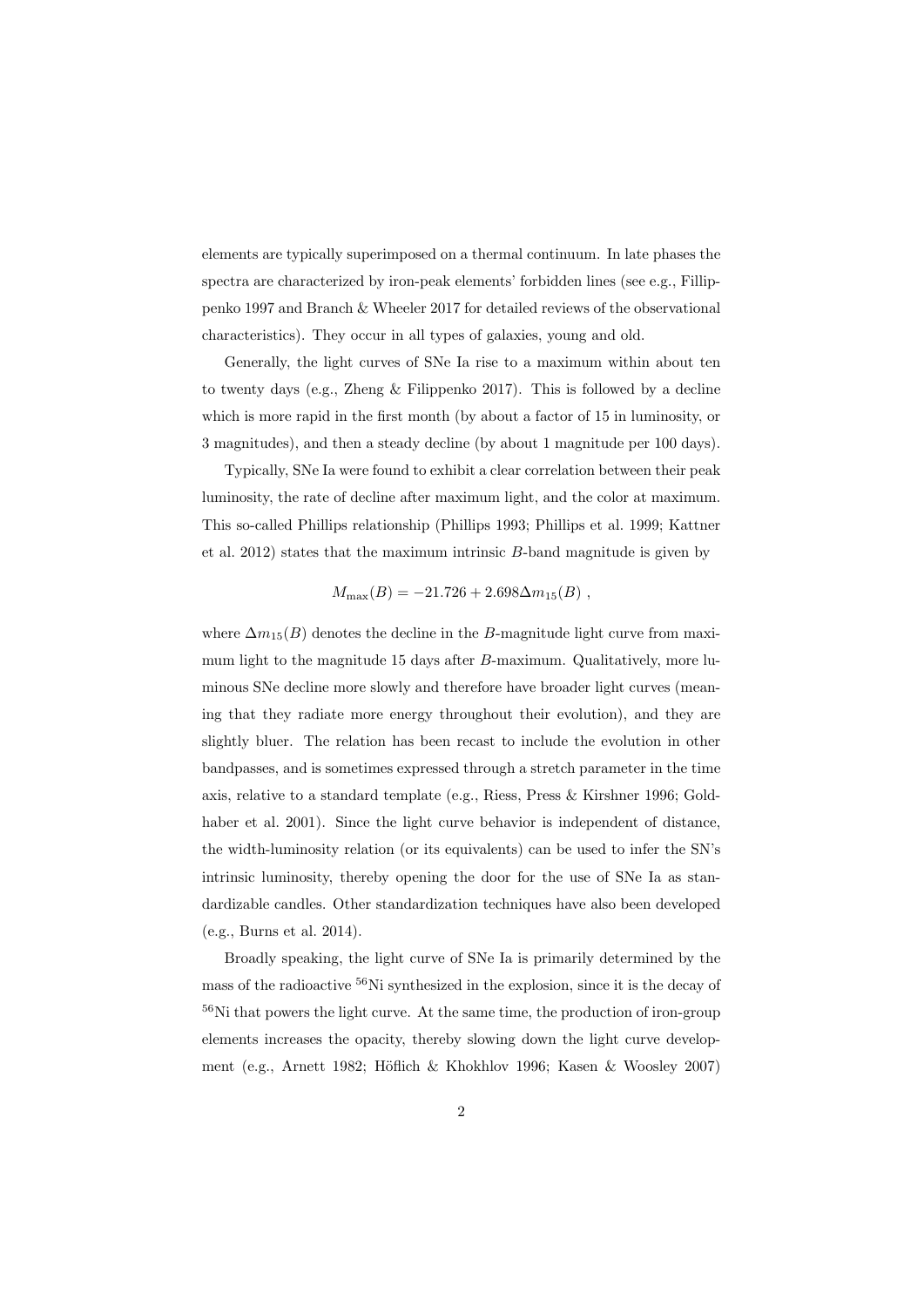elements are typically superimposed on a thermal continuum. In late phases the spectra are characterized by iron-peak elements' forbidden lines (see e.g., Fillippenko 1997 and Branch & Wheeler 2017 for detailed reviews of the observational characteristics). They occur in all types of galaxies, young and old.

Generally, the light curves of SNe Ia rise to a maximum within about ten to twenty days (e.g., Zheng & Filippenko 2017). This is followed by a decline which is more rapid in the first month (by about a factor of 15 in luminosity, or 3 magnitudes), and then a steady decline (by about 1 magnitude per 100 days).

Typically, SNe Ia were found to exhibit a clear correlation between their peak luminosity, the rate of decline after maximum light, and the color at maximum. This so-called Phillips relationship (Phillips 1993; Phillips et al. 1999; Kattner et al. 2012) states that the maximum intrinsic $B$-band magnitude is given by

$$M_{\max}(B) = -21.726 + 2.698\Delta m_{15}(B) ,$$

where $\Delta m_{15}(B)$ denotes the decline in the $B$-magnitude light curve from maximum light to the magnitude 15 days after $B$-maximum. Qualitatively, more luminous SNe decline more slowly and therefore have broader light curves (meaning that they radiate more energy throughout their evolution), and they are slightly bluer. The relation has been recast to include the evolution in other bandpasses, and is sometimes expressed through a stretch parameter in the time axis, relative to a standard template (e.g., Riess, Press & Kirshner 1996; Goldhaber et al. 2001). Since the light curve behavior is independent of distance, the width-luminosity relation (or its equivalents) can be used to infer the SN's intrinsic luminosity, thereby opening the door for the use of SNe Ia as standardizable candles. Other standardization techniques have also been developed (e.g., Burns et al. 2014).

Broadly speaking, the light curve of SNe Ia is primarily determined by the mass of the radioactive $^{56}$Ni synthesized in the explosion, since it is the decay of $^{56}$Ni that powers the light curve. At the same time, the production of iron-group elements increases the opacity, thereby slowing down the light curve development (e.g., Arnett 1982; Höflich & Khokhlov 1996; Kasen & Woosley 2007)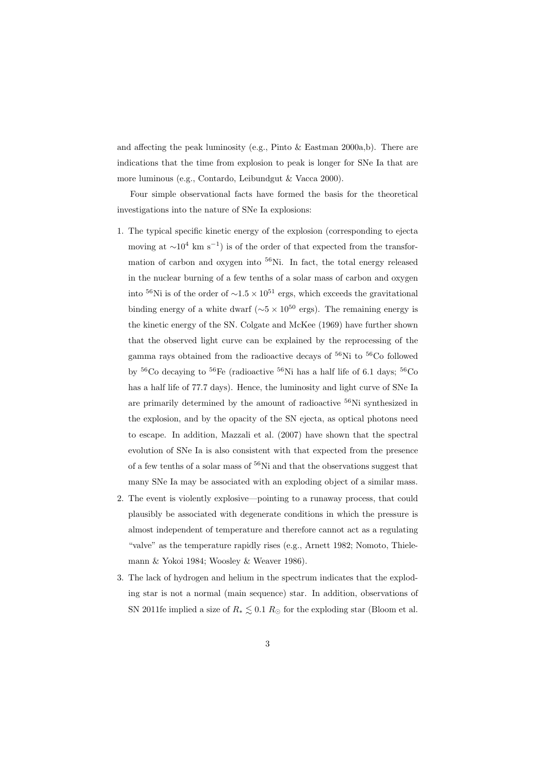and affecting the peak luminosity (e.g., Pinto & Eastman 2000a,b). There are indications that the time from explosion to peak is longer for SNe Ia that are more luminous (e.g., Contardo, Leibundgut & Vacca 2000).

Four simple observational facts have formed the basis for the theoretical investigations into the nature of SNe Ia explosions:

1. The typical specific kinetic energy of the explosion (corresponding to ejecta moving at $\sim 10^4$ km s$^{-1}$) is of the order of that expected from the transformation of carbon and oxygen into $^{56}$Ni. In fact, the total energy released in the nuclear burning of a few tenths of a solar mass of carbon and oxygen into $^{56}$Ni is of the order of $\sim 1.5 \times 10^{51}$ ergs, which exceeds the gravitational binding energy of a white dwarf ($\sim 5 \times 10^{50}$ ergs). The remaining energy is the kinetic energy of the SN. Colgate and McKee (1969) have further shown that the observed light curve can be explained by the reprocessing of the gamma rays obtained from the radioactive decays of $^{56}$Ni to $^{56}$Co followed by $^{56}$Co decaying to $^{56}$Fe (radioactive $^{56}$Ni has a half life of 6.1 days; $^{56}$Co has a half life of 77.7 days). Hence, the luminosity and light curve of SNe Ia are primarily determined by the amount of radioactive $^{56}$Ni synthesized in the explosion, and by the opacity of the SN ejecta, as optical photons need to escape. In addition, Mazzali et al. (2007) have shown that the spectral evolution of SNe Ia is also consistent with that expected from the presence of a few tenths of a solar mass of $^{56}$Ni and that the observations suggest that many SNe Ia may be associated with an exploding object of a similar mass.
2. The event is violently explosive—pointing to a runaway process, that could plausibly be associated with degenerate conditions in which the pressure is almost independent of temperature and therefore cannot act as a regulating "valve" as the temperature rapidly rises (e.g., Arnett 1982; Nomoto, Thielemann & Yokoi 1984; Woosley & Weaver 1986).
3. The lack of hydrogen and helium in the spectrum indicates that the exploding star is not a normal (main sequence) star. In addition, observations of SN 2011fe implied a size of $R_* \lesssim 0.1\ R_\odot$ for the exploding star (Bloom et al.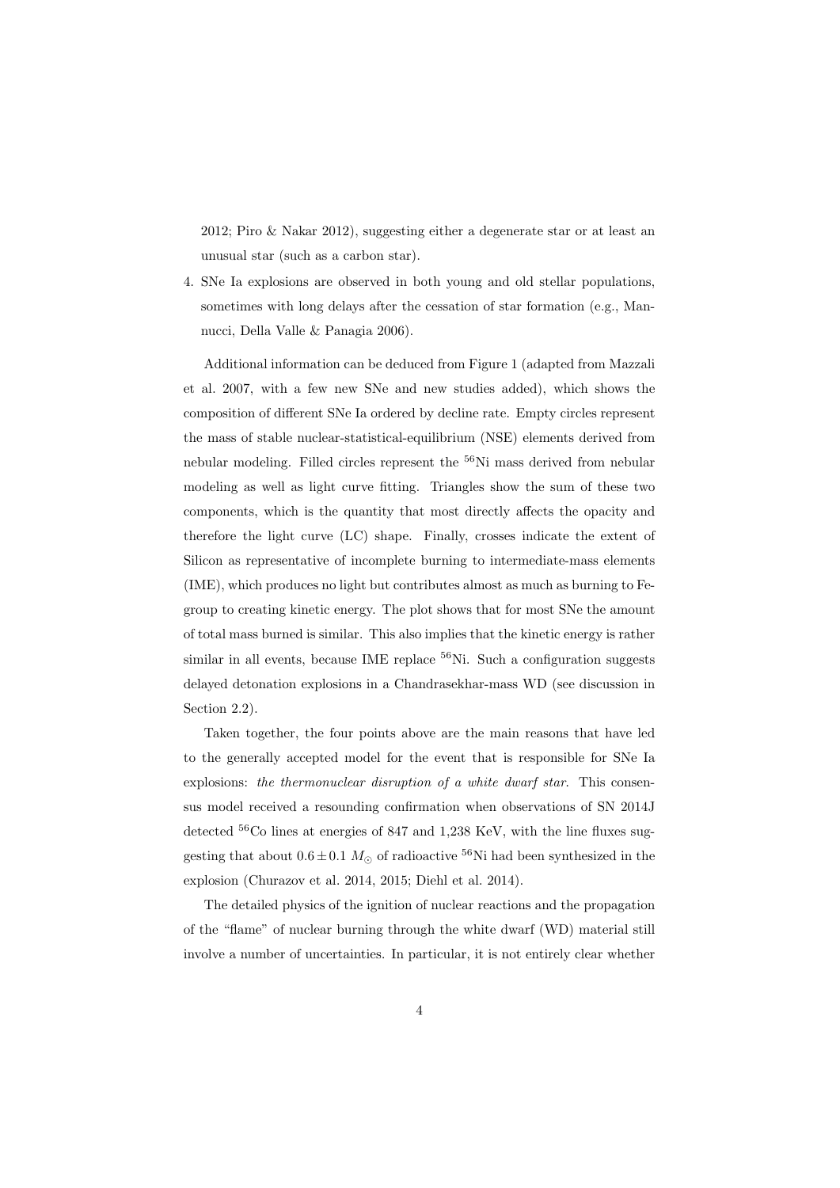2012; Piro & Nakar 2012), suggesting either a degenerate star or at least an unusual star (such as a carbon star).

4. SNe Ia explosions are observed in both young and old stellar populations, sometimes with long delays after the cessation of star formation (e.g., Mannucci, Della Valle & Panagia 2006).

Additional information can be deduced from Figure 1 (adapted from Mazzali et al. 2007, with a few new SNe and new studies added), which shows the composition of different SNe Ia ordered by decline rate. Empty circles represent the mass of stable nuclear-statistical-equilibrium (NSE) elements derived from nebular modeling. Filled circles represent the $^{56}$Ni mass derived from nebular modeling as well as light curve fitting. Triangles show the sum of these two components, which is the quantity that most directly affects the opacity and therefore the light curve (LC) shape. Finally, crosses indicate the extent of Silicon as representative of incomplete burning to intermediate-mass elements (IME), which produces no light but contributes almost as much as burning to Fe-group to creating kinetic energy. The plot shows that for most SNe the amount of total mass burned is similar. This also implies that the kinetic energy is rather similar in all events, because IME replace $^{56}$Ni. Such a configuration suggests delayed detonation explosions in a Chandrasekhar-mass WD (see discussion in Section 2.2).

Taken together, the four points above are the main reasons that have led to the generally accepted model for the event that is responsible for SNe Ia explosions: *the thermonuclear disruption of a white dwarf star*. This consensus model received a resounding confirmation when observations of SN 2014J detected $^{56}$Co lines at energies of 847 and 1,238 KeV, with the line fluxes suggesting that about $0.6 \pm 0.1\ M_{\odot}$ of radioactive $^{56}$Ni had been synthesized in the explosion (Churazov et al. 2014, 2015; Diehl et al. 2014).

The detailed physics of the ignition of nuclear reactions and the propagation of the "flame" of nuclear burning through the white dwarf (WD) material still involve a number of uncertainties. In particular, it is not entirely clear whether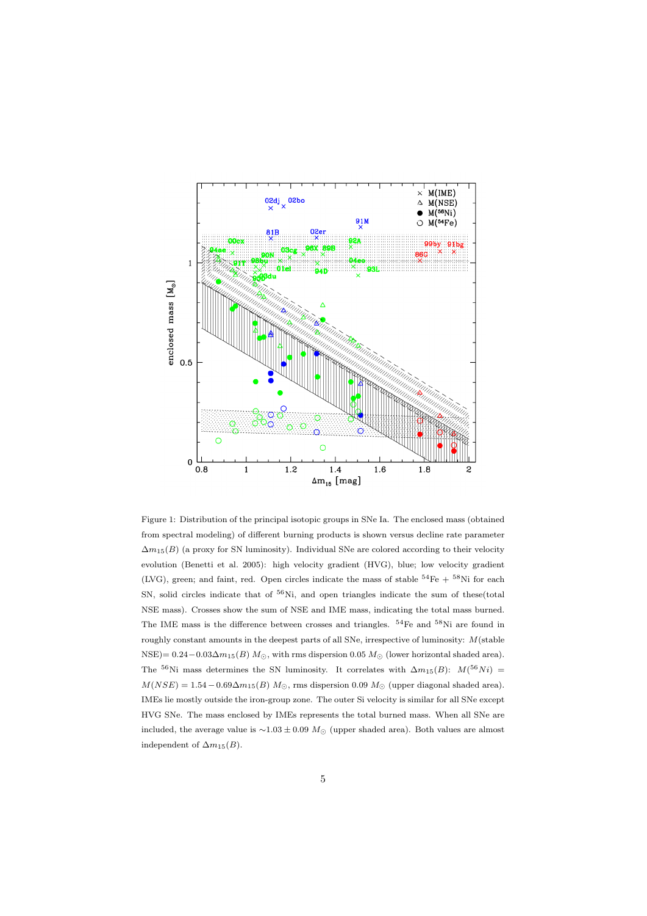Figure 1: Distribution of the principal isotopic groups in SNe Ia. The enclosed mass (obtained from spectral modeling) of different burning products is shown versus decline rate parameter $\Delta m_{15}(B)$ (a proxy for SN luminosity). Individual SNe are colored according to their velocity evolution (Benetti et al. 2005): high velocity gradient (HVG), blue; low velocity gradient (LVG), green; and faint, red. Open circles indicate the mass of stable $^{54}$Fe + $^{58}$Ni for each SN, solid circles indicate that of $^{56}$Ni, and open triangles indicate the sum of these(total NSE mass). Crosses show the sum of NSE and IME mass, indicating the total mass burned. The IME mass is the difference between crosses and triangles. $^{54}$Fe and $^{58}$Ni are found in roughly constant amounts in the deepest parts of all SNe, irrespective of luminosity: $M$(stable NSE)$= 0.24-0.03\Delta m_{15}(B)$ $M_{\odot}$, with rms dispersion 0.05 $M_{\odot}$ (lower horizontal shaded area). The $^{56}$Ni mass determines the SN luminosity. It correlates with $\Delta m_{15}(B)$: $M(^{56}Ni) = M(NSE) = 1.54 - 0.69\Delta m_{15}(B)$ $M_{\odot}$, rms dispersion 0.09 $M_{\odot}$ (upper diagonal shaded area). IMEs lie mostly outside the iron-group zone. The outer Si velocity is similar for all SNe except HVG SNe. The mass enclosed by IMEs represents the total burned mass. When all SNe are included, the average value is $\sim 1.03 \pm 0.09$ $M_{\odot}$ (upper shaded area). Both values are almost independent of $\Delta m_{15}(B)$.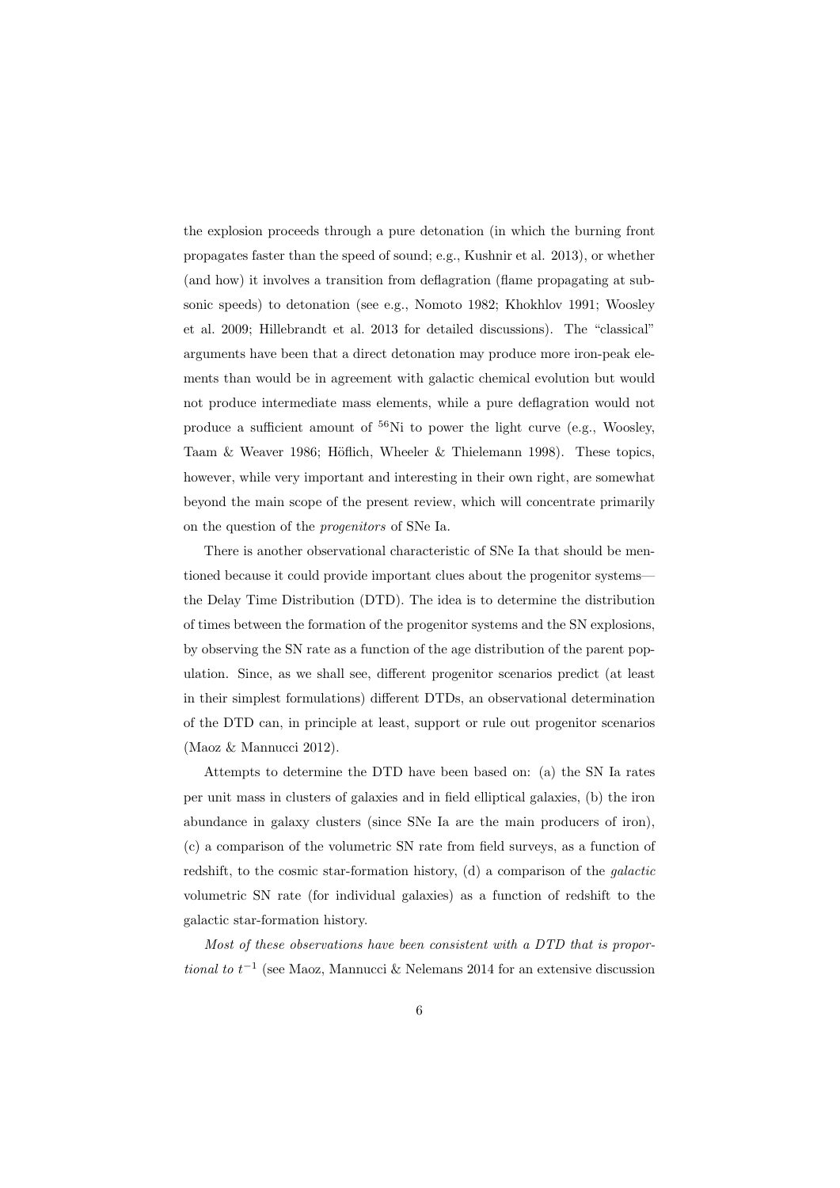the explosion proceeds through a pure detonation (in which the burning front propagates faster than the speed of sound; e.g., Kushnir et al. 2013), or whether (and how) it involves a transition from deflagration (flame propagating at subsonic speeds) to detonation (see e.g., Nomoto 1982; Khokhlov 1991; Woosley et al. 2009; Hillebrandt et al. 2013 for detailed discussions). The "classical" arguments have been that a direct detonation may produce more iron-peak elements than would be in agreement with galactic chemical evolution but would not produce intermediate mass elements, while a pure deflagration would not produce a sufficient amount of $^{56}$Ni to power the light curve (e.g., Woosley, Taam & Weaver 1986; Höflich, Wheeler & Thielemann 1998). These topics, however, while very important and interesting in their own right, are somewhat beyond the main scope of the present review, which will concentrate primarily on the question of the *progenitors* of SNe Ia.

There is another observational characteristic of SNe Ia that should be mentioned because it could provide important clues about the progenitor systems—the Delay Time Distribution (DTD). The idea is to determine the distribution of times between the formation of the progenitor systems and the SN explosions, by observing the SN rate as a function of the age distribution of the parent population. Since, as we shall see, different progenitor scenarios predict (at least in their simplest formulations) different DTDs, an observational determination of the DTD can, in principle at least, support or rule out progenitor scenarios (Maoz & Mannucci 2012).

Attempts to determine the DTD have been based on: (a) the SN Ia rates per unit mass in clusters of galaxies and in field elliptical galaxies, (b) the iron abundance in galaxy clusters (since SNe Ia are the main producers of iron), (c) a comparison of the volumetric SN rate from field surveys, as a function of redshift, to the cosmic star-formation history, (d) a comparison of the *galactic* volumetric SN rate (for individual galaxies) as a function of redshift to the galactic star-formation history.

*Most of these observations have been consistent with a DTD that is proportional to* $t^{-1}$ (see Maoz, Mannucci & Nelemans 2014 for an extensive discussion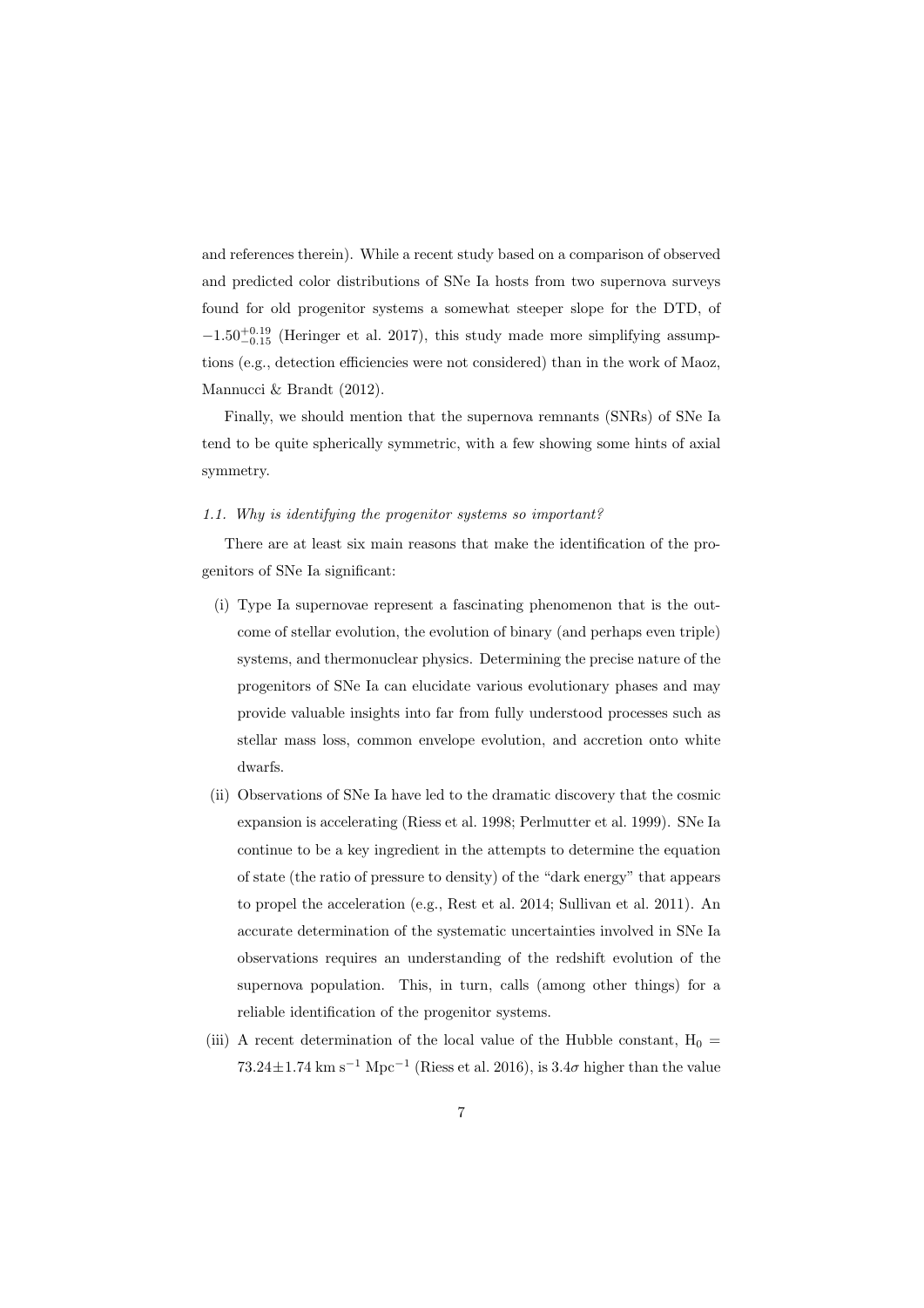and references therein). While a recent study based on a comparison of observed and predicted color distributions of SNe Ia hosts from two supernova surveys found for old progenitor systems a somewhat steeper slope for the DTD, of $-1.50^{+0.19}_{-0.15}$ (Heringer et al. 2017), this study made more simplifying assumptions (e.g., detection efficiencies were not considered) than in the work of Maoz, Mannucci & Brandt (2012).

Finally, we should mention that the supernova remnants (SNRs) of SNe Ia tend to be quite spherically symmetric, with a few showing some hints of axial symmetry.

### *1.1. Why is identifying the progenitor systems so important?*

There are at least six main reasons that make the identification of the progenitors of SNe Ia significant:

(i) Type Ia supernovae represent a fascinating phenomenon that is the outcome of stellar evolution, the evolution of binary (and perhaps even triple) systems, and thermonuclear physics. Determining the precise nature of the progenitors of SNe Ia can elucidate various evolutionary phases and may provide valuable insights into far from fully understood processes such as stellar mass loss, common envelope evolution, and accretion onto white dwarfs.

(ii) Observations of SNe Ia have led to the dramatic discovery that the cosmic expansion is accelerating (Riess et al. 1998; Perlmutter et al. 1999). SNe Ia continue to be a key ingredient in the attempts to determine the equation of state (the ratio of pressure to density) of the "dark energy" that appears to propel the acceleration (e.g., Rest et al. 2014; Sullivan et al. 2011). An accurate determination of the systematic uncertainties involved in SNe Ia observations requires an understanding of the redshift evolution of the supernova population. This, in turn, calls (among other things) for a reliable identification of the progenitor systems.

(iii) A recent determination of the local value of the Hubble constant, $H_0 = 73.24 \pm 1.74$ km s$^{-1}$ Mpc$^{-1}$ (Riess et al. 2016), is $3.4\sigma$ higher than the value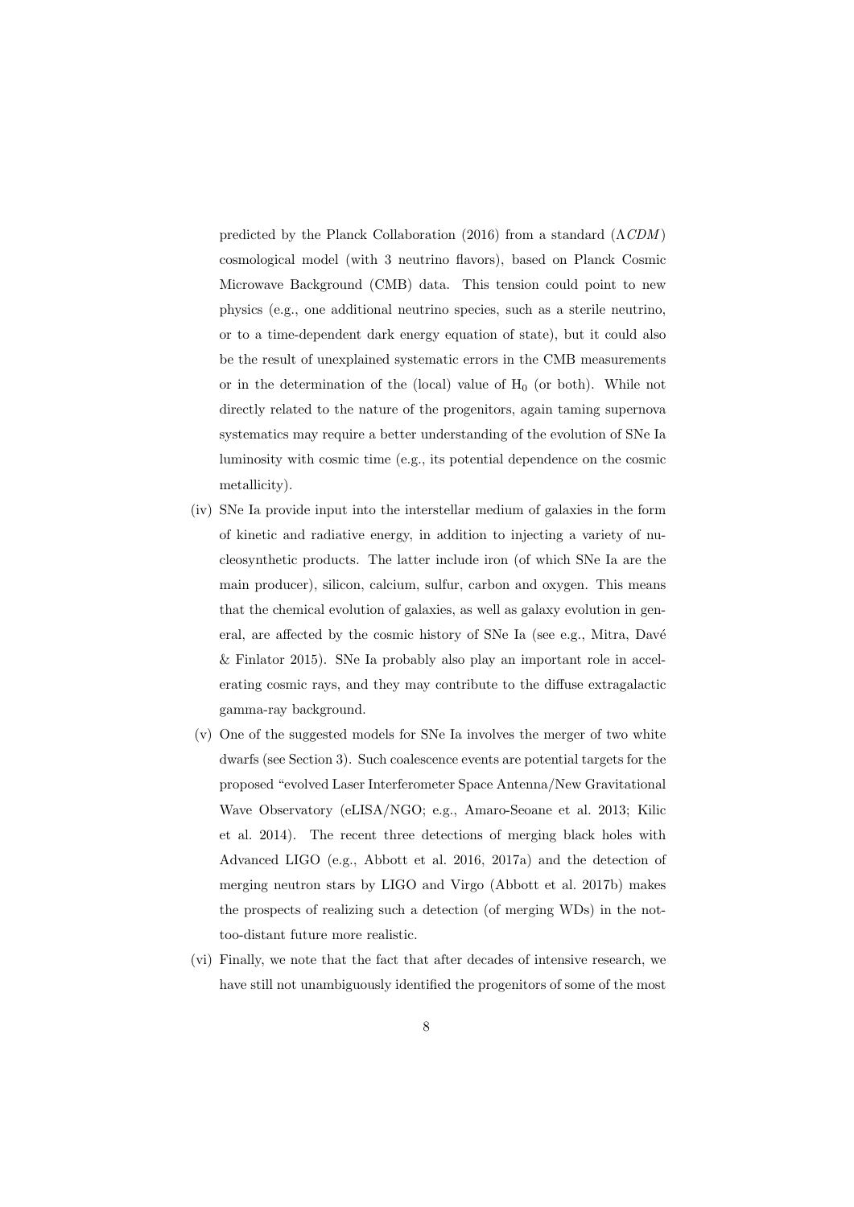predicted by the Planck Collaboration (2016) from a standard ($\Lambda CDM$) cosmological model (with 3 neutrino flavors), based on Planck Cosmic Microwave Background (CMB) data. This tension could point to new physics (e.g., one additional neutrino species, such as a sterile neutrino, or to a time-dependent dark energy equation of state), but it could also be the result of unexplained systematic errors in the CMB measurements or in the determination of the (local) value of $H_0$ (or both). While not directly related to the nature of the progenitors, again taming supernova systematics may require a better understanding of the evolution of SNe Ia luminosity with cosmic time (e.g., its potential dependence on the cosmic metallicity).

(iv) SNe Ia provide input into the interstellar medium of galaxies in the form of kinetic and radiative energy, in addition to injecting a variety of nucleosynthetic products. The latter include iron (of which SNe Ia are the main producer), silicon, calcium, sulfur, carbon and oxygen. This means that the chemical evolution of galaxies, as well as galaxy evolution in general, are affected by the cosmic history of SNe Ia (see e.g., Mitra, Davé & Finlator 2015). SNe Ia probably also play an important role in accelerating cosmic rays, and they may contribute to the diffuse extragalactic gamma-ray background.

(v) One of the suggested models for SNe Ia involves the merger of two white dwarfs (see Section 3). Such coalescence events are potential targets for the proposed "evolved Laser Interferometer Space Antenna/New Gravitational Wave Observatory (eLISA/NGO; e.g., Amaro-Seoane et al. 2013; Kilic et al. 2014). The recent three detections of merging black holes with Advanced LIGO (e.g., Abbott et al. 2016, 2017a) and the detection of merging neutron stars by LIGO and Virgo (Abbott et al. 2017b) makes the prospects of realizing such a detection (of merging WDs) in the not-too-distant future more realistic.

(vi) Finally, we note that the fact that after decades of intensive research, we have still not unambiguously identified the progenitors of some of the most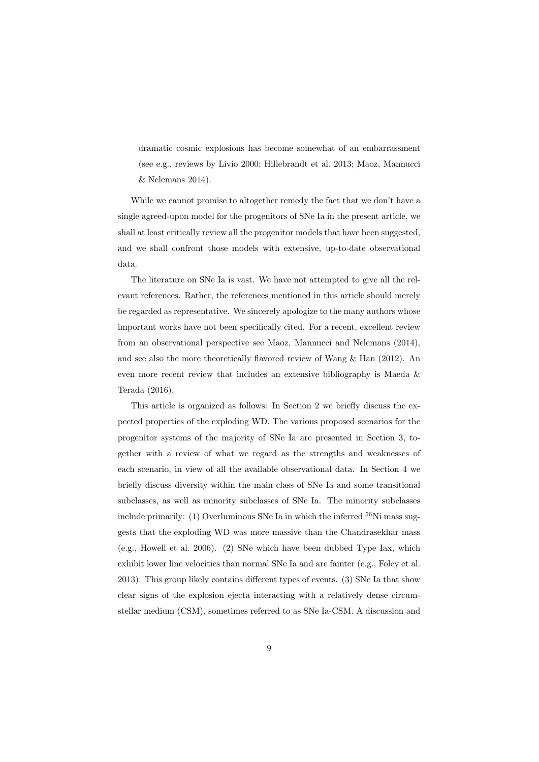dramatic cosmic explosions has become somewhat of an embarrassment (see e.g., reviews by Livio 2000; Hillebrandt et al. 2013; Maoz, Mannucci & Nelemans 2014).

While we cannot promise to altogether remedy the fact that we don't have a single agreed-upon model for the progenitors of SNe Ia in the present article, we shall at least critically review all the progenitor models that have been suggested, and we shall confront those models with extensive, up-to-date observational data.

The literature on SNe Ia is vast. We have not attempted to give all the relevant references. Rather, the references mentioned in this article should merely be regarded as representative. We sincerely apologize to the many authors whose important works have not been specifically cited. For a recent, excellent review from an observational perspective see Maoz, Mannucci and Nelemans (2014), and see also the more theoretically flavored review of Wang & Han (2012). An even more recent review that includes an extensive bibliography is Maeda & Terada (2016).

This article is organized as follows: In Section 2 we briefly discuss the expected properties of the exploding WD. The various proposed scenarios for the progenitor systems of the majority of SNe Ia are presented in Section 3, together with a review of what we regard as the strengths and weaknesses of each scenario, in view of all the available observational data. In Section 4 we briefly discuss diversity within the main class of SNe Ia and some transitional subclasses, as well as minority subclasses of SNe Ia. The minority subclasses include primarily: (1) Overluminous SNe Ia in which the inferred $^{56}$Ni mass suggests that the exploding WD was more massive than the Chandrasekhar mass (e.g., Howell et al. 2006). (2) SNe which have been dubbed Type Iax, which exhibit lower line velocities than normal SNe Ia and are fainter (e.g., Foley et al. 2013). This group likely contains different types of events. (3) SNe Ia that show clear signs of the explosion ejecta interacting with a relatively dense circumstellar medium (CSM), sometimes referred to as SNe Ia-CSM. A discussion and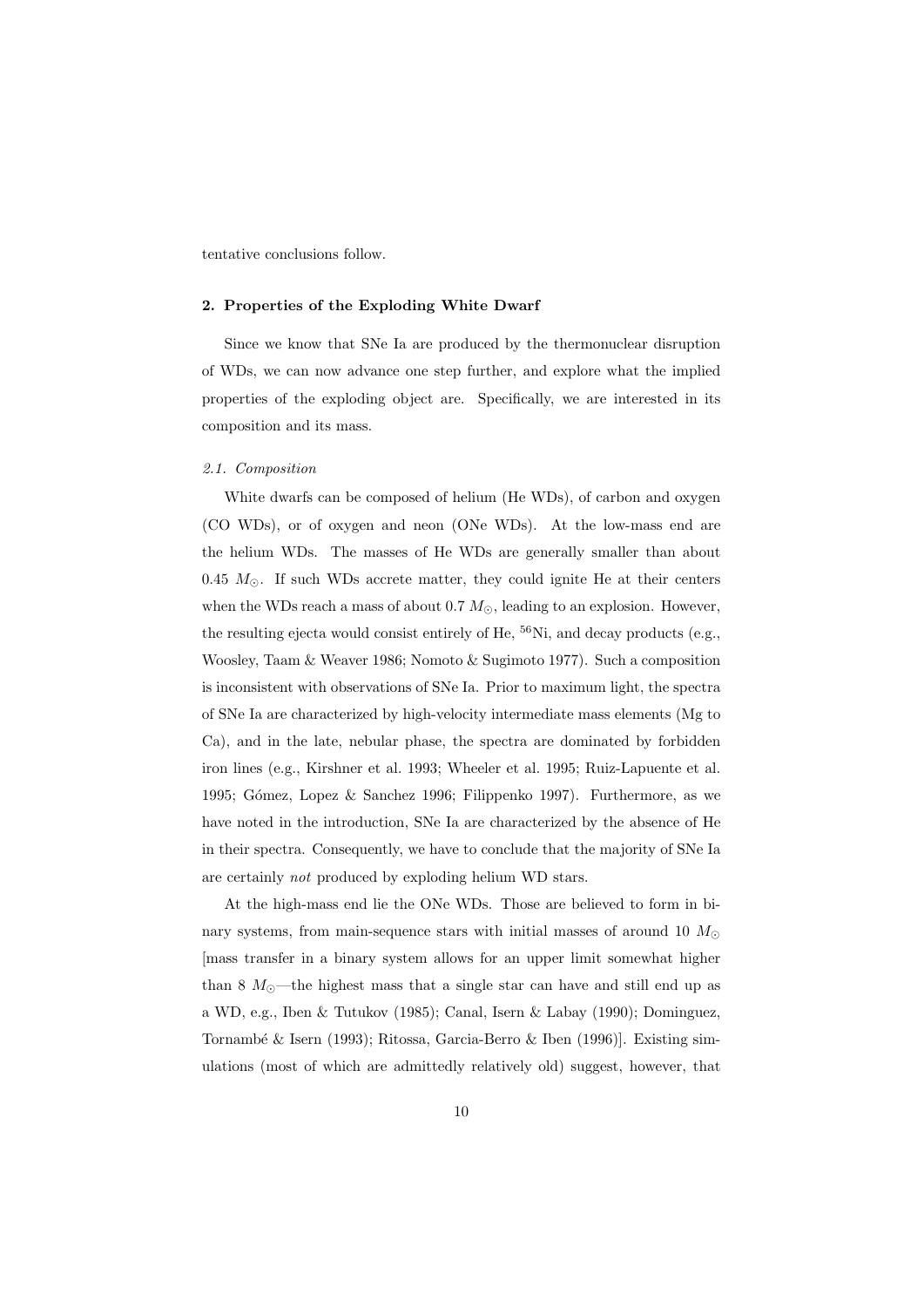tentative conclusions follow.

## 2. Properties of the Exploding White Dwarf

Since we know that SNe Ia are produced by the thermonuclear disruption of WDs, we can now advance one step further, and explore what the implied properties of the exploding object are. Specifically, we are interested in its composition and its mass.

### *2.1. Composition*

White dwarfs can be composed of helium (He WDs), of carbon and oxygen (CO WDs), or of oxygen and neon (ONe WDs). At the low-mass end are the helium WDs. The masses of He WDs are generally smaller than about 0.45 $M_{\odot}$. If such WDs accrete matter, they could ignite He at their centers when the WDs reach a mass of about 0.7 $M_{\odot}$, leading to an explosion. However, the resulting ejecta would consist entirely of He, $^{56}$Ni, and decay products (e.g., Woosley, Taam & Weaver 1986; Nomoto & Sugimoto 1977). Such a composition is inconsistent with observations of SNe Ia. Prior to maximum light, the spectra of SNe Ia are characterized by high-velocity intermediate mass elements (Mg to Ca), and in the late, nebular phase, the spectra are dominated by forbidden iron lines (e.g., Kirshner et al. 1993; Wheeler et al. 1995; Ruiz-Lapuente et al. 1995; Gómez, Lopez & Sanchez 1996; Filippenko 1997). Furthermore, as we have noted in the introduction, SNe Ia are characterized by the absence of He in their spectra. Consequently, we have to conclude that the majority of SNe Ia are certainly *not* produced by exploding helium WD stars.

At the high-mass end lie the ONe WDs. Those are believed to form in binary systems, from main-sequence stars with initial masses of around 10 $M_{\odot}$ [mass transfer in a binary system allows for an upper limit somewhat higher than 8 $M_{\odot}$—the highest mass that a single star can have and still end up as a WD, e.g., Iben & Tutukov (1985); Canal, Isern & Labay (1990); Dominguez, Tornambé & Isern (1993); Ritossa, Garcia-Berro & Iben (1996)]. Existing simulations (most of which are admittedly relatively old) suggest, however, that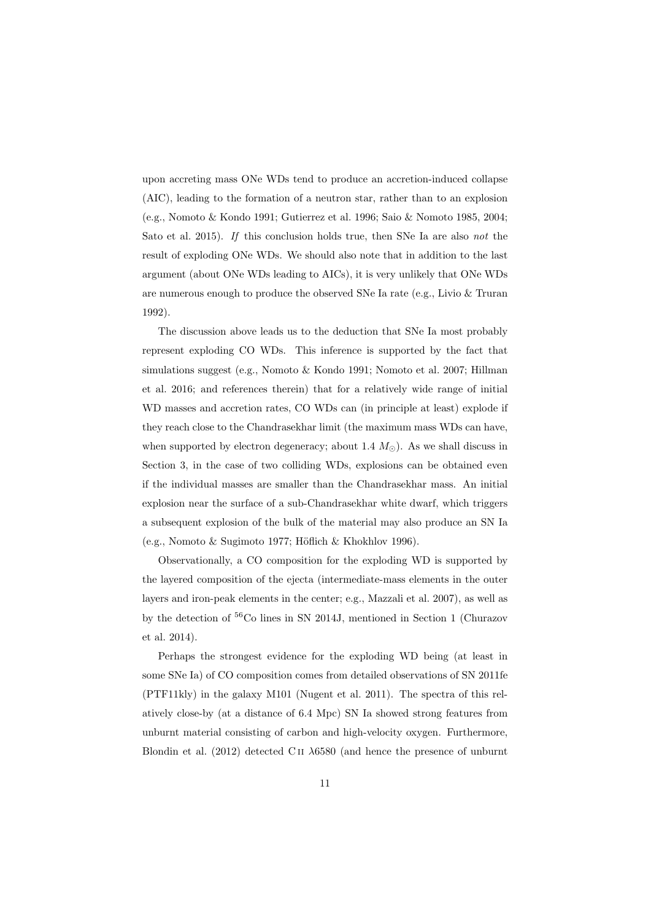upon accreting mass ONe WDs tend to produce an accretion-induced collapse (AIC), leading to the formation of a neutron star, rather than to an explosion (e.g., Nomoto & Kondo 1991; Gutierrez et al. 1996; Saio & Nomoto 1985, 2004; Sato et al. 2015). *If* this conclusion holds true, then SNe Ia are also *not* the result of exploding ONe WDs. We should also note that in addition to the last argument (about ONe WDs leading to AICs), it is very unlikely that ONe WDs are numerous enough to produce the observed SNe Ia rate (e.g., Livio & Truran 1992).

The discussion above leads us to the deduction that SNe Ia most probably represent exploding CO WDs. This inference is supported by the fact that simulations suggest (e.g., Nomoto & Kondo 1991; Nomoto et al. 2007; Hillman et al. 2016; and references therein) that for a relatively wide range of initial WD masses and accretion rates, CO WDs can (in principle at least) explode if they reach close to the Chandrasekhar limit (the maximum mass WDs can have, when supported by electron degeneracy; about 1.4 $M_{\odot}$). As we shall discuss in Section 3, in the case of two colliding WDs, explosions can be obtained even if the individual masses are smaller than the Chandrasekhar mass. An initial explosion near the surface of a sub-Chandrasekhar white dwarf, which triggers a subsequent explosion of the bulk of the material may also produce an SN Ia (e.g., Nomoto & Sugimoto 1977; Höflich & Khokhlov 1996).

Observationally, a CO composition for the exploding WD is supported by the layered composition of the ejecta (intermediate-mass elements in the outer layers and iron-peak elements in the center; e.g., Mazzali et al. 2007), as well as by the detection of $^{56}$Co lines in SN 2014J, mentioned in Section 1 (Churazov et al. 2014).

Perhaps the strongest evidence for the exploding WD being (at least in some SNe Ia) of CO composition comes from detailed observations of SN 2011fe (PTF11kly) in the galaxy M101 (Nugent et al. 2011). The spectra of this relatively close-by (at a distance of 6.4 Mpc) SN Ia showed strong features from unburnt material consisting of carbon and high-velocity oxygen. Furthermore, Blondin et al. (2012) detected C II $\lambda$6580 (and hence the presence of unburnt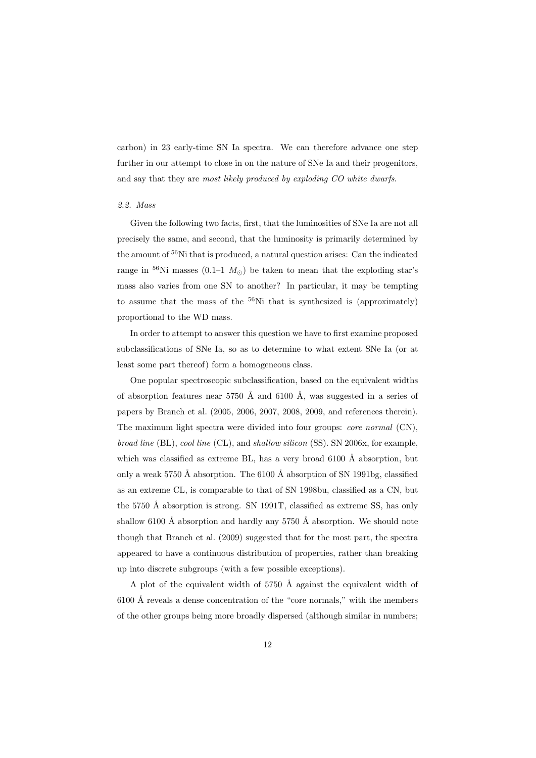carbon) in 23 early-time SN Ia spectra. We can therefore advance one step further in our attempt to close in on the nature of SNe Ia and their progenitors, and say that they are *most likely produced by exploding CO white dwarfs*.

### *2.2. Mass*

Given the following two facts, first, that the luminosities of SNe Ia are not all precisely the same, and second, that the luminosity is primarily determined by the amount of $^{56}$Ni that is produced, a natural question arises: Can the indicated range in $^{56}$Ni masses (0.1–1 $M_{\odot}$) be taken to mean that the exploding star's mass also varies from one SN to another? In particular, it may be tempting to assume that the mass of the $^{56}$Ni that is synthesized is (approximately) proportional to the WD mass.

In order to attempt to answer this question we have to first examine proposed subclassifications of SNe Ia, so as to determine to what extent SNe Ia (or at least some part thereof) form a homogeneous class.

One popular spectroscopic subclassification, based on the equivalent widths of absorption features near 5750 Å and 6100 Å, was suggested in a series of papers by Branch et al. (2005, 2006, 2007, 2008, 2009, and references therein). The maximum light spectra were divided into four groups: *core normal* (CN), *broad line* (BL), *cool line* (CL), and *shallow silicon* (SS). SN 2006x, for example, which was classified as extreme BL, has a very broad 6100 Å absorption, but only a weak 5750 Å absorption. The 6100 Å absorption of SN 1991bg, classified as an extreme CL, is comparable to that of SN 1998bu, classified as a CN, but the 5750 Å absorption is strong. SN 1991T, classified as extreme SS, has only shallow 6100 Å absorption and hardly any 5750 Å absorption. We should note though that Branch et al. (2009) suggested that for the most part, the spectra appeared to have a continuous distribution of properties, rather than breaking up into discrete subgroups (with a few possible exceptions).

A plot of the equivalent width of 5750 Å against the equivalent width of 6100 Å reveals a dense concentration of the "core normals," with the members of the other groups being more broadly dispersed (although similar in numbers;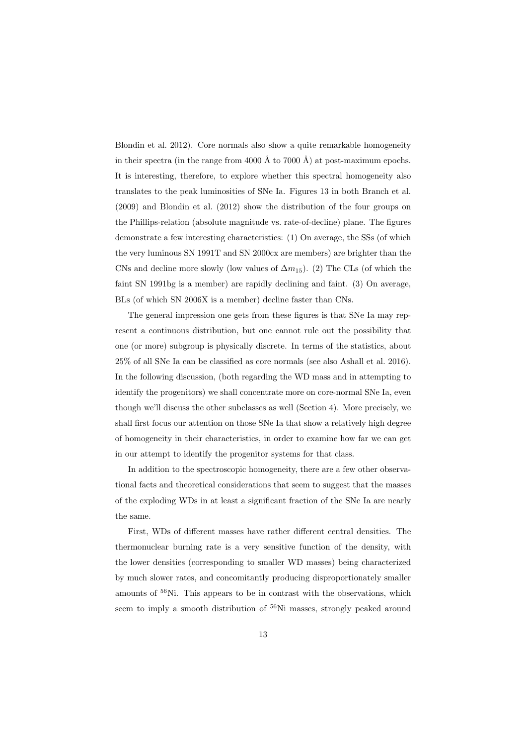Blondin et al. 2012). Core normals also show a quite remarkable homogeneity in their spectra (in the range from 4000 Å to 7000 Å) at post-maximum epochs. It is interesting, therefore, to explore whether this spectral homogeneity also translates to the peak luminosities of SNe Ia. Figures 13 in both Branch et al. (2009) and Blondin et al. (2012) show the distribution of the four groups on the Phillips-relation (absolute magnitude vs. rate-of-decline) plane. The figures demonstrate a few interesting characteristics: (1) On average, the SSs (of which the very luminous SN 1991T and SN 2000cx are members) are brighter than the CNs and decline more slowly (low values of $\Delta m_{15}$). (2) The CLs (of which the faint SN 1991bg is a member) are rapidly declining and faint. (3) On average, BLs (of which SN 2006X is a member) decline faster than CNs.

The general impression one gets from these figures is that SNe Ia may represent a continuous distribution, but one cannot rule out the possibility that one (or more) subgroup is physically discrete. In terms of the statistics, about 25% of all SNe Ia can be classified as core normals (see also Ashall et al. 2016). In the following discussion, (both regarding the WD mass and in attempting to identify the progenitors) we shall concentrate more on core-normal SNe Ia, even though we'll discuss the other subclasses as well (Section 4). More precisely, we shall first focus our attention on those SNe Ia that show a relatively high degree of homogeneity in their characteristics, in order to examine how far we can get in our attempt to identify the progenitor systems for that class.

In addition to the spectroscopic homogeneity, there are a few other observational facts and theoretical considerations that seem to suggest that the masses of the exploding WDs in at least a significant fraction of the SNe Ia are nearly the same.

First, WDs of different masses have rather different central densities. The thermonuclear burning rate is a very sensitive function of the density, with the lower densities (corresponding to smaller WD masses) being characterized by much slower rates, and concomitantly producing disproportionately smaller amounts of $^{56}$Ni. This appears to be in contrast with the observations, which seem to imply a smooth distribution of $^{56}$Ni masses, strongly peaked around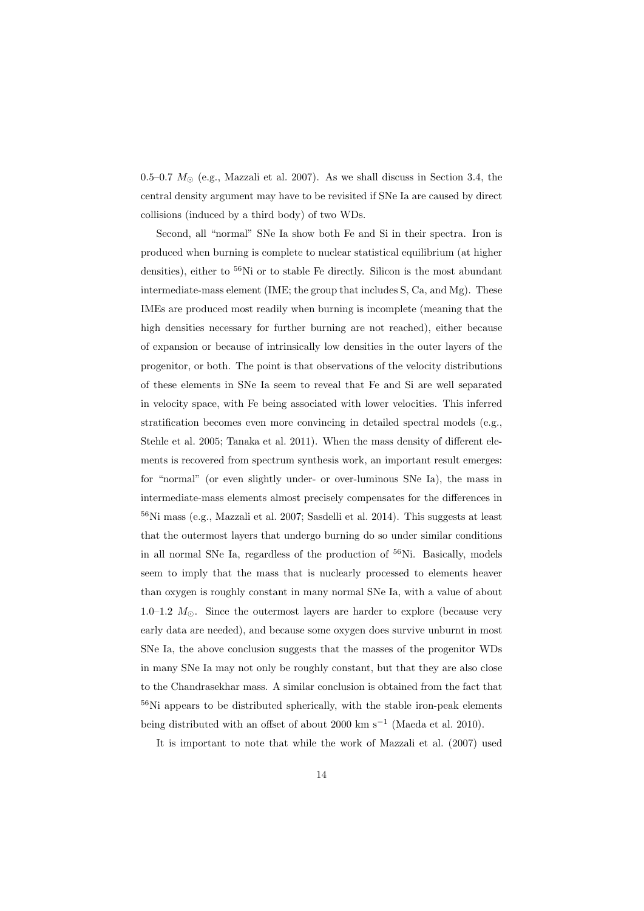0.5–0.7 $M_{\odot}$ (e.g., Mazzali et al. 2007). As we shall discuss in Section 3.4, the central density argument may have to be revisited if SNe Ia are caused by direct collisions (induced by a third body) of two WDs.

Second, all "normal" SNe Ia show both Fe and Si in their spectra. Iron is produced when burning is complete to nuclear statistical equilibrium (at higher densities), either to $^{56}$Ni or to stable Fe directly. Silicon is the most abundant intermediate-mass element (IME; the group that includes S, Ca, and Mg). These IMEs are produced most readily when burning is incomplete (meaning that the high densities necessary for further burning are not reached), either because of expansion or because of intrinsically low densities in the outer layers of the progenitor, or both. The point is that observations of the velocity distributions of these elements in SNe Ia seem to reveal that Fe and Si are well separated in velocity space, with Fe being associated with lower velocities. This inferred stratification becomes even more convincing in detailed spectral models (e.g., Stehle et al. 2005; Tanaka et al. 2011). When the mass density of different elements is recovered from spectrum synthesis work, an important result emerges: for "normal" (or even slightly under- or over-luminous SNe Ia), the mass in intermediate-mass elements almost precisely compensates for the differences in $^{56}$Ni mass (e.g., Mazzali et al. 2007; Sasdelli et al. 2014). This suggests at least that the outermost layers that undergo burning do so under similar conditions in all normal SNe Ia, regardless of the production of $^{56}$Ni. Basically, models seem to imply that the mass that is nuclearly processed to elements heaver than oxygen is roughly constant in many normal SNe Ia, with a value of about 1.0–1.2 $M_{\odot}$. Since the outermost layers are harder to explore (because very early data are needed), and because some oxygen does survive unburnt in most SNe Ia, the above conclusion suggests that the masses of the progenitor WDs in many SNe Ia may not only be roughly constant, but that they are also close to the Chandrasekhar mass. A similar conclusion is obtained from the fact that $^{56}$Ni appears to be distributed spherically, with the stable iron-peak elements being distributed with an offset of about 2000 km s$^{-1}$ (Maeda et al. 2010).

It is important to note that while the work of Mazzali et al. (2007) used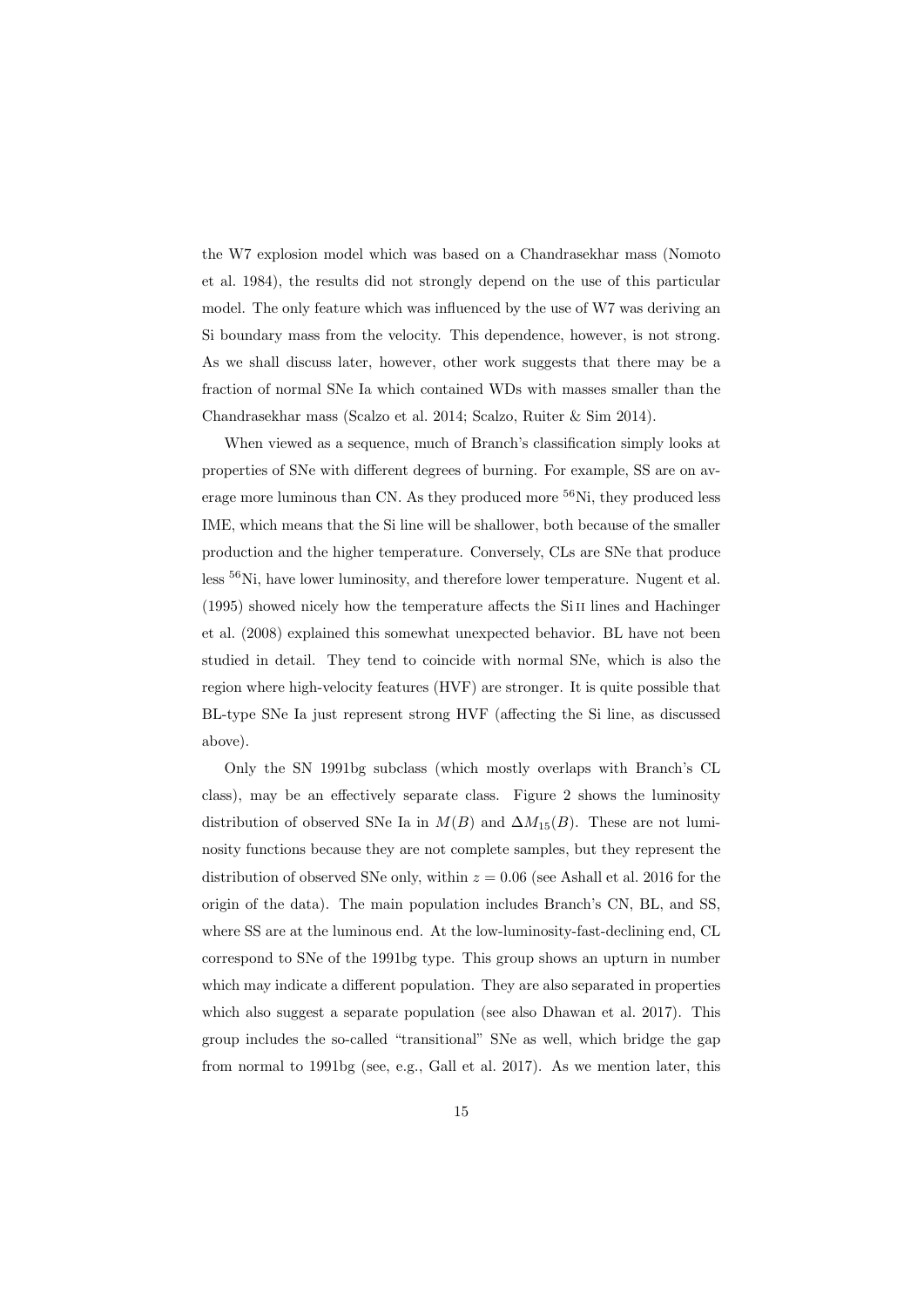the W7 explosion model which was based on a Chandrasekhar mass (Nomoto et al. 1984), the results did not strongly depend on the use of this particular model. The only feature which was influenced by the use of W7 was deriving an Si boundary mass from the velocity. This dependence, however, is not strong. As we shall discuss later, however, other work suggests that there may be a fraction of normal SNe Ia which contained WDs with masses smaller than the Chandrasekhar mass (Scalzo et al. 2014; Scalzo, Ruiter & Sim 2014).

When viewed as a sequence, much of Branch's classification simply looks at properties of SNe with different degrees of burning. For example, SS are on average more luminous than CN. As they produced more $^{56}$Ni, they produced less IME, which means that the Si line will be shallower, both because of the smaller production and the higher temperature. Conversely, CLs are SNe that produce less $^{56}$Ni, have lower luminosity, and therefore lower temperature. Nugent et al. (1995) showed nicely how the temperature affects the Si II lines and Hachinger et al. (2008) explained this somewhat unexpected behavior. BL have not been studied in detail. They tend to coincide with normal SNe, which is also the region where high-velocity features (HVF) are stronger. It is quite possible that BL-type SNe Ia just represent strong HVF (affecting the Si line, as discussed above).

Only the SN 1991bg subclass (which mostly overlaps with Branch's CL class), may be an effectively separate class. Figure 2 shows the luminosity distribution of observed SNe Ia in $M(B)$ and $\Delta M_{15}(B)$. These are not luminosity functions because they are not complete samples, but they represent the distribution of observed SNe only, within $z = 0.06$ (see Ashall et al. 2016 for the origin of the data). The main population includes Branch's CN, BL, and SS, where SS are at the luminous end. At the low-luminosity-fast-declining end, CL correspond to SNe of the 1991bg type. This group shows an upturn in number which may indicate a different population. They are also separated in properties which also suggest a separate population (see also Dhawan et al. 2017). This group includes the so-called "transitional" SNe as well, which bridge the gap from normal to 1991bg (see, e.g., Gall et al. 2017). As we mention later, this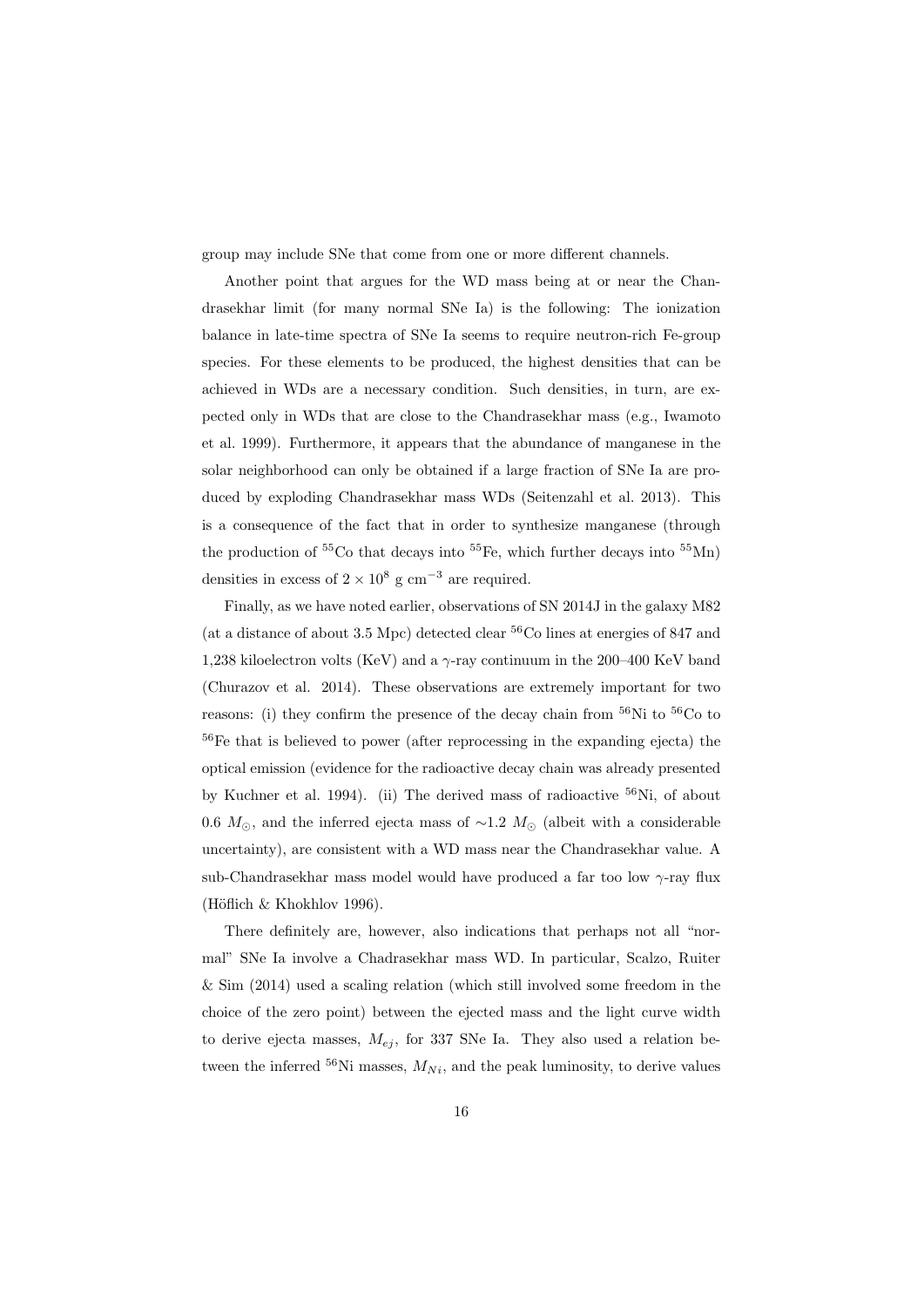group may include SNe that come from one or more different channels.

Another point that argues for the WD mass being at or near the Chandrasekhar limit (for many normal SNe Ia) is the following: The ionization balance in late-time spectra of SNe Ia seems to require neutron-rich Fe-group species. For these elements to be produced, the highest densities that can be achieved in WDs are a necessary condition. Such densities, in turn, are expected only in WDs that are close to the Chandrasekhar mass (e.g., Iwamoto et al. 1999). Furthermore, it appears that the abundance of manganese in the solar neighborhood can only be obtained if a large fraction of SNe Ia are produced by exploding Chandrasekhar mass WDs (Seitenzahl et al. 2013). This is a consequence of the fact that in order to synthesize manganese (through the production of $^{55}$Co that decays into $^{55}$Fe, which further decays into $^{55}$Mn) densities in excess of $2 \times 10^8$ g cm$^{-3}$ are required.

Finally, as we have noted earlier, observations of SN 2014J in the galaxy M82 (at a distance of about 3.5 Mpc) detected clear $^{56}$Co lines at energies of 847 and 1,238 kiloelectron volts (KeV) and a $\gamma$-ray continuum in the 200–400 KeV band (Churazov et al. 2014). These observations are extremely important for two reasons: (i) they confirm the presence of the decay chain from $^{56}$Ni to $^{56}$Co to $^{56}$Fe that is believed to power (after reprocessing in the expanding ejecta) the optical emission (evidence for the radioactive decay chain was already presented by Kuchner et al. 1994). (ii) The derived mass of radioactive $^{56}$Ni, of about 0.6 $M_{\odot}$, and the inferred ejecta mass of $\sim$1.2 $M_{\odot}$ (albeit with a considerable uncertainty), are consistent with a WD mass near the Chandrasekhar value. A sub-Chandrasekhar mass model would have produced a far too low $\gamma$-ray flux (Höflich & Khokhlov 1996).

There definitely are, however, also indications that perhaps not all "normal" SNe Ia involve a Chadrasekhar mass WD. In particular, Scalzo, Ruiter & Sim (2014) used a scaling relation (which still involved some freedom in the choice of the zero point) between the ejected mass and the light curve width to derive ejecta masses, $M_{ej}$, for 337 SNe Ia. They also used a relation between the inferred $^{56}$Ni masses, $M_{Ni}$, and the peak luminosity, to derive values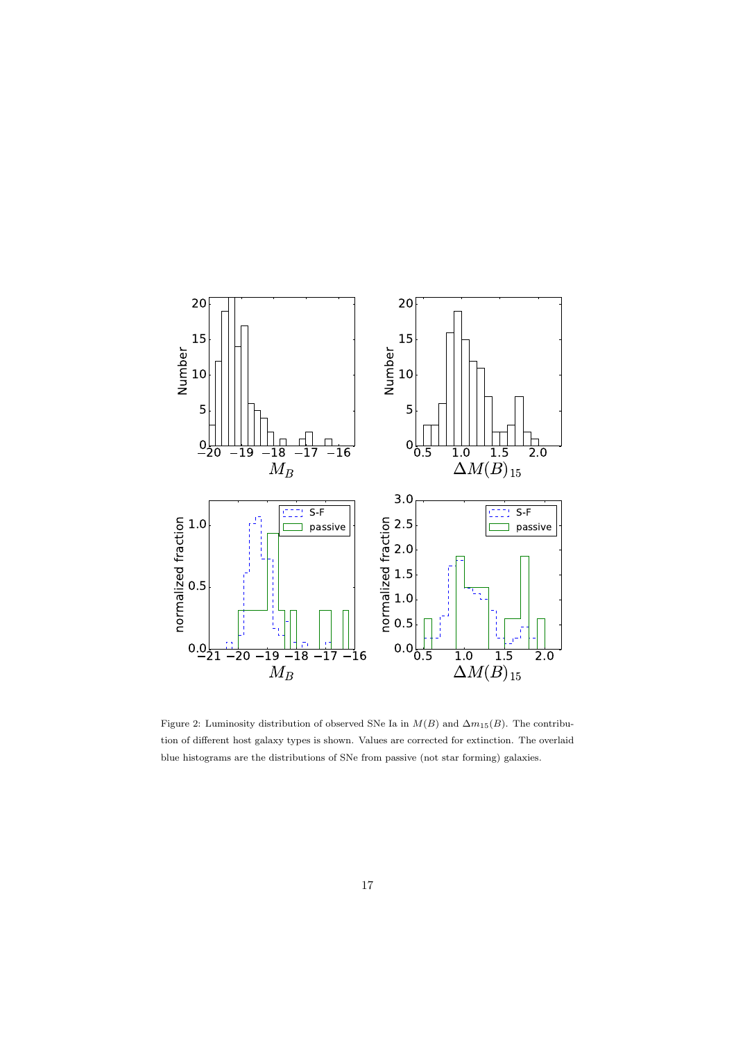Figure 2: Luminosity distribution of observed SNe Ia in $M(B)$ and $\Delta m_{15}(B)$. The contribution of different host galaxy types is shown. Values are corrected for extinction. The overlaid blue histograms are the distributions of SNe from passive (not star forming) galaxies.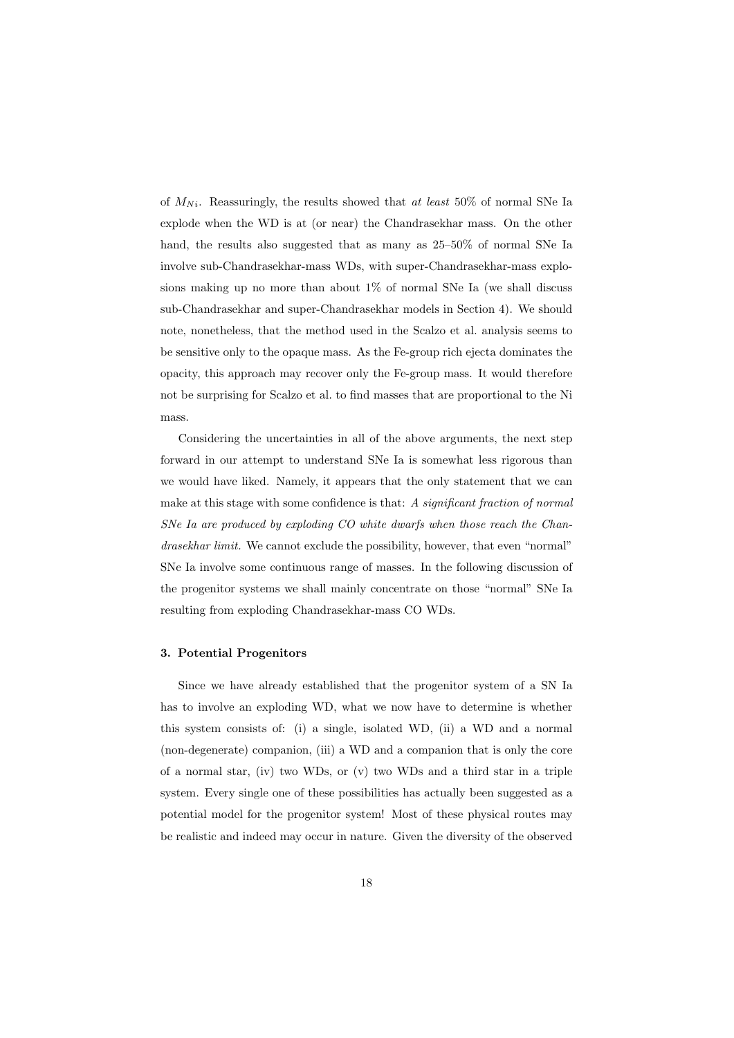of $M_{Ni}$. Reassuringly, the results showed that *at least* 50% of normal SNe Ia explode when the WD is at (or near) the Chandrasekhar mass. On the other hand, the results also suggested that as many as 25–50% of normal SNe Ia involve sub-Chandrasekhar-mass WDs, with super-Chandrasekhar-mass explosions making up no more than about 1% of normal SNe Ia (we shall discuss sub-Chandrasekhar and super-Chandrasekhar models in Section 4). We should note, nonetheless, that the method used in the Scalzo et al. analysis seems to be sensitive only to the opaque mass. As the Fe-group rich ejecta dominates the opacity, this approach may recover only the Fe-group mass. It would therefore not be surprising for Scalzo et al. to find masses that are proportional to the Ni mass.

Considering the uncertainties in all of the above arguments, the next step forward in our attempt to understand SNe Ia is somewhat less rigorous than we would have liked. Namely, it appears that the only statement that we can make at this stage with some confidence is that: *A significant fraction of normal SNe Ia are produced by exploding CO white dwarfs when those reach the Chandrasekhar limit.* We cannot exclude the possibility, however, that even "normal" SNe Ia involve some continuous range of masses. In the following discussion of the progenitor systems we shall mainly concentrate on those "normal" SNe Ia resulting from exploding Chandrasekhar-mass CO WDs.

### 3. Potential Progenitors

Since we have already established that the progenitor system of a SN Ia has to involve an exploding WD, what we now have to determine is whether this system consists of: (i) a single, isolated WD, (ii) a WD and a normal (non-degenerate) companion, (iii) a WD and a companion that is only the core of a normal star, (iv) two WDs, or (v) two WDs and a third star in a triple system. Every single one of these possibilities has actually been suggested as a potential model for the progenitor system! Most of these physical routes may be realistic and indeed may occur in nature. Given the diversity of the observed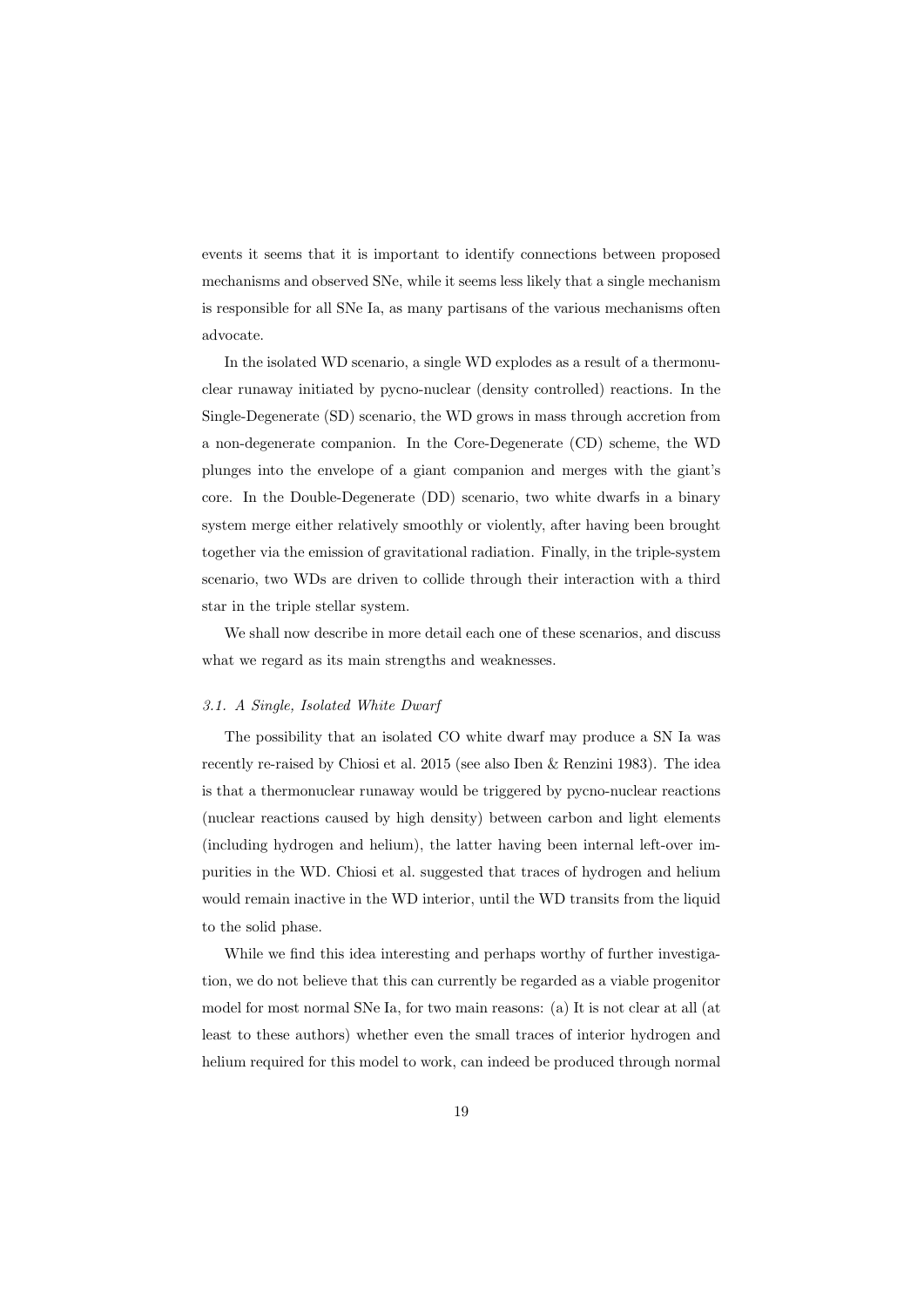events it seems that it is important to identify connections between proposed mechanisms and observed SNe, while it seems less likely that a single mechanism is responsible for all SNe Ia, as many partisans of the various mechanisms often advocate.

In the isolated WD scenario, a single WD explodes as a result of a thermonuclear runaway initiated by pycno-nuclear (density controlled) reactions. In the Single-Degenerate (SD) scenario, the WD grows in mass through accretion from a non-degenerate companion. In the Core-Degenerate (CD) scheme, the WD plunges into the envelope of a giant companion and merges with the giant's core. In the Double-Degenerate (DD) scenario, two white dwarfs in a binary system merge either relatively smoothly or violently, after having been brought together via the emission of gravitational radiation. Finally, in the triple-system scenario, two WDs are driven to collide through their interaction with a third star in the triple stellar system.

We shall now describe in more detail each one of these scenarios, and discuss what we regard as its main strengths and weaknesses.

### *3.1. A Single, Isolated White Dwarf*

The possibility that an isolated CO white dwarf may produce a SN Ia was recently re-raised by Chiosi et al. 2015 (see also Iben & Renzini 1983). The idea is that a thermonuclear runaway would be triggered by pycno-nuclear reactions (nuclear reactions caused by high density) between carbon and light elements (including hydrogen and helium), the latter having been internal left-over impurities in the WD. Chiosi et al. suggested that traces of hydrogen and helium would remain inactive in the WD interior, until the WD transits from the liquid to the solid phase.

While we find this idea interesting and perhaps worthy of further investigation, we do not believe that this can currently be regarded as a viable progenitor model for most normal SNe Ia, for two main reasons: (a) It is not clear at all (at least to these authors) whether even the small traces of interior hydrogen and helium required for this model to work, can indeed be produced through normal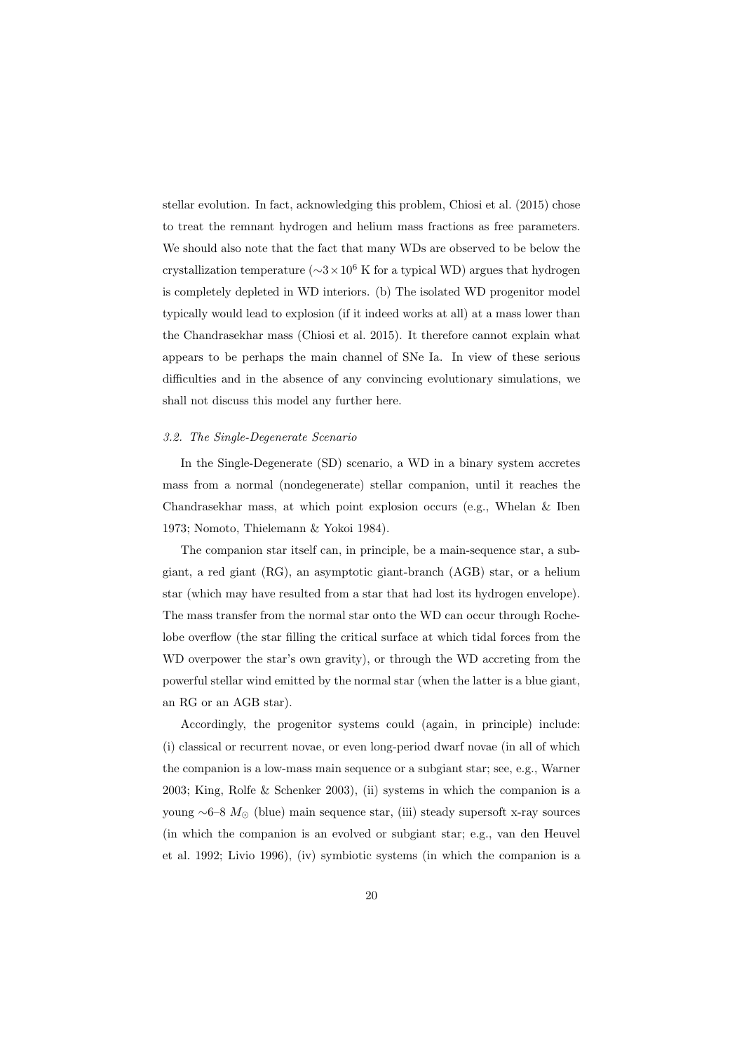stellar evolution. In fact, acknowledging this problem, Chiosi et al. (2015) chose to treat the remnant hydrogen and helium mass fractions as free parameters. We should also note that the fact that many WDs are observed to be below the crystallization temperature ($\sim 3 \times 10^6$ K for a typical WD) argues that hydrogen is completely depleted in WD interiors. (b) The isolated WD progenitor model typically would lead to explosion (if it indeed works at all) at a mass lower than the Chandrasekhar mass (Chiosi et al. 2015). It therefore cannot explain what appears to be perhaps the main channel of SNe Ia. In view of these serious difficulties and in the absence of any convincing evolutionary simulations, we shall not discuss this model any further here.

### *3.2. The Single-Degenerate Scenario*

In the Single-Degenerate (SD) scenario, a WD in a binary system accretes mass from a normal (nondegenerate) stellar companion, until it reaches the Chandrasekhar mass, at which point explosion occurs (e.g., Whelan & Iben 1973; Nomoto, Thielemann & Yokoi 1984).

The companion star itself can, in principle, be a main-sequence star, a subgiant, a red giant (RG), an asymptotic giant-branch (AGB) star, or a helium star (which may have resulted from a star that had lost its hydrogen envelope). The mass transfer from the normal star onto the WD can occur through Roche-lobe overflow (the star filling the critical surface at which tidal forces from the WD overpower the star's own gravity), or through the WD accreting from the powerful stellar wind emitted by the normal star (when the latter is a blue giant, an RG or an AGB star).

Accordingly, the progenitor systems could (again, in principle) include: (i) classical or recurrent novae, or even long-period dwarf novae (in all of which the companion is a low-mass main sequence or a subgiant star; see, e.g., Warner 2003; King, Rolfe & Schenker 2003), (ii) systems in which the companion is a young $\sim$6–8 $M_{\odot}$ (blue) main sequence star, (iii) steady supersoft x-ray sources (in which the companion is an evolved or subgiant star; e.g., van den Heuvel et al. 1992; Livio 1996), (iv) symbiotic systems (in which the companion is a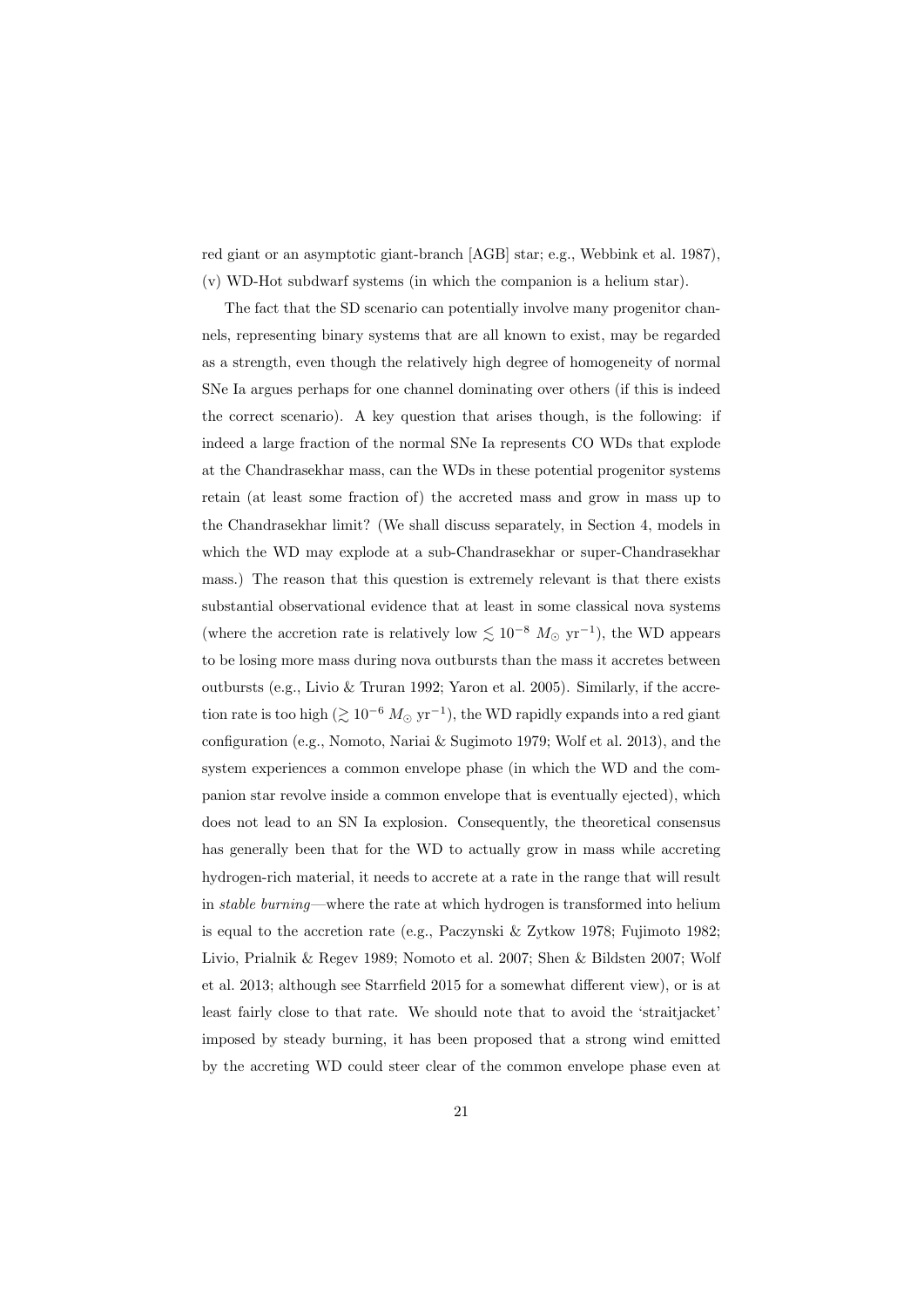red giant or an asymptotic giant-branch [AGB] star; e.g., Webbink et al. 1987), (v) WD-Hot subdwarf systems (in which the companion is a helium star).

The fact that the SD scenario can potentially involve many progenitor channels, representing binary systems that are all known to exist, may be regarded as a strength, even though the relatively high degree of homogeneity of normal SNe Ia argues perhaps for one channel dominating over others (if this is indeed the correct scenario). A key question that arises though, is the following: if indeed a large fraction of the normal SNe Ia represents CO WDs that explode at the Chandrasekhar mass, can the WDs in these potential progenitor systems retain (at least some fraction of) the accreted mass and grow in mass up to the Chandrasekhar limit? (We shall discuss separately, in Section 4, models in which the WD may explode at a sub-Chandrasekhar or super-Chandrasekhar mass.) The reason that this question is extremely relevant is that there exists substantial observational evidence that at least in some classical nova systems (where the accretion rate is relatively low $\lesssim 10^{-8}\ M_{\odot}\ \mathrm{yr}^{-1}$), the WD appears to be losing more mass during nova outbursts than the mass it accretes between outbursts (e.g., Livio & Truran 1992; Yaron et al. 2005). Similarly, if the accretion rate is too high ($\gtrsim 10^{-6}\ M_{\odot}\ \mathrm{yr}^{-1}$), the WD rapidly expands into a red giant configuration (e.g., Nomoto, Nariai & Sugimoto 1979; Wolf et al. 2013), and the system experiences a common envelope phase (in which the WD and the companion star revolve inside a common envelope that is eventually ejected), which does not lead to an SN Ia explosion. Consequently, the theoretical consensus has generally been that for the WD to actually grow in mass while accreting hydrogen-rich material, it needs to accrete at a rate in the range that will result in *stable burning*—where the rate at which hydrogen is transformed into helium is equal to the accretion rate (e.g., Paczynski & Zytkow 1978; Fujimoto 1982; Livio, Prialnik & Regev 1989; Nomoto et al. 2007; Shen & Bildsten 2007; Wolf et al. 2013; although see Starrfield 2015 for a somewhat different view), or is at least fairly close to that rate. We should note that to avoid the 'straitjacket' imposed by steady burning, it has been proposed that a strong wind emitted by the accreting WD could steer clear of the common envelope phase even at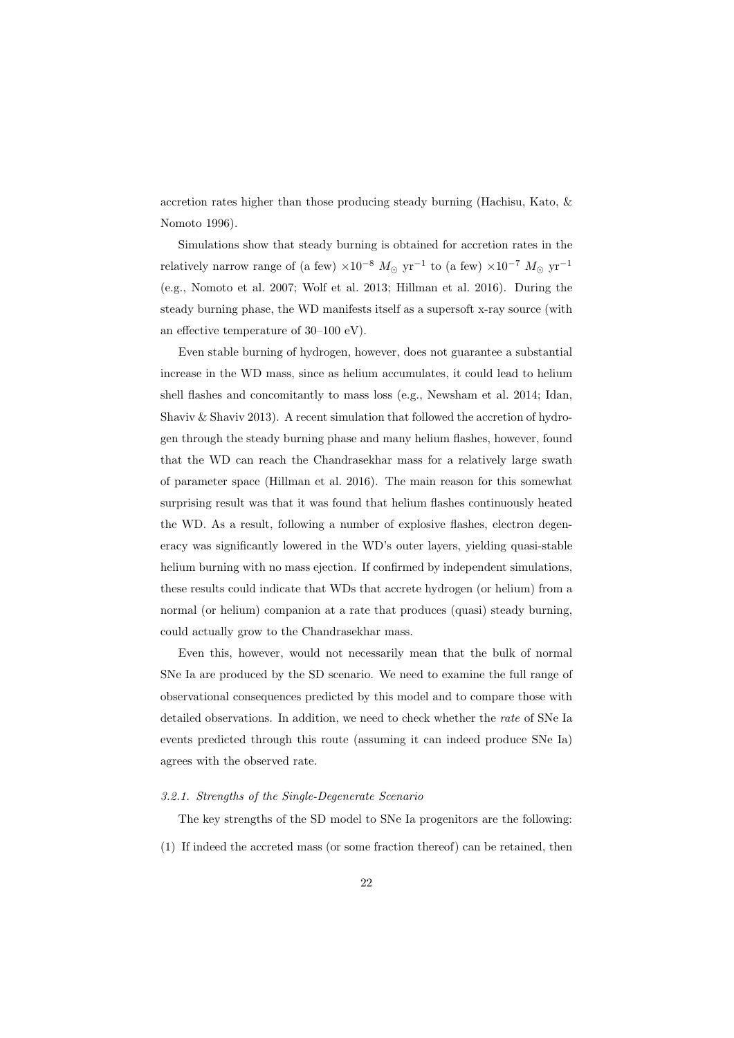accretion rates higher than those producing steady burning (Hachisu, Kato, & Nomoto 1996).

Simulations show that steady burning is obtained for accretion rates in the relatively narrow range of (a few) $\times 10^{-8}\ M_{\odot}\ \mathrm{yr}^{-1}$ to (a few) $\times 10^{-7}\ M_{\odot}\ \mathrm{yr}^{-1}$ (e.g., Nomoto et al. 2007; Wolf et al. 2013; Hillman et al. 2016). During the steady burning phase, the WD manifests itself as a supersoft x-ray source (with an effective temperature of 30–100 eV).

Even stable burning of hydrogen, however, does not guarantee a substantial increase in the WD mass, since as helium accumulates, it could lead to helium shell flashes and concomitantly to mass loss (e.g., Newsham et al. 2014; Idan, Shaviv & Shaviv 2013). A recent simulation that followed the accretion of hydrogen through the steady burning phase and many helium flashes, however, found that the WD can reach the Chandrasekhar mass for a relatively large swath of parameter space (Hillman et al. 2016). The main reason for this somewhat surprising result was that it was found that helium flashes continuously heated the WD. As a result, following a number of explosive flashes, electron degeneracy was significantly lowered in the WD's outer layers, yielding quasi-stable helium burning with no mass ejection. If confirmed by independent simulations, these results could indicate that WDs that accrete hydrogen (or helium) from a normal (or helium) companion at a rate that produces (quasi) steady burning, could actually grow to the Chandrasekhar mass.

Even this, however, would not necessarily mean that the bulk of normal SNe Ia are produced by the SD scenario. We need to examine the full range of observational consequences predicted by this model and to compare those with detailed observations. In addition, we need to check whether the *rate* of SNe Ia events predicted through this route (assuming it can indeed produce SNe Ia) agrees with the observed rate.

#### *3.2.1. Strengths of the Single-Degenerate Scenario*

The key strengths of the SD model to SNe Ia progenitors are the following:

(1) If indeed the accreted mass (or some fraction thereof) can be retained, then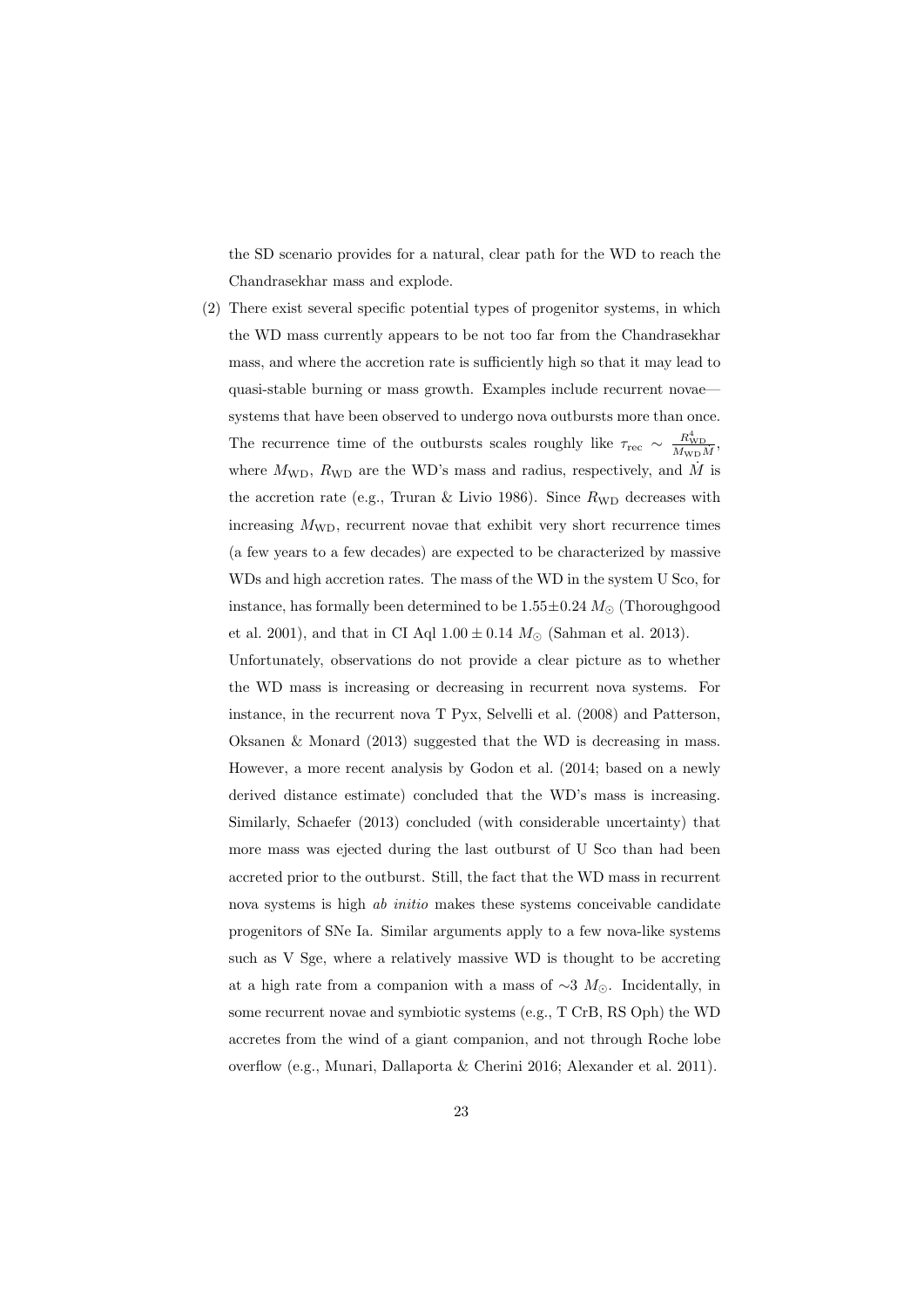the SD scenario provides for a natural, clear path for the WD to reach the Chandrasekhar mass and explode.

(2) There exist several specific potential types of progenitor systems, in which the WD mass currently appears to be not too far from the Chandrasekhar mass, and where the accretion rate is sufficiently high so that it may lead to quasi-stable burning or mass growth. Examples include recurrent novae—systems that have been observed to undergo nova outbursts more than once. The recurrence time of the outbursts scales roughly like $\tau_{\rm rec} \sim \frac{R_{\rm WD}^4}{M_{\rm WD}\dot{M}}$, where $M_{\rm WD}$, $R_{\rm WD}$ are the WD's mass and radius, respectively, and $\dot{M}$ is the accretion rate (e.g., Truran & Livio 1986). Since $R_{\rm WD}$ decreases with increasing $M_{\rm WD}$, recurrent novae that exhibit very short recurrence times (a few years to a few decades) are expected to be characterized by massive WDs and high accretion rates. The mass of the WD in the system U Sco, for instance, has formally been determined to be $1.55 \pm 0.24\ M_\odot$ (Thoroughgood et al. 2001), and that in CI Aql $1.00 \pm 0.14\ M_\odot$ (Sahman et al. 2013).

Unfortunately, observations do not provide a clear picture as to whether the WD mass is increasing or decreasing in recurrent nova systems. For instance, in the recurrent nova T Pyx, Selvelli et al. (2008) and Patterson, Oksanen & Monard (2013) suggested that the WD is decreasing in mass. However, a more recent analysis by Godon et al. (2014; based on a newly derived distance estimate) concluded that the WD's mass is increasing. Similarly, Schaefer (2013) concluded (with considerable uncertainty) that more mass was ejected during the last outburst of U Sco than had been accreted prior to the outburst. Still, the fact that the WD mass in recurrent nova systems is high *ab initio* makes these systems conceivable candidate progenitors of SNe Ia. Similar arguments apply to a few nova-like systems such as V Sge, where a relatively massive WD is thought to be accreting at a high rate from a companion with a mass of $\sim 3\ M_\odot$. Incidentally, in some recurrent novae and symbiotic systems (e.g., T CrB, RS Oph) the WD accretes from the wind of a giant companion, and not through Roche lobe overflow (e.g., Munari, Dallaporta & Cherini 2016; Alexander et al. 2011).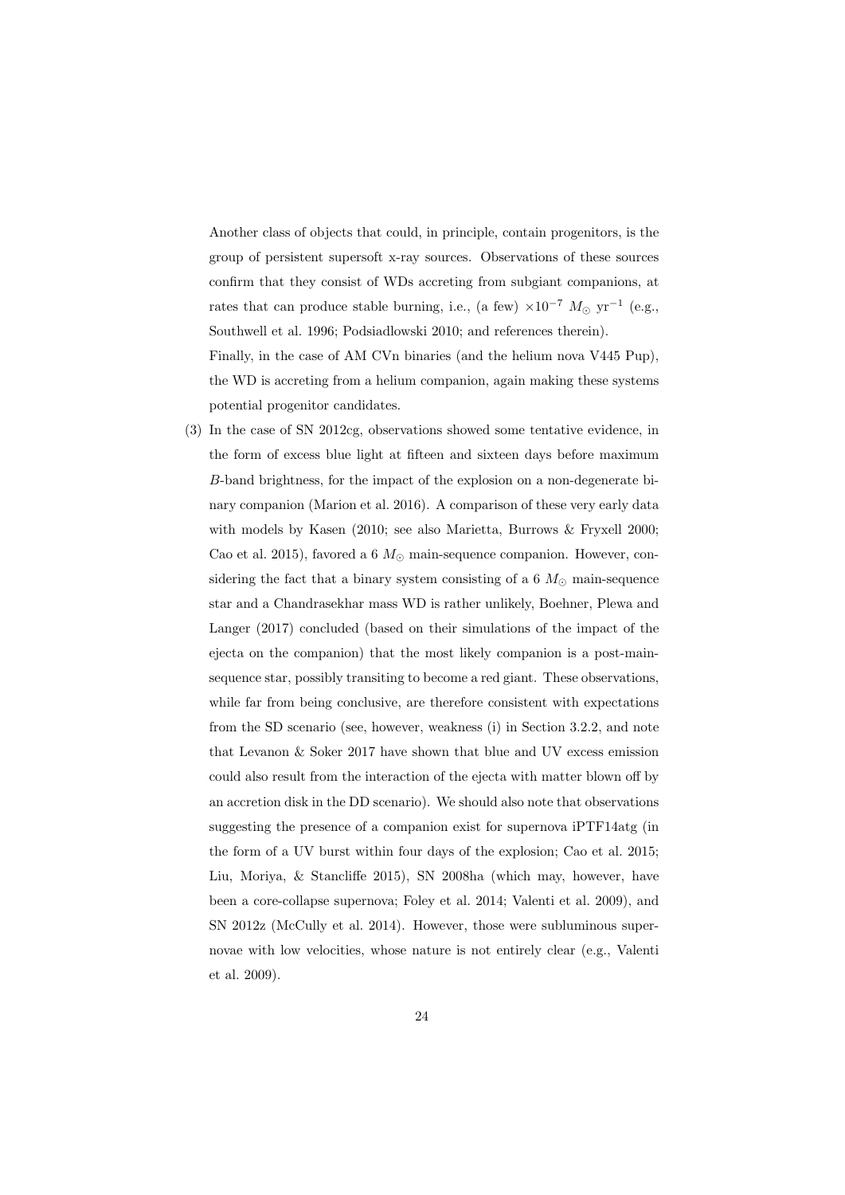Another class of objects that could, in principle, contain progenitors, is the group of persistent supersoft x-ray sources. Observations of these sources confirm that they consist of WDs accreting from subgiant companions, at rates that can produce stable burning, i.e., (a few) $\times 10^{-7}\ M_{\odot}\ \mathrm{yr}^{-1}$ (e.g., Southwell et al. 1996; Podsiadlowski 2010; and references therein).

Finally, in the case of AM CVn binaries (and the helium nova V445 Pup), the WD is accreting from a helium companion, again making these systems potential progenitor candidates.

(3) In the case of SN 2012cg, observations showed some tentative evidence, in the form of excess blue light at fifteen and sixteen days before maximum $B$-band brightness, for the impact of the explosion on a non-degenerate binary companion (Marion et al. 2016). A comparison of these very early data with models by Kasen (2010; see also Marietta, Burrows & Fryxell 2000; Cao et al. 2015), favored a 6 $M_{\odot}$ main-sequence companion. However, considering the fact that a binary system consisting of a 6 $M_{\odot}$ main-sequence star and a Chandrasekhar mass WD is rather unlikely, Boehner, Plewa and Langer (2017) concluded (based on their simulations of the impact of the ejecta on the companion) that the most likely companion is a post-main-sequence star, possibly transiting to become a red giant. These observations, while far from being conclusive, are therefore consistent with expectations from the SD scenario (see, however, weakness (i) in Section 3.2.2, and note that Levanon & Soker 2017 have shown that blue and UV excess emission could also result from the interaction of the ejecta with matter blown off by an accretion disk in the DD scenario). We should also note that observations suggesting the presence of a companion exist for supernova iPTF14atg (in the form of a UV burst within four days of the explosion; Cao et al. 2015; Liu, Moriya, & Stancliffe 2015), SN 2008ha (which may, however, have been a core-collapse supernova; Foley et al. 2014; Valenti et al. 2009), and SN 2012z (McCully et al. 2014). However, those were subluminous supernovae with low velocities, whose nature is not entirely clear (e.g., Valenti et al. 2009).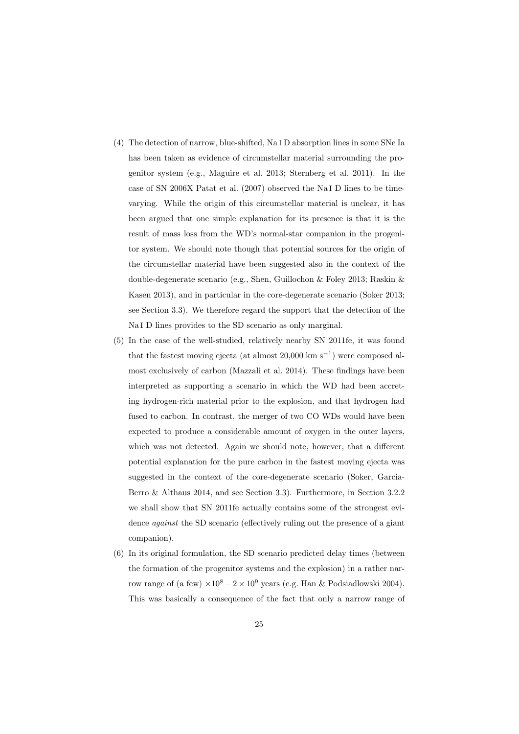(4) The detection of narrow, blue-shifted, Na I D absorption lines in some SNe Ia has been taken as evidence of circumstellar material surrounding the progenitor system (e.g., Maguire et al. 2013; Sternberg et al. 2011). In the case of SN 2006X Patat et al. (2007) observed the Na I D lines to be time-varying. While the origin of this circumstellar material is unclear, it has been argued that one simple explanation for its presence is that it is the result of mass loss from the WD's normal-star companion in the progenitor system. We should note though that potential sources for the origin of the circumstellar material have been suggested also in the context of the double-degenerate scenario (e.g., Shen, Guillochon & Foley 2013; Raskin & Kasen 2013), and in particular in the core-degenerate scenario (Soker 2013; see Section 3.3). We therefore regard the support that the detection of the Na I D lines provides to the SD scenario as only marginal.

(5) In the case of the well-studied, relatively nearby SN 2011fe, it was found that the fastest moving ejecta (at almost 20,000 km s$^{-1}$) were composed almost exclusively of carbon (Mazzali et al. 2014). These findings have been interpreted as supporting a scenario in which the WD had been accreting hydrogen-rich material prior to the explosion, and that hydrogen had fused to carbon. In contrast, the merger of two CO WDs would have been expected to produce a considerable amount of oxygen in the outer layers, which was not detected. Again we should note, however, that a different potential explanation for the pure carbon in the fastest moving ejecta was suggested in the context of the core-degenerate scenario (Soker, Garcia-Berro & Althaus 2014, and see Section 3.3). Furthermore, in Section 3.2.2 we shall show that SN 2011fe actually contains some of the strongest evidence *against* the SD scenario (effectively ruling out the presence of a giant companion).

(6) In its original formulation, the SD scenario predicted delay times (between the formation of the progenitor systems and the explosion) in a rather narrow range of (a few) $\times 10^8 - 2 \times 10^9$ years (e.g. Han & Podsiadlowski 2004). This was basically a consequence of the fact that only a narrow range of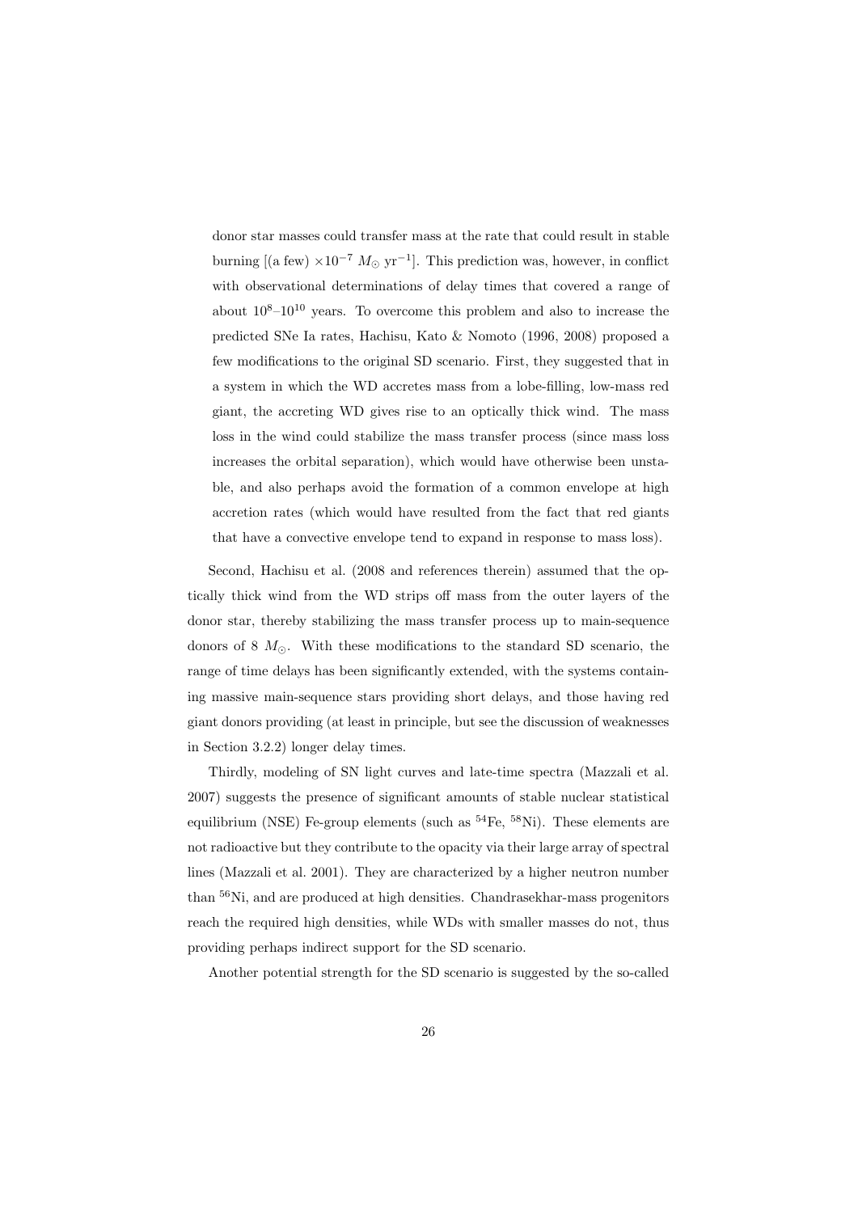donor star masses could transfer mass at the rate that could result in stable burning [(a few) $\times 10^{-7}$ $M_\odot$ yr$^{-1}$]. This prediction was, however, in conflict with observational determinations of delay times that covered a range of about $10^8$–$10^{10}$ years. To overcome this problem and also to increase the predicted SNe Ia rates, Hachisu, Kato & Nomoto (1996, 2008) proposed a few modifications to the original SD scenario. First, they suggested that in a system in which the WD accretes mass from a lobe-filling, low-mass red giant, the accreting WD gives rise to an optically thick wind. The mass loss in the wind could stabilize the mass transfer process (since mass loss increases the orbital separation), which would have otherwise been unstable, and also perhaps avoid the formation of a common envelope at high accretion rates (which would have resulted from the fact that red giants that have a convective envelope tend to expand in response to mass loss).

Second, Hachisu et al. (2008 and references therein) assumed that the optically thick wind from the WD strips off mass from the outer layers of the donor star, thereby stabilizing the mass transfer process up to main-sequence donors of 8 $M_\odot$. With these modifications to the standard SD scenario, the range of time delays has been significantly extended, with the systems containing massive main-sequence stars providing short delays, and those having red giant donors providing (at least in principle, but see the discussion of weaknesses in Section 3.2.2) longer delay times.

Thirdly, modeling of SN light curves and late-time spectra (Mazzali et al. 2007) suggests the presence of significant amounts of stable nuclear statistical equilibrium (NSE) Fe-group elements (such as $^{54}$Fe, $^{58}$Ni). These elements are not radioactive but they contribute to the opacity via their large array of spectral lines (Mazzali et al. 2001). They are characterized by a higher neutron number than $^{56}$Ni, and are produced at high densities. Chandrasekhar-mass progenitors reach the required high densities, while WDs with smaller masses do not, thus providing perhaps indirect support for the SD scenario.

Another potential strength for the SD scenario is suggested by the so-called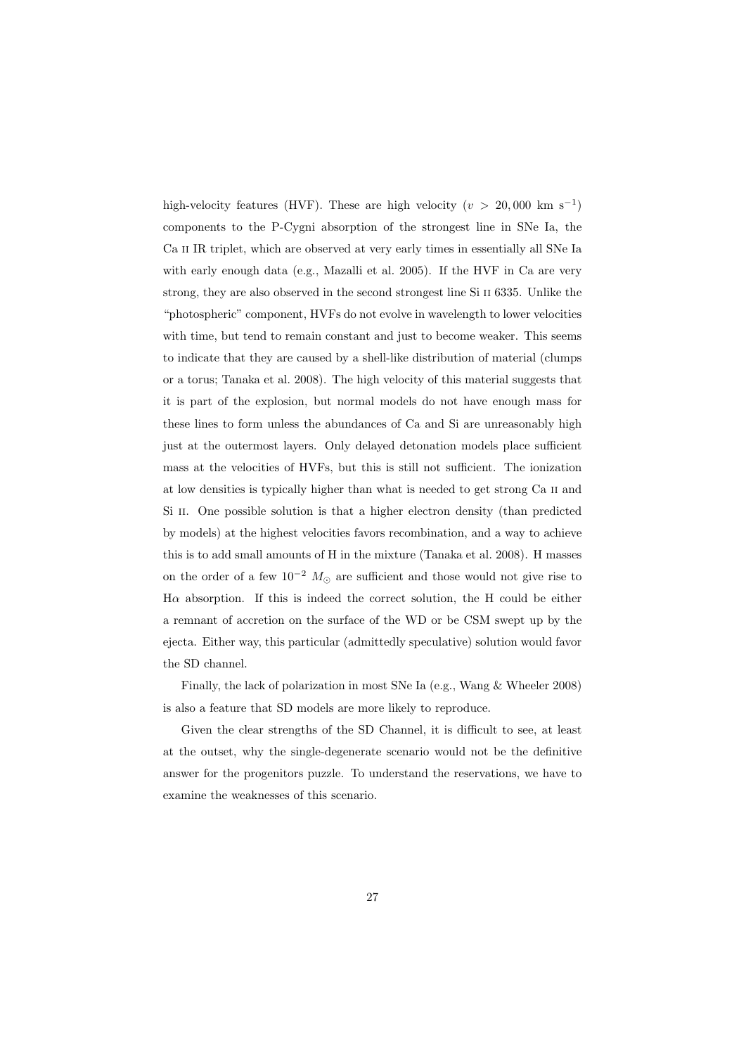high-velocity features (HVF). These are high velocity ($v > 20,000$ km s$^{-1}$) components to the P-Cygni absorption of the strongest line in SNe Ia, the Ca II IR triplet, which are observed at very early times in essentially all SNe Ia with early enough data (e.g., Mazalli et al. 2005). If the HVF in Ca are very strong, they are also observed in the second strongest line Si II 6335. Unlike the "photospheric" component, HVFs do not evolve in wavelength to lower velocities with time, but tend to remain constant and just to become weaker. This seems to indicate that they are caused by a shell-like distribution of material (clumps or a torus; Tanaka et al. 2008). The high velocity of this material suggests that it is part of the explosion, but normal models do not have enough mass for these lines to form unless the abundances of Ca and Si are unreasonably high just at the outermost layers. Only delayed detonation models place sufficient mass at the velocities of HVFs, but this is still not sufficient. The ionization at low densities is typically higher than what is needed to get strong Ca II and Si II. One possible solution is that a higher electron density (than predicted by models) at the highest velocities favors recombination, and a way to achieve this is to add small amounts of H in the mixture (Tanaka et al. 2008). H masses on the order of a few $10^{-2}$ $M_{\odot}$ are sufficient and those would not give rise to H$\alpha$ absorption. If this is indeed the correct solution, the H could be either a remnant of accretion on the surface of the WD or be CSM swept up by the ejecta. Either way, this particular (admittedly speculative) solution would favor the SD channel.

Finally, the lack of polarization in most SNe Ia (e.g., Wang & Wheeler 2008) is also a feature that SD models are more likely to reproduce.

Given the clear strengths of the SD Channel, it is difficult to see, at least at the outset, why the single-degenerate scenario would not be the definitive answer for the progenitors puzzle. To understand the reservations, we have to examine the weaknesses of this scenario.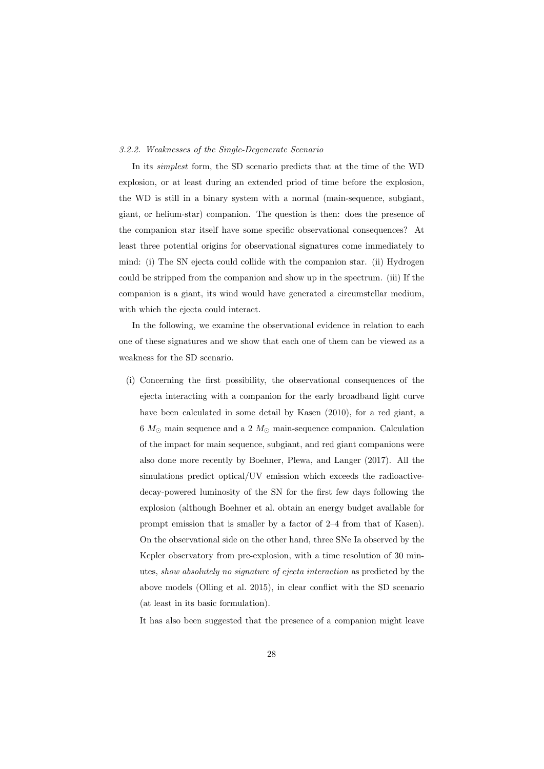### *3.2.2. Weaknesses of the Single-Degenerate Scenario*

In its *simplest* form, the SD scenario predicts that at the time of the WD explosion, or at least during an extended priod of time before the explosion, the WD is still in a binary system with a normal (main-sequence, subgiant, giant, or helium-star) companion. The question is then: does the presence of the companion star itself have some specific observational consequences? At least three potential origins for observational signatures come immediately to mind: (i) The SN ejecta could collide with the companion star. (ii) Hydrogen could be stripped from the companion and show up in the spectrum. (iii) If the companion is a giant, its wind would have generated a circumstellar medium, with which the ejecta could interact.

In the following, we examine the observational evidence in relation to each one of these signatures and we show that each one of them can be viewed as a weakness for the SD scenario.

(i) Concerning the first possibility, the observational consequences of the ejecta interacting with a companion for the early broadband light curve have been calculated in some detail by Kasen (2010), for a red giant, a 6 $M_{\odot}$ main sequence and a 2 $M_{\odot}$ main-sequence companion. Calculation of the impact for main sequence, subgiant, and red giant companions were also done more recently by Boehner, Plewa, and Langer (2017). All the simulations predict optical/UV emission which exceeds the radioactive-decay-powered luminosity of the SN for the first few days following the explosion (although Boehner et al. obtain an energy budget available for prompt emission that is smaller by a factor of 2–4 from that of Kasen). On the observational side on the other hand, three SNe Ia observed by the Kepler observatory from pre-explosion, with a time resolution of 30 minutes, *show absolutely no signature of ejecta interaction* as predicted by the above models (Olling et al. 2015), in clear conflict with the SD scenario (at least in its basic formulation).

It has also been suggested that the presence of a companion might leave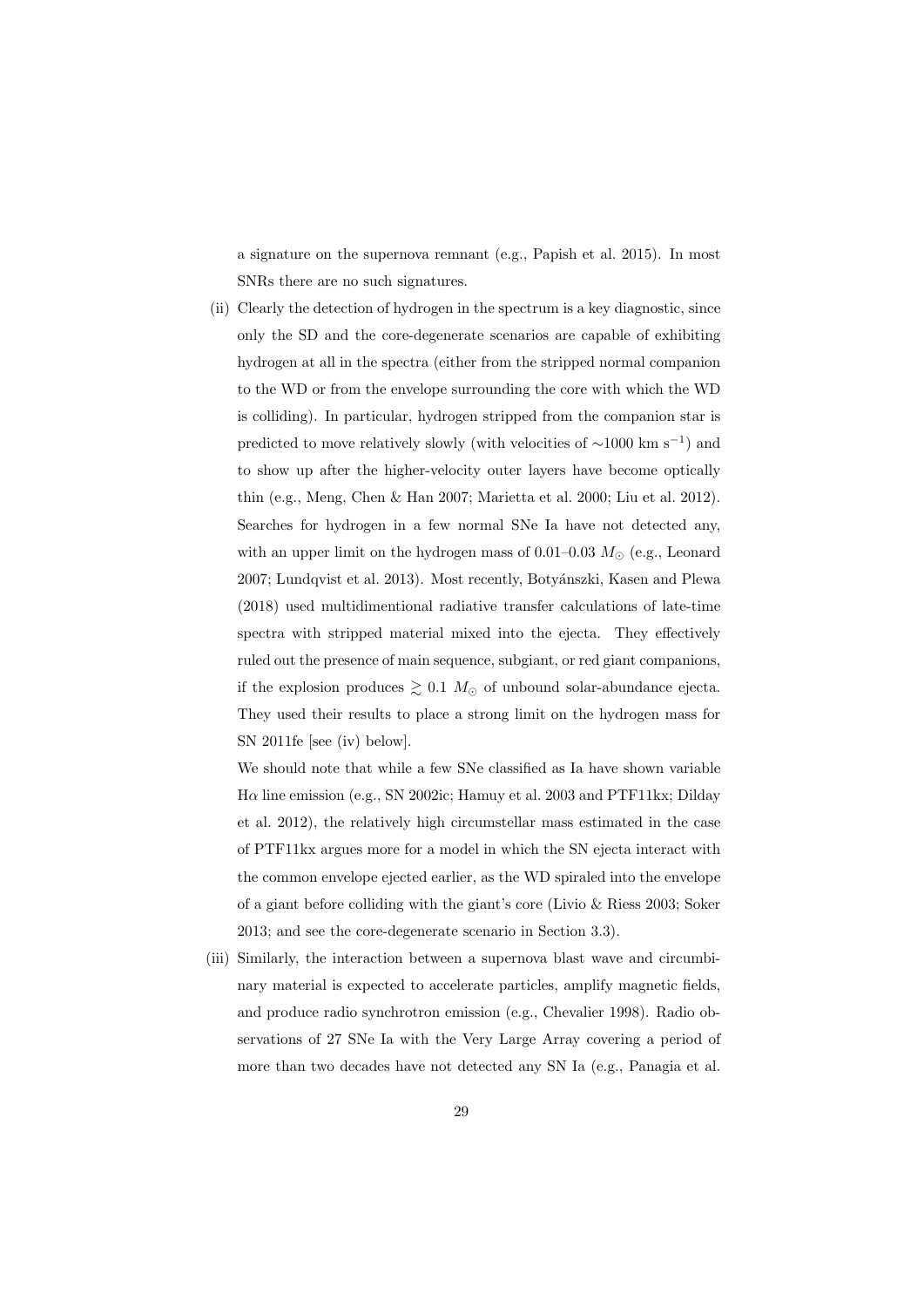a signature on the supernova remnant (e.g., Papish et al. 2015). In most SNRs there are no such signatures.

(ii) Clearly the detection of hydrogen in the spectrum is a key diagnostic, since only the SD and the core-degenerate scenarios are capable of exhibiting hydrogen at all in the spectra (either from the stripped normal companion to the WD or from the envelope surrounding the core with which the WD is colliding). In particular, hydrogen stripped from the companion star is predicted to move relatively slowly (with velocities of $\sim$1000 km s$^{-1}$) and to show up after the higher-velocity outer layers have become optically thin (e.g., Meng, Chen & Han 2007; Marietta et al. 2000; Liu et al. 2012). Searches for hydrogen in a few normal SNe Ia have not detected any, with an upper limit on the hydrogen mass of 0.01–0.03 $M_{\odot}$ (e.g., Leonard 2007; Lundqvist et al. 2013). Most recently, Botyánszki, Kasen and Plewa (2018) used multidimentional radiative transfer calculations of late-time spectra with stripped material mixed into the ejecta. They effectively ruled out the presence of main sequence, subgiant, or red giant companions, if the explosion produces $\gtrsim 0.1$ $M_{\odot}$ of unbound solar-abundance ejecta. They used their results to place a strong limit on the hydrogen mass for SN 2011fe [see (iv) below].

We should note that while a few SNe classified as Ia have shown variable H$\alpha$ line emission (e.g., SN 2002ic; Hamuy et al. 2003 and PTF11kx; Dilday et al. 2012), the relatively high circumstellar mass estimated in the case of PTF11kx argues more for a model in which the SN ejecta interact with the common envelope ejected earlier, as the WD spiraled into the envelope of a giant before colliding with the giant's core (Livio & Riess 2003; Soker 2013; and see the core-degenerate scenario in Section 3.3).

(iii) Similarly, the interaction between a supernova blast wave and circumbinary material is expected to accelerate particles, amplify magnetic fields, and produce radio synchrotron emission (e.g., Chevalier 1998). Radio observations of 27 SNe Ia with the Very Large Array covering a period of more than two decades have not detected any SN Ia (e.g., Panagia et al.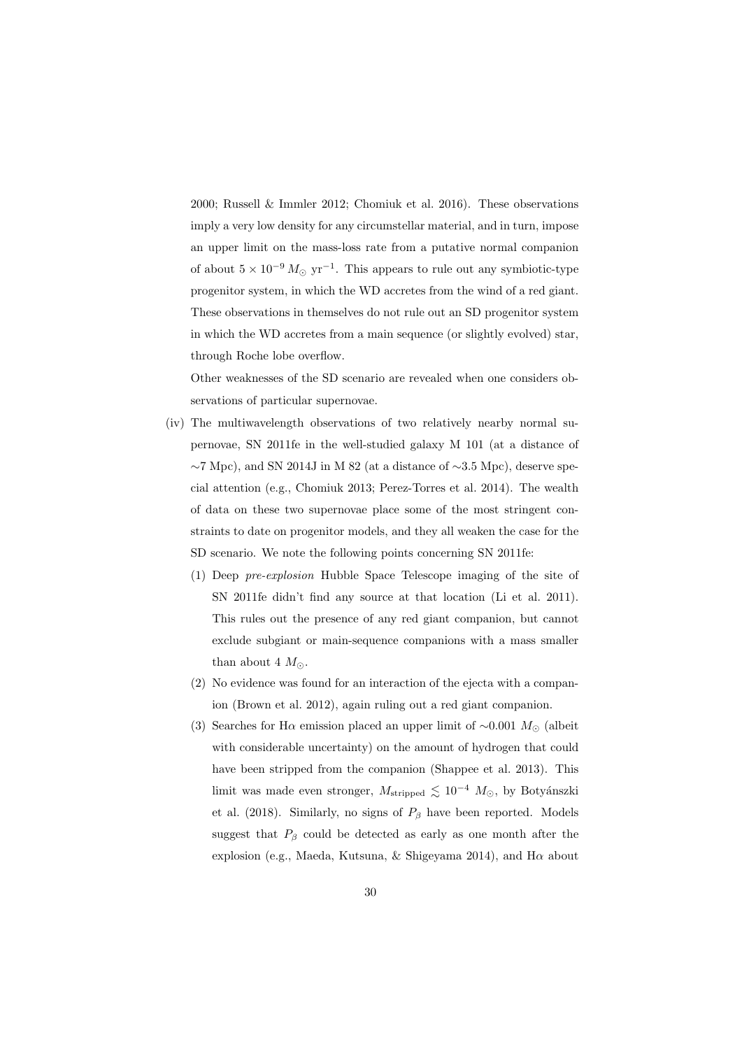2000; Russell & Immler 2012; Chomiuk et al. 2016). These observations imply a very low density for any circumstellar material, and in turn, impose an upper limit on the mass-loss rate from a putative normal companion of about $5 \times 10^{-9}\, M_{\odot}$ yr$^{-1}$. This appears to rule out any symbiotic-type progenitor system, in which the WD accretes from the wind of a red giant. These observations in themselves do not rule out an SD progenitor system in which the WD accretes from a main sequence (or slightly evolved) star, through Roche lobe overflow.

Other weaknesses of the SD scenario are revealed when one considers observations of particular supernovae.

(iv) The multiwavelength observations of two relatively nearby normal supernovae, SN 2011fe in the well-studied galaxy M 101 (at a distance of $\sim$7 Mpc), and SN 2014J in M 82 (at a distance of $\sim$3.5 Mpc), deserve special attention (e.g., Chomiuk 2013; Perez-Torres et al. 2014). The wealth of data on these two supernovae place some of the most stringent constraints to date on progenitor models, and they all weaken the case for the SD scenario. We note the following points concerning SN 2011fe:

(1) Deep *pre-explosion* Hubble Space Telescope imaging of the site of SN 2011fe didn't find any source at that location (Li et al. 2011). This rules out the presence of any red giant companion, but cannot exclude subgiant or main-sequence companions with a mass smaller than about 4 $M_{\odot}$.

(2) No evidence was found for an interaction of the ejecta with a companion (Brown et al. 2012), again ruling out a red giant companion.

(3) Searches for H$\alpha$ emission placed an upper limit of $\sim$0.001 $M_{\odot}$ (albeit with considerable uncertainty) on the amount of hydrogen that could have been stripped from the companion (Shappee et al. 2013). This limit was made even stronger, $M_{\rm stripped} \lesssim 10^{-4}\, M_{\odot}$, by Botyánszki et al. (2018). Similarly, no signs of $P_{\beta}$ have been reported. Models suggest that $P_{\beta}$ could be detected as early as one month after the explosion (e.g., Maeda, Kutsuna, & Shigeyama 2014), and H$\alpha$ about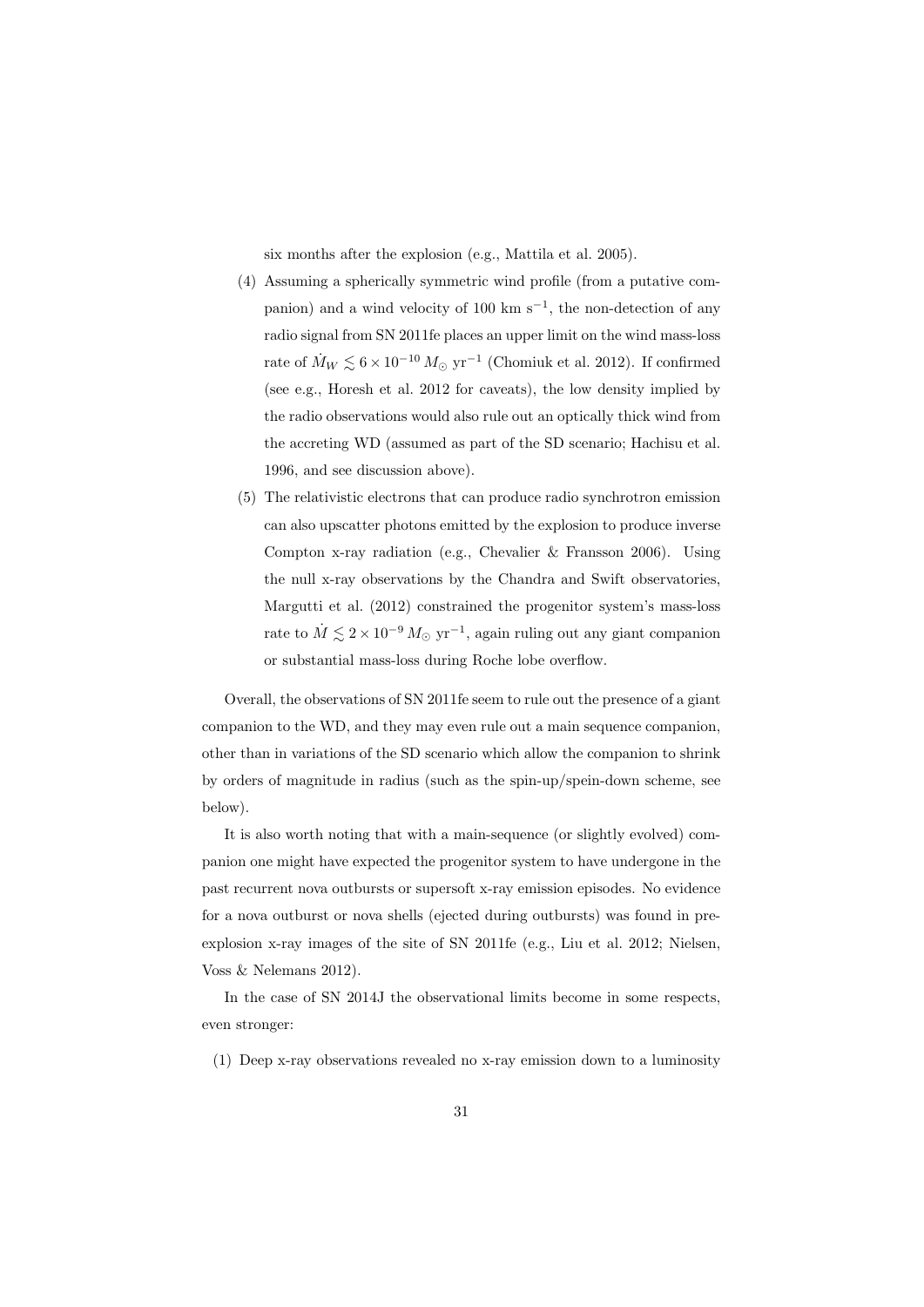six months after the explosion (e.g., Mattila et al. 2005).

(4) Assuming a spherically symmetric wind profile (from a putative companion) and a wind velocity of 100 km s$^{-1}$, the non-detection of any radio signal from SN 2011fe places an upper limit on the wind mass-loss rate of $\dot{M}_W \lesssim 6 \times 10^{-10}\, M_\odot$ yr$^{-1}$ (Chomiuk et al. 2012). If confirmed (see e.g., Horesh et al. 2012 for caveats), the low density implied by the radio observations would also rule out an optically thick wind from the accreting WD (assumed as part of the SD scenario; Hachisu et al. 1996, and see discussion above).

(5) The relativistic electrons that can produce radio synchrotron emission can also upscatter photons emitted by the explosion to produce inverse Compton x-ray radiation (e.g., Chevalier & Fransson 2006). Using the null x-ray observations by the Chandra and Swift observatories, Margutti et al. (2012) constrained the progenitor system's mass-loss rate to $\dot{M} \lesssim 2 \times 10^{-9}\, M_\odot$ yr$^{-1}$, again ruling out any giant companion or substantial mass-loss during Roche lobe overflow.

Overall, the observations of SN 2011fe seem to rule out the presence of a giant companion to the WD, and they may even rule out a main sequence companion, other than in variations of the SD scenario which allow the companion to shrink by orders of magnitude in radius (such as the spin-up/spein-down scheme, see below).

It is also worth noting that with a main-sequence (or slightly evolved) companion one might have expected the progenitor system to have undergone in the past recurrent nova outbursts or supersoft x-ray emission episodes. No evidence for a nova outburst or nova shells (ejected during outbursts) was found in pre-explosion x-ray images of the site of SN 2011fe (e.g., Liu et al. 2012; Nielsen, Voss & Nelemans 2012).

In the case of SN 2014J the observational limits become in some respects, even stronger:

(1) Deep x-ray observations revealed no x-ray emission down to a luminosity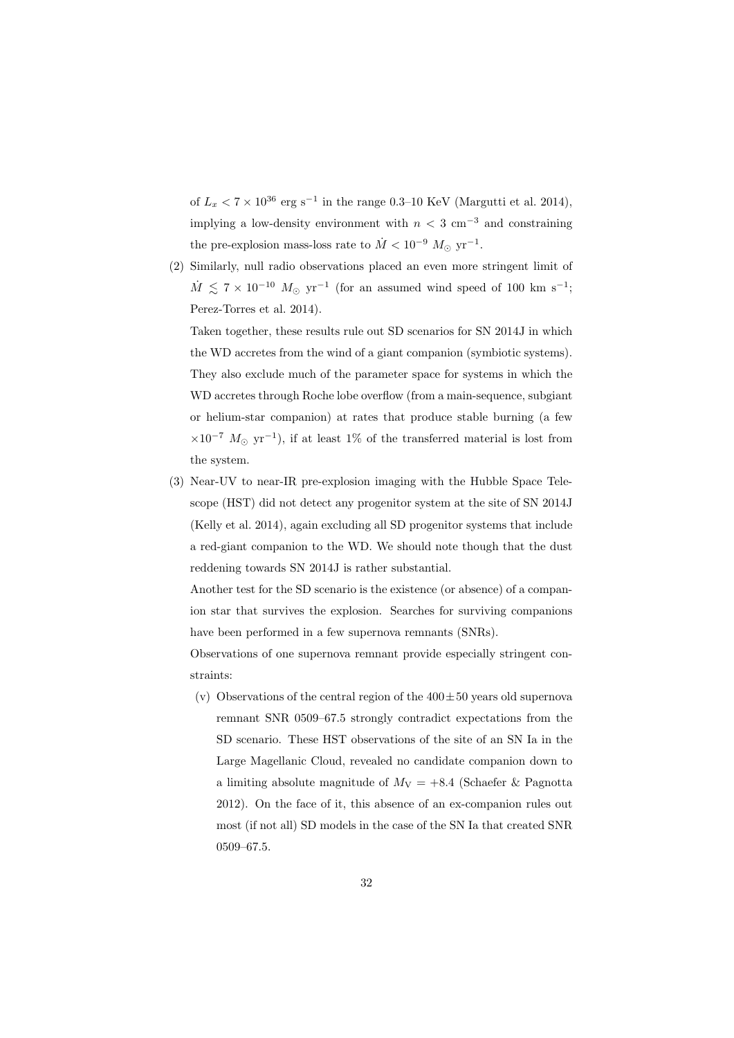of $L_x < 7 \times 10^{36}$ erg s$^{-1}$ in the range 0.3–10 KeV (Margutti et al. 2014), implying a low-density environment with $n < 3$ cm$^{-3}$ and constraining the pre-explosion mass-loss rate to $\dot{M} < 10^{-9}$ $M_\odot$ yr$^{-1}$.

(2) Similarly, null radio observations placed an even more stringent limit of $\dot{M} \lesssim 7 \times 10^{-10}$ $M_\odot$ yr$^{-1}$ (for an assumed wind speed of 100 km s$^{-1}$; Perez-Torres et al. 2014).

Taken together, these results rule out SD scenarios for SN 2014J in which the WD accretes from the wind of a giant companion (symbiotic systems). They also exclude much of the parameter space for systems in which the WD accretes through Roche lobe overflow (from a main-sequence, subgiant or helium-star companion) at rates that produce stable burning (a few $\times 10^{-7}$ $M_\odot$ yr$^{-1}$), if at least 1% of the transferred material is lost from the system.

(3) Near-UV to near-IR pre-explosion imaging with the Hubble Space Telescope (HST) did not detect any progenitor system at the site of SN 2014J (Kelly et al. 2014), again excluding all SD progenitor systems that include a red-giant companion to the WD. We should note though that the dust reddening towards SN 2014J is rather substantial.

Another test for the SD scenario is the existence (or absence) of a companion star that survives the explosion. Searches for surviving companions have been performed in a few supernova remnants (SNRs).

Observations of one supernova remnant provide especially stringent constraints:

(v) Observations of the central region of the $400 \pm 50$ years old supernova remnant SNR 0509–67.5 strongly contradict expectations from the SD scenario. These HST observations of the site of an SN Ia in the Large Magellanic Cloud, revealed no candidate companion down to a limiting absolute magnitude of $M_V = +8.4$ (Schaefer & Pagnotta 2012). On the face of it, this absence of an ex-companion rules out most (if not all) SD models in the case of the SN Ia that created SNR 0509–67.5.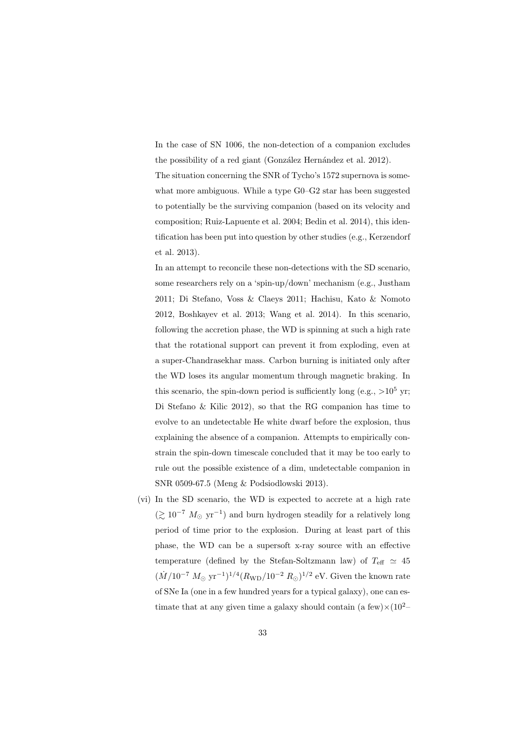In the case of SN 1006, the non-detection of a companion excludes the possibility of a red giant (González Hernández et al. 2012).

The situation concerning the SNR of Tycho's 1572 supernova is somewhat more ambiguous. While a type G0–G2 star has been suggested to potentially be the surviving companion (based on its velocity and composition; Ruiz-Lapuente et al. 2004; Bedin et al. 2014), this identification has been put into question by other studies (e.g., Kerzendorf et al. 2013).

In an attempt to reconcile these non-detections with the SD scenario, some researchers rely on a 'spin-up/down' mechanism (e.g., Justham 2011; Di Stefano, Voss & Claeys 2011; Hachisu, Kato & Nomoto 2012, Boshkayev et al. 2013; Wang et al. 2014). In this scenario, following the accretion phase, the WD is spinning at such a high rate that the rotational support can prevent it from exploding, even at a super-Chandrasekhar mass. Carbon burning is initiated only after the WD loses its angular momentum through magnetic braking. In this scenario, the spin-down period is sufficiently long (e.g., $>10^5$ yr; Di Stefano & Kilic 2012), so that the RG companion has time to evolve to an undetectable He white dwarf before the explosion, thus explaining the absence of a companion. Attempts to empirically constrain the spin-down timescale concluded that it may be too early to rule out the possible existence of a dim, undetectable companion in SNR 0509-67.5 (Meng & Podsiodlowski 2013).

(vi) In the SD scenario, the WD is expected to accrete at a high rate ($\gtrsim 10^{-7}\ M_\odot\ \mathrm{yr}^{-1}$) and burn hydrogen steadily for a relatively long period of time prior to the explosion. During at least part of this phase, the WD can be a supersoft x-ray source with an effective temperature (defined by the Stefan-Soltzmann law) of $T_{\mathrm{eff}} \simeq 45$ $(\dot{M}/10^{-7}\ M_\odot\ \mathrm{yr}^{-1})^{1/4}(R_{\mathrm{WD}}/10^{-2}\ R_\odot)^{1/2}$ eV. Given the known rate of SNe Ia (one in a few hundred years for a typical galaxy), one can estimate that at any given time a galaxy should contain (a few)$\times(10^2$–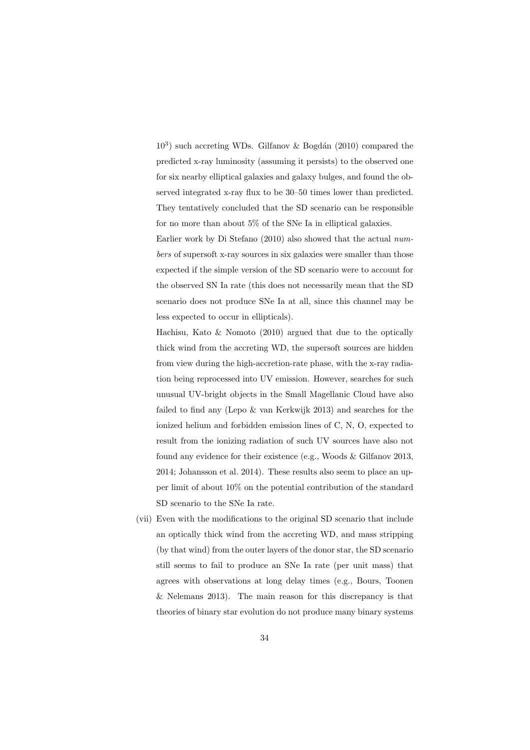$10^3$) such accreting WDs. Gilfanov & Bogdán (2010) compared the predicted x-ray luminosity (assuming it persists) to the observed one for six nearby elliptical galaxies and galaxy bulges, and found the observed integrated x-ray flux to be 30–50 times lower than predicted. They tentatively concluded that the SD scenario can be responsible for no more than about 5% of the SNe Ia in elliptical galaxies.

Earlier work by Di Stefano (2010) also showed that the actual *numbers* of supersoft x-ray sources in six galaxies were smaller than those expected if the simple version of the SD scenario were to account for the observed SN Ia rate (this does not necessarily mean that the SD scenario does not produce SNe Ia at all, since this channel may be less expected to occur in ellipticals).

Hachisu, Kato & Nomoto (2010) argued that due to the optically thick wind from the accreting WD, the supersoft sources are hidden from view during the high-accretion-rate phase, with the x-ray radiation being reprocessed into UV emission. However, searches for such unusual UV-bright objects in the Small Magellanic Cloud have also failed to find any (Lepo & van Kerkwijk 2013) and searches for the ionized helium and forbidden emission lines of C, N, O, expected to result from the ionizing radiation of such UV sources have also not found any evidence for their existence (e.g., Woods & Gilfanov 2013, 2014; Johansson et al. 2014). These results also seem to place an upper limit of about 10% on the potential contribution of the standard SD scenario to the SNe Ia rate.

(vii) Even with the modifications to the original SD scenario that include an optically thick wind from the accreting WD, and mass stripping (by that wind) from the outer layers of the donor star, the SD scenario still seems to fail to produce an SNe Ia rate (per unit mass) that agrees with observations at long delay times (e.g., Bours, Toonen & Nelemans 2013). The main reason for this discrepancy is that theories of binary star evolution do not produce many binary systems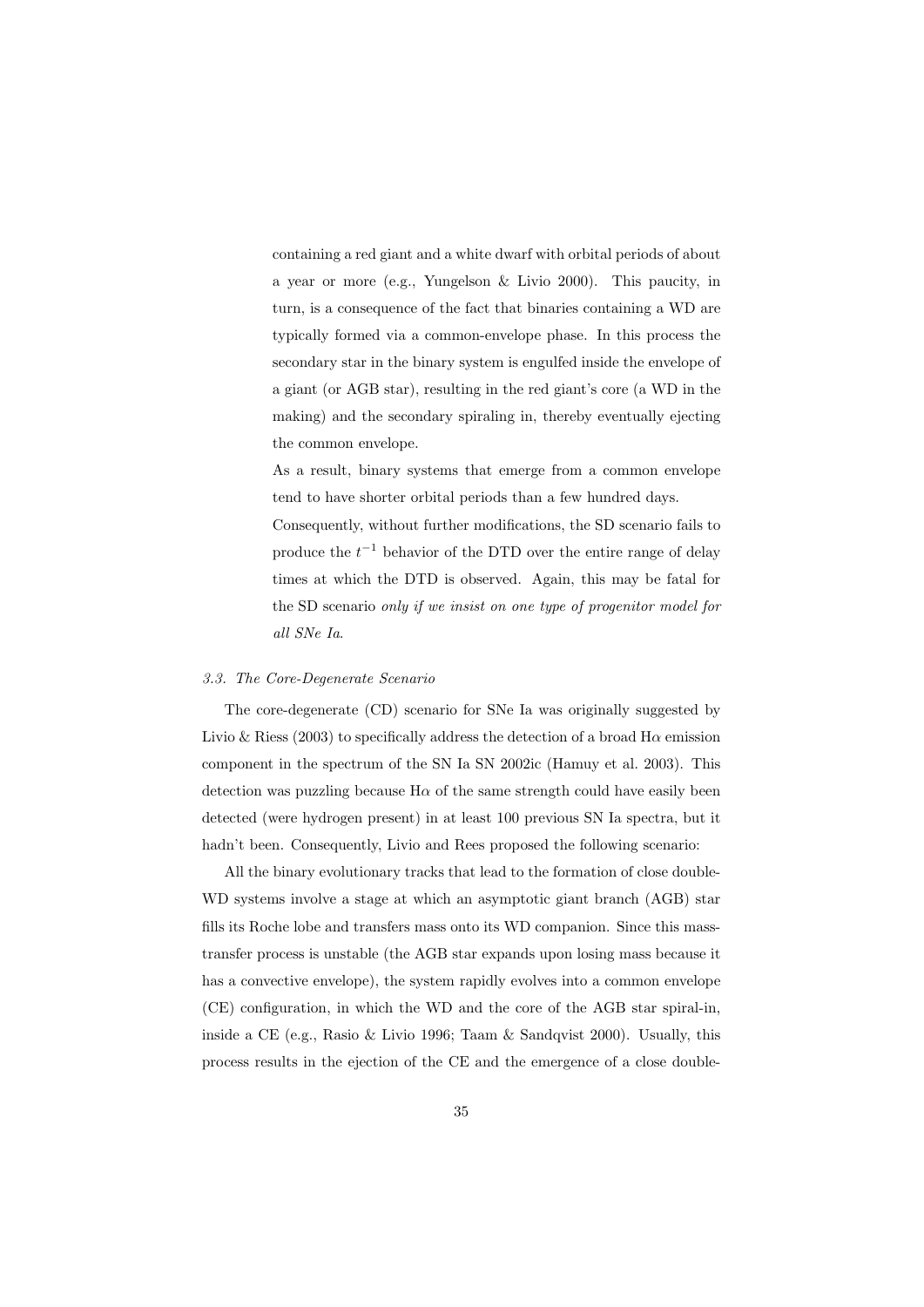containing a red giant and a white dwarf with orbital periods of about a year or more (e.g., Yungelson & Livio 2000). This paucity, in turn, is a consequence of the fact that binaries containing a WD are typically formed via a common-envelope phase. In this process the secondary star in the binary system is engulfed inside the envelope of a giant (or AGB star), resulting in the red giant's core (a WD in the making) and the secondary spiraling in, thereby eventually ejecting the common envelope.

As a result, binary systems that emerge from a common envelope tend to have shorter orbital periods than a few hundred days.

Consequently, without further modifications, the SD scenario fails to produce the $t^{-1}$ behavior of the DTD over the entire range of delay times at which the DTD is observed. Again, this may be fatal for the SD scenario *only if we insist on one type of progenitor model for all SNe Ia*.

### *3.3. The Core-Degenerate Scenario*

The core-degenerate (CD) scenario for SNe Ia was originally suggested by Livio & Riess (2003) to specifically address the detection of a broad H$\alpha$ emission component in the spectrum of the SN Ia SN 2002ic (Hamuy et al. 2003). This detection was puzzling because H$\alpha$ of the same strength could have easily been detected (were hydrogen present) in at least 100 previous SN Ia spectra, but it hadn't been. Consequently, Livio and Rees proposed the following scenario:

All the binary evolutionary tracks that lead to the formation of close double-WD systems involve a stage at which an asymptotic giant branch (AGB) star fills its Roche lobe and transfers mass onto its WD companion. Since this mass-transfer process is unstable (the AGB star expands upon losing mass because it has a convective envelope), the system rapidly evolves into a common envelope (CE) configuration, in which the WD and the core of the AGB star spiral-in, inside a CE (e.g., Rasio & Livio 1996; Taam & Sandqvist 2000). Usually, this process results in the ejection of the CE and the emergence of a close double-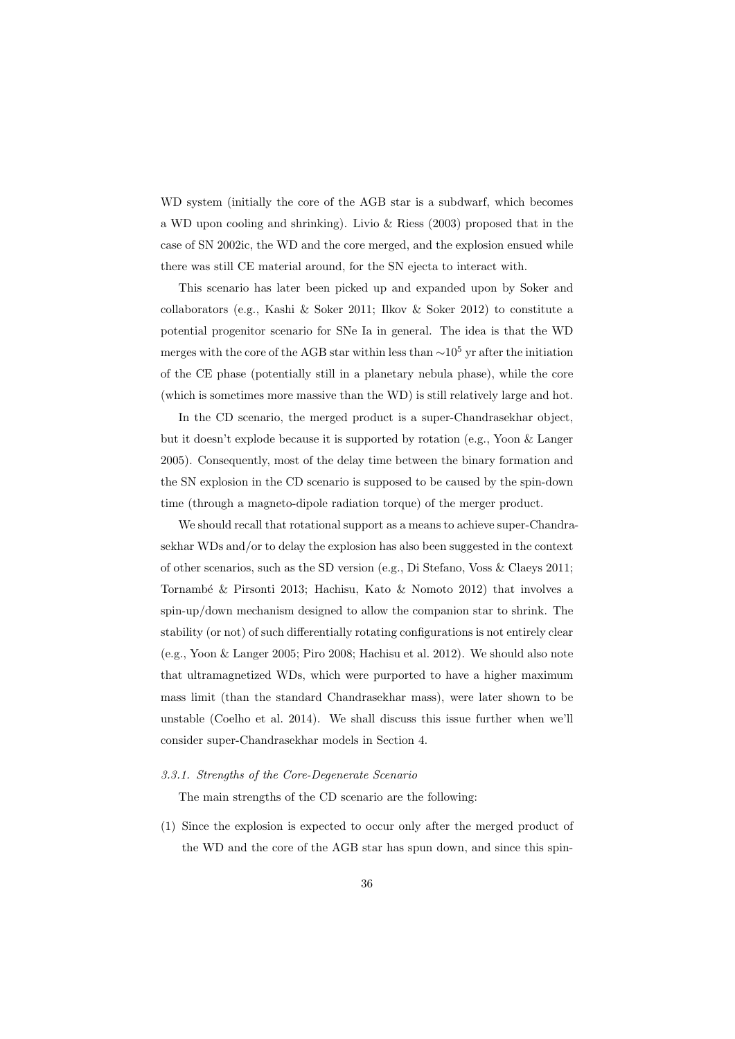WD system (initially the core of the AGB star is a subdwarf, which becomes a WD upon cooling and shrinking). Livio & Riess (2003) proposed that in the case of SN 2002ic, the WD and the core merged, and the explosion ensued while there was still CE material around, for the SN ejecta to interact with.

This scenario has later been picked up and expanded upon by Soker and collaborators (e.g., Kashi & Soker 2011; Ilkov & Soker 2012) to constitute a potential progenitor scenario for SNe Ia in general. The idea is that the WD merges with the core of the AGB star within less than $\sim 10^5$ yr after the initiation of the CE phase (potentially still in a planetary nebula phase), while the core (which is sometimes more massive than the WD) is still relatively large and hot.

In the CD scenario, the merged product is a super-Chandrasekhar object, but it doesn't explode because it is supported by rotation (e.g., Yoon & Langer 2005). Consequently, most of the delay time between the binary formation and the SN explosion in the CD scenario is supposed to be caused by the spin-down time (through a magneto-dipole radiation torque) of the merger product.

We should recall that rotational support as a means to achieve super-Chandrasekhar WDs and/or to delay the explosion has also been suggested in the context of other scenarios, such as the SD version (e.g., Di Stefano, Voss & Claeys 2011; Tornambé & Pirsonti 2013; Hachisu, Kato & Nomoto 2012) that involves a spin-up/down mechanism designed to allow the companion star to shrink. The stability (or not) of such differentially rotating configurations is not entirely clear (e.g., Yoon & Langer 2005; Piro 2008; Hachisu et al. 2012). We should also note that ultramagnetized WDs, which were purported to have a higher maximum mass limit (than the standard Chandrasekhar mass), were later shown to be unstable (Coelho et al. 2014). We shall discuss this issue further when we'll consider super-Chandrasekhar models in Section 4.

#### *3.3.1. Strengths of the Core-Degenerate Scenario*

The main strengths of the CD scenario are the following:

(1) Since the explosion is expected to occur only after the merged product of the WD and the core of the AGB star has spun down, and since this spin-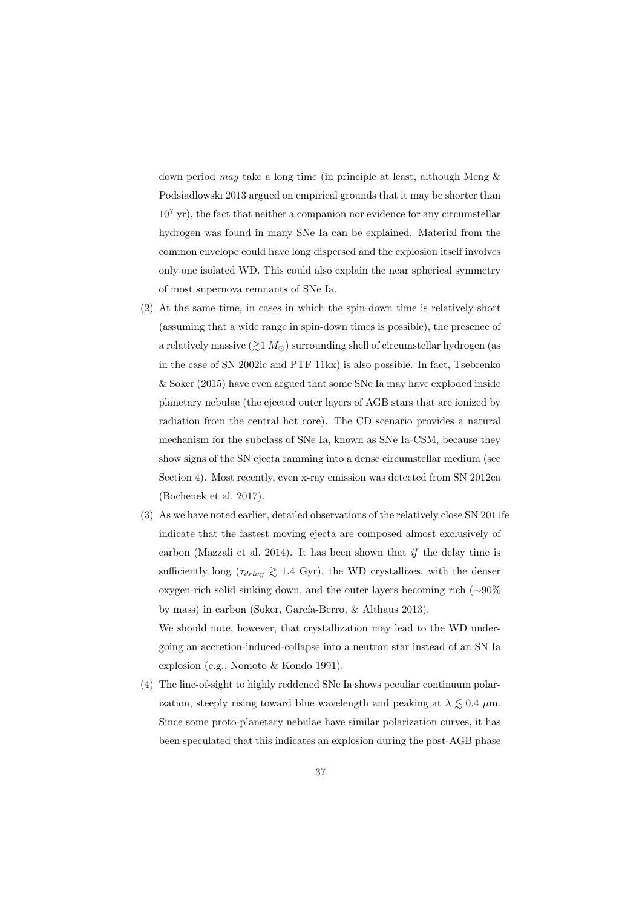down period *may* take a long time (in principle at least, although Meng & Podsiadlowski 2013 argued on empirical grounds that it may be shorter than $10^7$ yr), the fact that neither a companion nor evidence for any circumstellar hydrogen was found in many SNe Ia can be explained. Material from the common envelope could have long dispersed and the explosion itself involves only one isolated WD. This could also explain the near spherical symmetry of most supernova remnants of SNe Ia.

(2) At the same time, in cases in which the spin-down time is relatively short (assuming that a wide range in spin-down times is possible), the presence of a relatively massive ($\gtrsim$1 $M_{\odot}$) surrounding shell of circumstellar hydrogen (as in the case of SN 2002ic and PTF 11kx) is also possible. In fact, Tsebrenko & Soker (2015) have even argued that some SNe Ia may have exploded inside planetary nebulae (the ejected outer layers of AGB stars that are ionized by radiation from the central hot core). The CD scenario provides a natural mechanism for the subclass of SNe Ia, known as SNe Ia-CSM, because they show signs of the SN ejecta ramming into a dense circumstellar medium (see Section 4). Most recently, even x-ray emission was detected from SN 2012ca (Bochenek et al. 2017).

(3) As we have noted earlier, detailed observations of the relatively close SN 2011fe indicate that the fastest moving ejecta are composed almost exclusively of carbon (Mazzali et al. 2014). It has been shown that *if* the delay time is sufficiently long ($\tau_{delay} \gtrsim 1.4$ Gyr), the WD crystallizes, with the denser oxygen-rich solid sinking down, and the outer layers becoming rich ($\sim$90% by mass) in carbon (Soker, García-Berro, & Althaus 2013).

We should note, however, that crystallization may lead to the WD undergoing an accretion-induced-collapse into a neutron star instead of an SN Ia explosion (e.g., Nomoto & Kondo 1991).

(4) The line-of-sight to highly reddened SNe Ia shows peculiar continuum polarization, steeply rising toward blue wavelength and peaking at $\lambda \lesssim 0.4$ $\mu$m. Since some proto-planetary nebulae have similar polarization curves, it has been speculated that this indicates an explosion during the post-AGB phase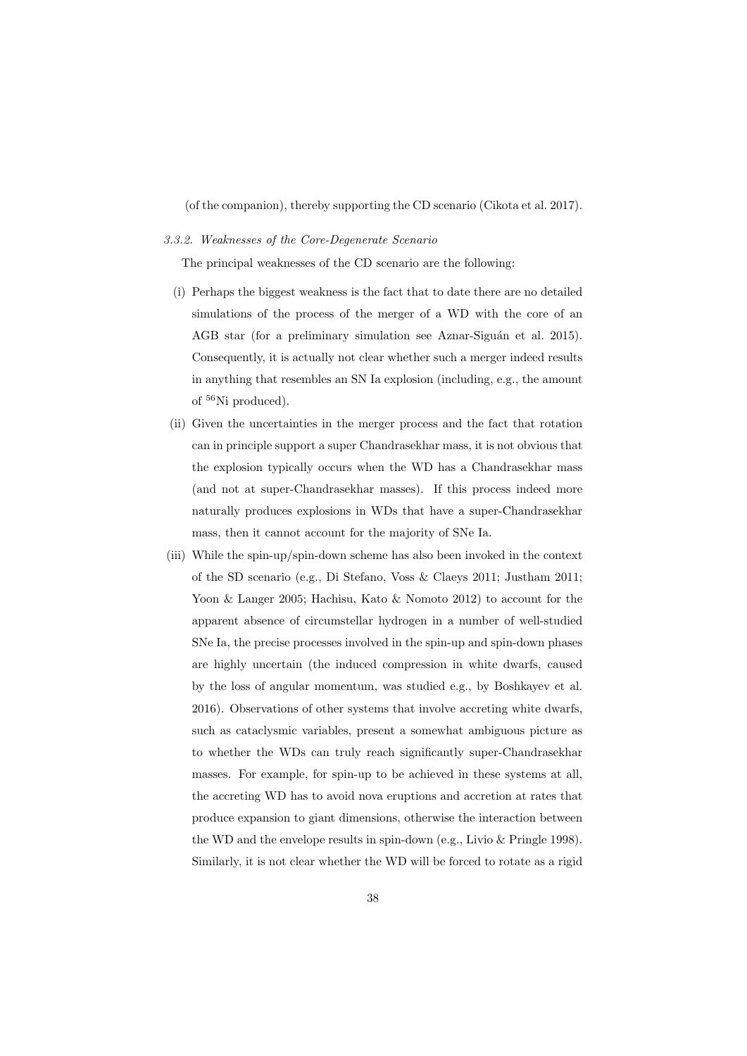(of the companion), thereby supporting the CD scenario (Cikota et al. 2017).

#### *3.3.2. Weaknesses of the Core-Degenerate Scenario*

The principal weaknesses of the CD scenario are the following:

- (i) Perhaps the biggest weakness is the fact that to date there are no detailed simulations of the process of the merger of a WD with the core of an AGB star (for a preliminary simulation see Aznar-Siguán et al. 2015). Consequently, it is actually not clear whether such a merger indeed results in anything that resembles an SN Ia explosion (including, e.g., the amount of $^{56}$Ni produced).
- (ii) Given the uncertainties in the merger process and the fact that rotation can in principle support a super Chandrasekhar mass, it is not obvious that the explosion typically occurs when the WD has a Chandrasekhar mass (and not at super-Chandrasekhar masses). If this process indeed more naturally produces explosions in WDs that have a super-Chandrasekhar mass, then it cannot account for the majority of SNe Ia.
- (iii) While the spin-up/spin-down scheme has also been invoked in the context of the SD scenario (e.g., Di Stefano, Voss & Claeys 2011; Justham 2011; Yoon & Langer 2005; Hachisu, Kato & Nomoto 2012) to account for the apparent absence of circumstellar hydrogen in a number of well-studied SNe Ia, the precise processes involved in the spin-up and spin-down phases are highly uncertain (the induced compression in white dwarfs, caused by the loss of angular momentum, was studied e.g., by Boshkayev et al. 2016). Observations of other systems that involve accreting white dwarfs, such as cataclysmic variables, present a somewhat ambiguous picture as to whether the WDs can truly reach significantly super-Chandrasekhar masses. For example, for spin-up to be achieved in these systems at all, the accreting WD has to avoid nova eruptions and accretion at rates that produce expansion to giant dimensions, otherwise the interaction between the WD and the envelope results in spin-down (e.g., Livio & Pringle 1998). Similarly, it is not clear whether the WD will be forced to rotate as a rigid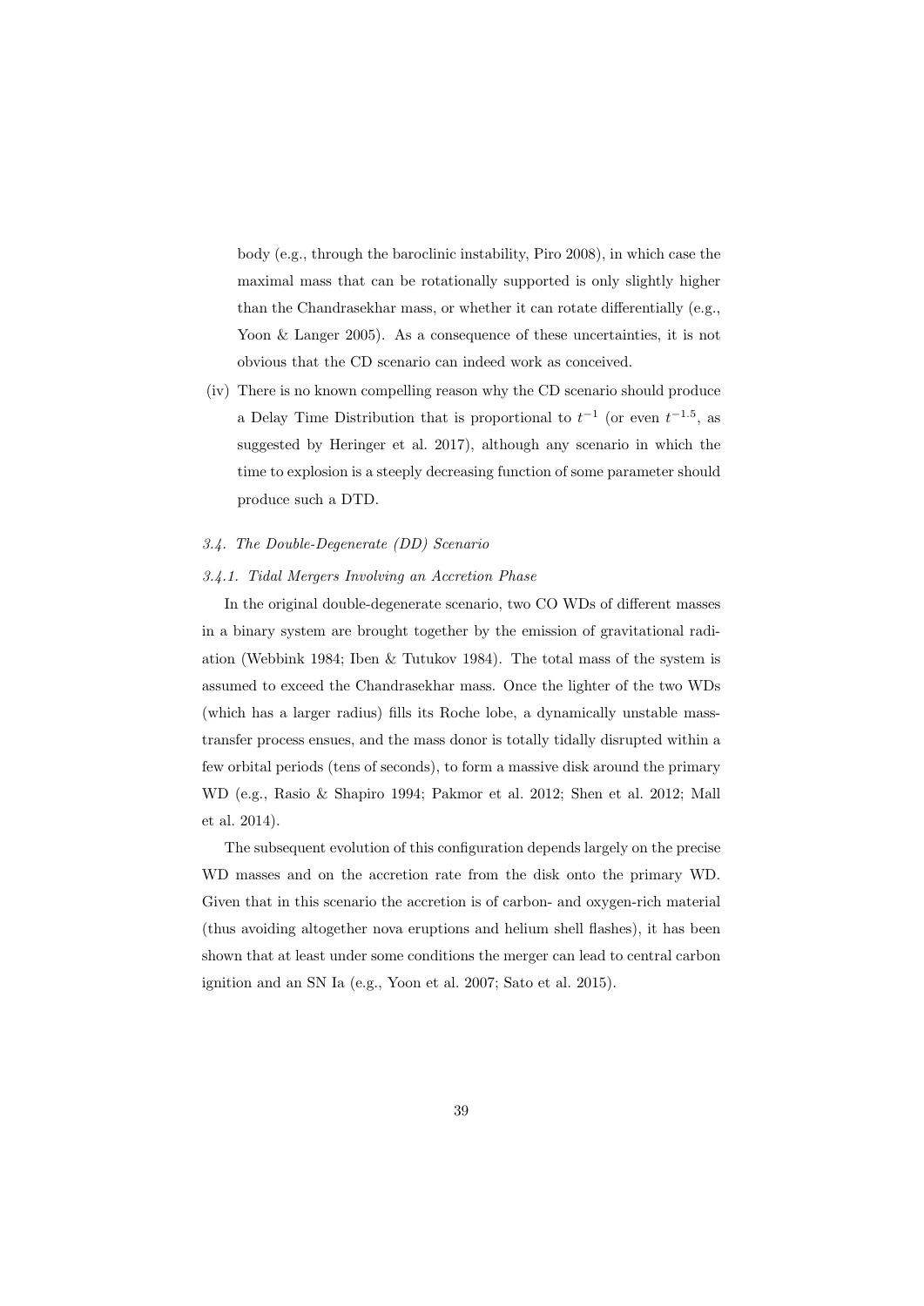body (e.g., through the baroclinic instability, Piro 2008), in which case the maximal mass that can be rotationally supported is only slightly higher than the Chandrasekhar mass, or whether it can rotate differentially (e.g., Yoon & Langer 2005). As a consequence of these uncertainties, it is not obvious that the CD scenario can indeed work as conceived.

(iv) There is no known compelling reason why the CD scenario should produce a Delay Time Distribution that is proportional to $t^{-1}$ (or even $t^{-1.5}$, as suggested by Heringer et al. 2017), although any scenario in which the time to explosion is a steeply decreasing function of some parameter should produce such a DTD.

### *3.4. The Double-Degenerate (DD) Scenario*

#### *3.4.1. Tidal Mergers Involving an Accretion Phase*

In the original double-degenerate scenario, two CO WDs of different masses in a binary system are brought together by the emission of gravitational radiation (Webbink 1984; Iben & Tutukov 1984). The total mass of the system is assumed to exceed the Chandrasekhar mass. Once the lighter of the two WDs (which has a larger radius) fills its Roche lobe, a dynamically unstable mass-transfer process ensues, and the mass donor is totally tidally disrupted within a few orbital periods (tens of seconds), to form a massive disk around the primary WD (e.g., Rasio & Shapiro 1994; Pakmor et al. 2012; Shen et al. 2012; Mall et al. 2014).

The subsequent evolution of this configuration depends largely on the precise WD masses and on the accretion rate from the disk onto the primary WD. Given that in this scenario the accretion is of carbon- and oxygen-rich material (thus avoiding altogether nova eruptions and helium shell flashes), it has been shown that at least under some conditions the merger can lead to central carbon ignition and an SN Ia (e.g., Yoon et al. 2007; Sato et al. 2015).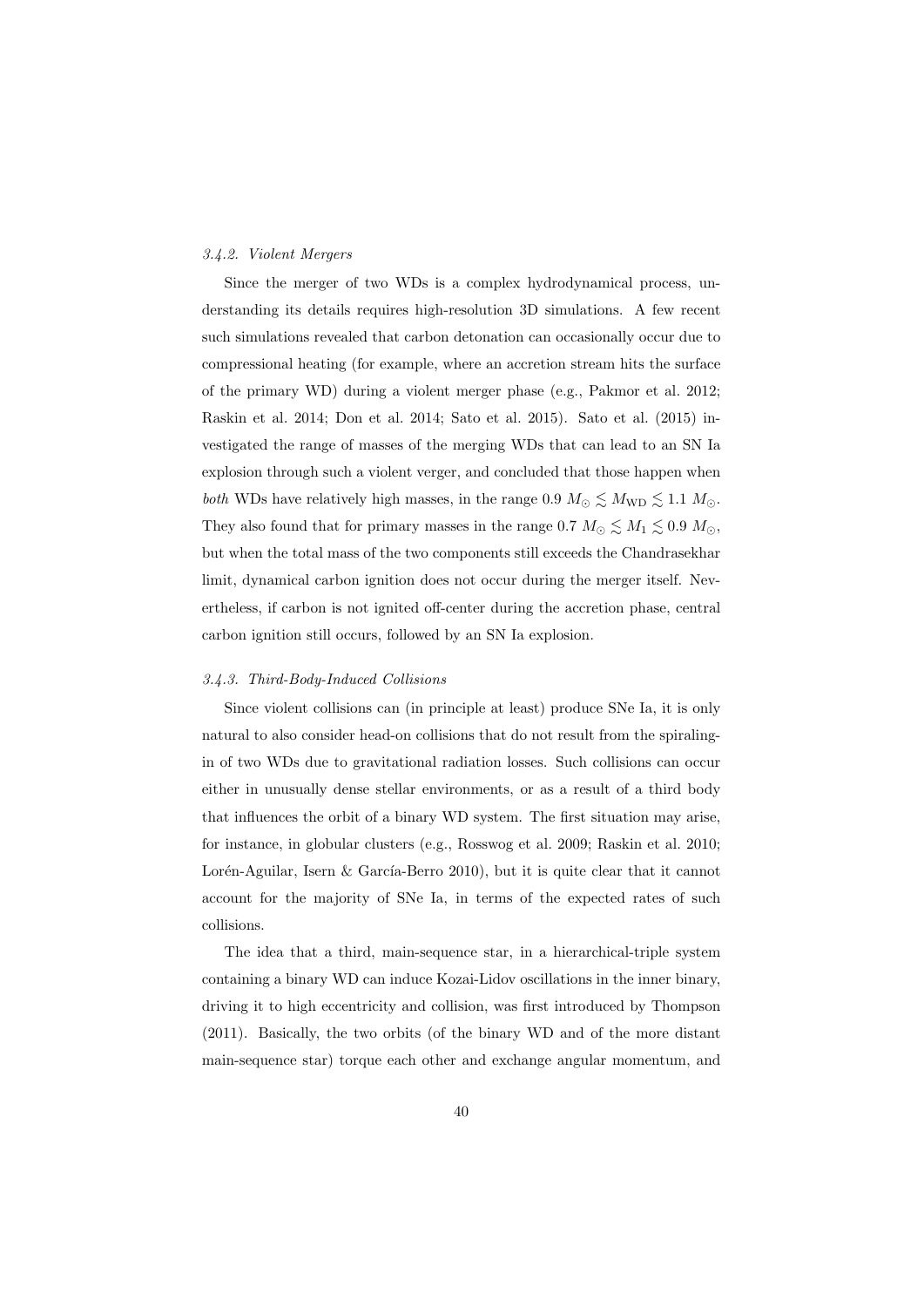#### 3.4.2. Violent Mergers

Since the merger of two WDs is a complex hydrodynamical process, understanding its details requires high-resolution 3D simulations. A few recent such simulations revealed that carbon detonation can occasionally occur due to compressional heating (for example, where an accretion stream hits the surface of the primary WD) during a violent merger phase (e.g., Pakmor et al. 2012; Raskin et al. 2014; Don et al. 2014; Sato et al. 2015). Sato et al. (2015) investigated the range of masses of the merging WDs that can lead to an SN Ia explosion through such a violent verger, and concluded that those happen when *both* WDs have relatively high masses, in the range $0.9\ M_{\odot} \lesssim M_{\rm WD} \lesssim 1.1\ M_{\odot}$. They also found that for primary masses in the range $0.7\ M_{\odot} \lesssim M_1 \lesssim 0.9\ M_{\odot}$, but when the total mass of the two components still exceeds the Chandrasekhar limit, dynamical carbon ignition does not occur during the merger itself. Nevertheless, if carbon is not ignited off-center during the accretion phase, central carbon ignition still occurs, followed by an SN Ia explosion.

#### 3.4.3. Third-Body-Induced Collisions

Since violent collisions can (in principle at least) produce SNe Ia, it is only natural to also consider head-on collisions that do not result from the spiraling-in of two WDs due to gravitational radiation losses. Such collisions can occur either in unusually dense stellar environments, or as a result of a third body that influences the orbit of a binary WD system. The first situation may arise, for instance, in globular clusters (e.g., Rosswog et al. 2009; Raskin et al. 2010; Lorén-Aguilar, Isern & García-Berro 2010), but it is quite clear that it cannot account for the majority of SNe Ia, in terms of the expected rates of such collisions.

The idea that a third, main-sequence star, in a hierarchical-triple system containing a binary WD can induce Kozai-Lidov oscillations in the inner binary, driving it to high eccentricity and collision, was first introduced by Thompson (2011). Basically, the two orbits (of the binary WD and of the more distant main-sequence star) torque each other and exchange angular momentum, and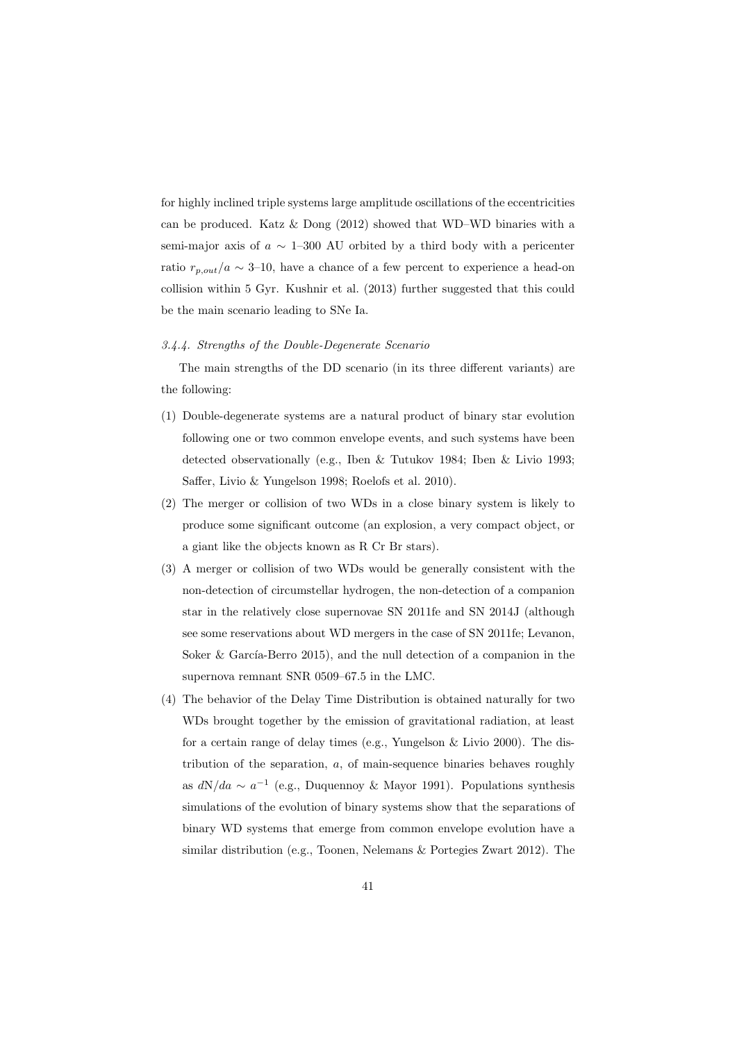for highly inclined triple systems large amplitude oscillations of the eccentricities can be produced. Katz & Dong (2012) showed that WD–WD binaries with a semi-major axis of $a \sim 1$–300 AU orbited by a third body with a pericenter ratio $r_{p,out}/a \sim 3$–10, have a chance of a few percent to experience a head-on collision within 5 Gyr. Kushnir et al. (2013) further suggested that this could be the main scenario leading to SNe Ia.

#### *3.4.4. Strengths of the Double-Degenerate Scenario*

The main strengths of the DD scenario (in its three different variants) are the following:

(1) Double-degenerate systems are a natural product of binary star evolution following one or two common envelope events, and such systems have been detected observationally (e.g., Iben & Tutukov 1984; Iben & Livio 1993; Saffer, Livio & Yungelson 1998; Roelofs et al. 2010).

(2) The merger or collision of two WDs in a close binary system is likely to produce some significant outcome (an explosion, a very compact object, or a giant like the objects known as R Cr Br stars).

(3) A merger or collision of two WDs would be generally consistent with the non-detection of circumstellar hydrogen, the non-detection of a companion star in the relatively close supernovae SN 2011fe and SN 2014J (although see some reservations about WD mergers in the case of SN 2011fe; Levanon, Soker & García-Berro 2015), and the null detection of a companion in the supernova remnant SNR 0509–67.5 in the LMC.

(4) The behavior of the Delay Time Distribution is obtained naturally for two WDs brought together by the emission of gravitational radiation, at least for a certain range of delay times (e.g., Yungelson & Livio 2000). The distribution of the separation, $a$, of main-sequence binaries behaves roughly as $dN/da \sim a^{-1}$ (e.g., Duquennoy & Mayor 1991). Populations synthesis simulations of the evolution of binary systems show that the separations of binary WD systems that emerge from common envelope evolution have a similar distribution (e.g., Toonen, Nelemans & Portegies Zwart 2012). The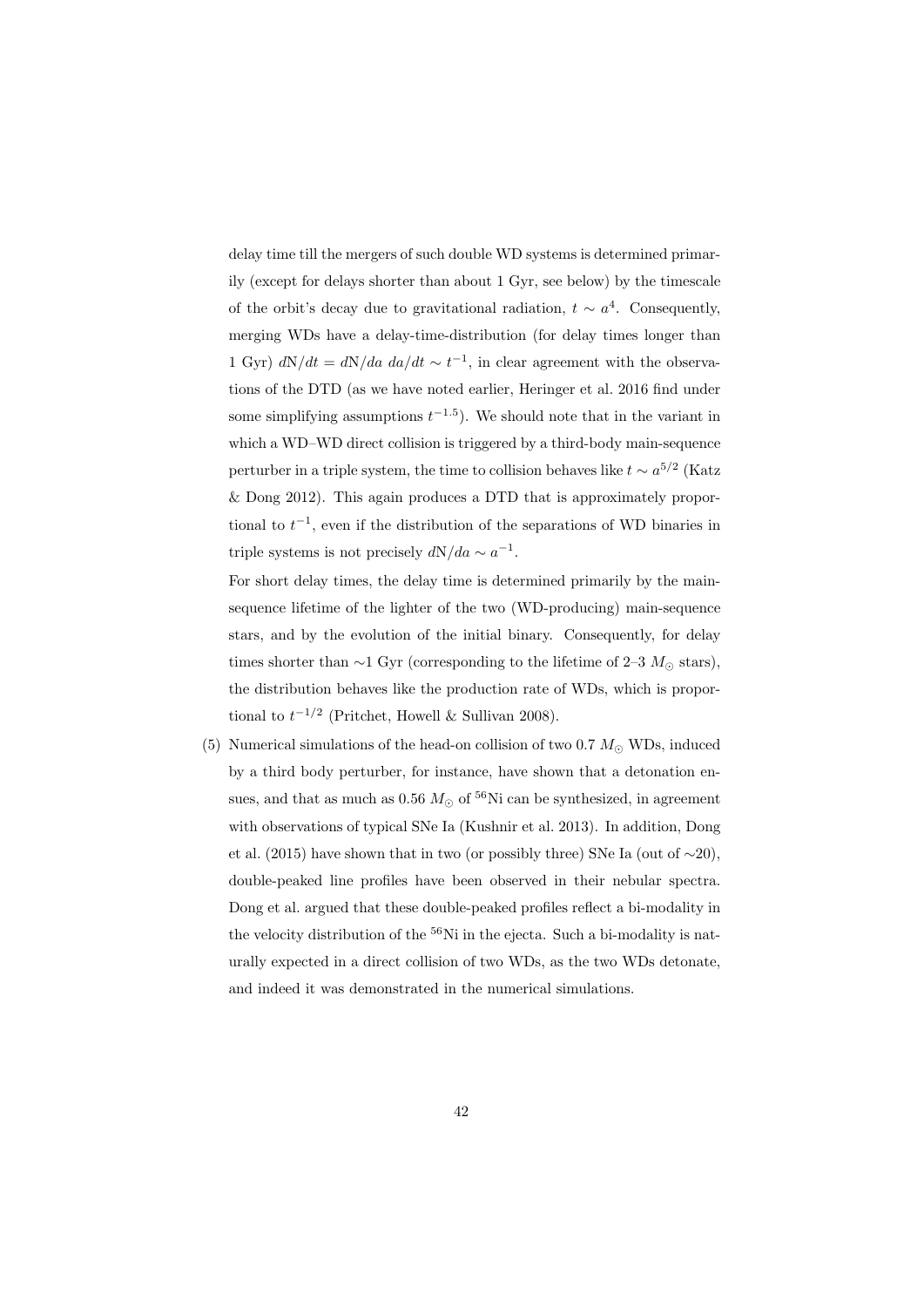delay time till the mergers of such double WD systems is determined primarily (except for delays shorter than about 1 Gyr, see below) by the timescale of the orbit's decay due to gravitational radiation, $t \sim a^4$. Consequently, merging WDs have a delay-time-distribution (for delay times longer than 1 Gyr) $d\mathrm{N}/dt = d\mathrm{N}/da \; da/dt \sim t^{-1}$, in clear agreement with the observations of the DTD (as we have noted earlier, Heringer et al. 2016 find under some simplifying assumptions $t^{-1.5}$). We should note that in the variant in which a WD–WD direct collision is triggered by a third-body main-sequence perturber in a triple system, the time to collision behaves like $t \sim a^{5/2}$ (Katz & Dong 2012). This again produces a DTD that is approximately proportional to $t^{-1}$, even if the distribution of the separations of WD binaries in triple systems is not precisely $d\mathrm{N}/da \sim a^{-1}$.

For short delay times, the delay time is determined primarily by the main-sequence lifetime of the lighter of the two (WD-producing) main-sequence stars, and by the evolution of the initial binary. Consequently, for delay times shorter than $\sim$1 Gyr (corresponding to the lifetime of 2–3 $M_\odot$ stars), the distribution behaves like the production rate of WDs, which is proportional to $t^{-1/2}$ (Pritchet, Howell & Sullivan 2008).

(5) Numerical simulations of the head-on collision of two 0.7 $M_\odot$ WDs, induced by a third body perturber, for instance, have shown that a detonation ensues, and that as much as 0.56 $M_\odot$ of $^{56}$Ni can be synthesized, in agreement with observations of typical SNe Ia (Kushnir et al. 2013). In addition, Dong et al. (2015) have shown that in two (or possibly three) SNe Ia (out of $\sim$20), double-peaked line profiles have been observed in their nebular spectra. Dong et al. argued that these double-peaked profiles reflect a bi-modality in the velocity distribution of the $^{56}$Ni in the ejecta. Such a bi-modality is naturally expected in a direct collision of two WDs, as the two WDs detonate, and indeed it was demonstrated in the numerical simulations.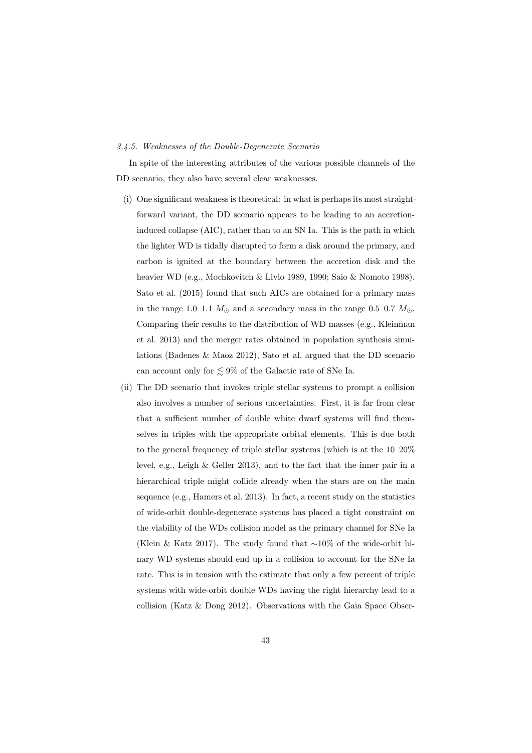### *3.4.5. Weaknesses of the Double-Degenerate Scenario*

In spite of the interesting attributes of the various possible channels of the DD scenario, they also have several clear weaknesses.

(i) One significant weakness is theoretical: in what is perhaps its most straightforward variant, the DD scenario appears to be leading to an accretion-induced collapse (AIC), rather than to an SN Ia. This is the path in which the lighter WD is tidally disrupted to form a disk around the primary, and carbon is ignited at the boundary between the accretion disk and the heavier WD (e.g., Mochkovitch & Livio 1989, 1990; Saio & Nomoto 1998). Sato et al. (2015) found that such AICs are obtained for a primary mass in the range 1.0–1.1 $M_{\odot}$ and a secondary mass in the range 0.5–0.7 $M_{\odot}$. Comparing their results to the distribution of WD masses (e.g., Kleinman et al. 2013) and the merger rates obtained in population synthesis simulations (Badenes & Maoz 2012), Sato et al. argued that the DD scenario can account only for $\lesssim 9\%$ of the Galactic rate of SNe Ia.

(ii) The DD scenario that invokes triple stellar systems to prompt a collision also involves a number of serious uncertainties. First, it is far from clear that a sufficient number of double white dwarf systems will find themselves in triples with the appropriate orbital elements. This is due both to the general frequency of triple stellar systems (which is at the 10–20% level, e.g., Leigh & Geller 2013), and to the fact that the inner pair in a hierarchical triple might collide already when the stars are on the main sequence (e.g., Hamers et al. 2013). In fact, a recent study on the statistics of wide-orbit double-degenerate systems has placed a tight constraint on the viability of the WDs collision model as the primary channel for SNe Ia (Klein & Katz 2017). The study found that $\sim$10% of the wide-orbit binary WD systems should end up in a collision to account for the SNe Ia rate. This is in tension with the estimate that only a few percent of triple systems with wide-orbit double WDs having the right hierarchy lead to a collision (Katz & Dong 2012). Observations with the Gaia Space Obser-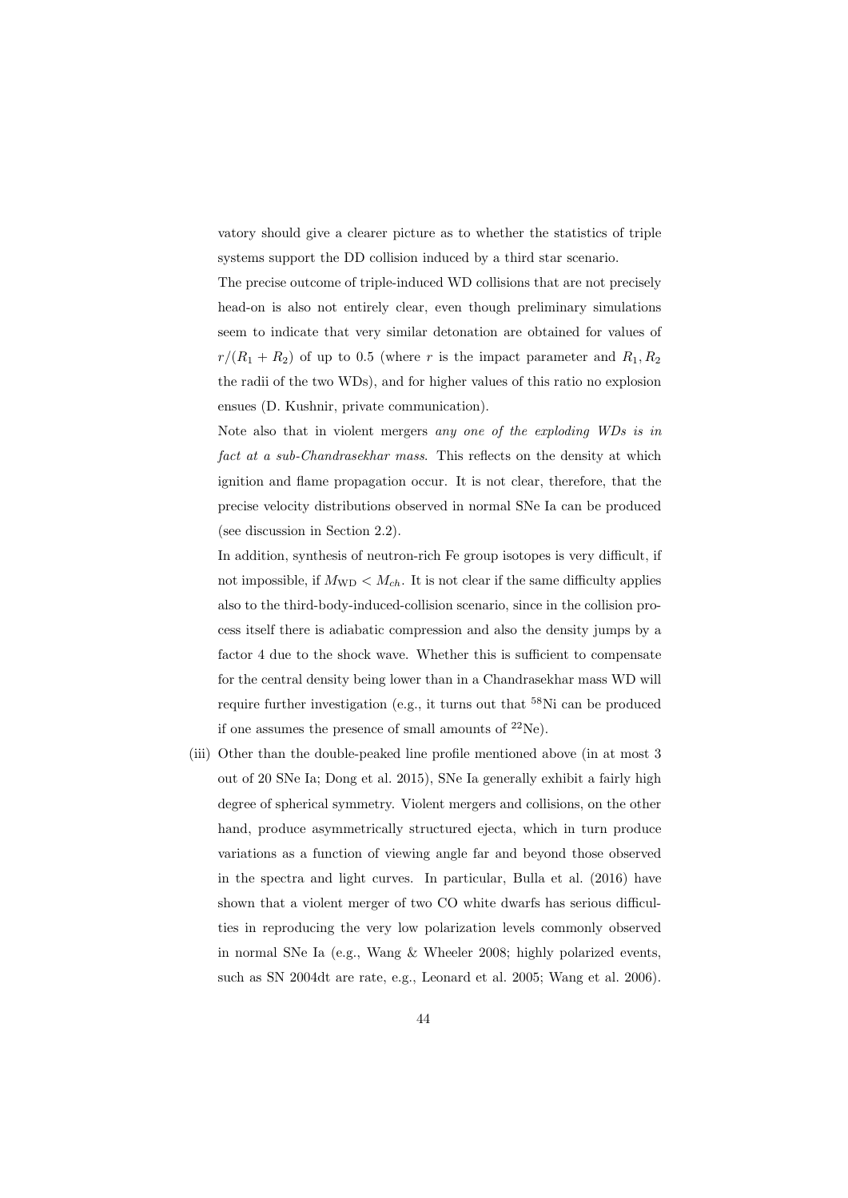vatory should give a clearer picture as to whether the statistics of triple systems support the DD collision induced by a third star scenario.

The precise outcome of triple-induced WD collisions that are not precisely head-on is also not entirely clear, even though preliminary simulations seem to indicate that very similar detonation are obtained for values of $r/(R_1 + R_2)$ of up to 0.5 (where $r$ is the impact parameter and $R_1, R_2$ the radii of the two WDs), and for higher values of this ratio no explosion ensues (D. Kushnir, private communication).

Note also that in violent mergers *any one of the exploding WDs is in fact at a sub-Chandrasekhar mass*. This reflects on the density at which ignition and flame propagation occur. It is not clear, therefore, that the precise velocity distributions observed in normal SNe Ia can be produced (see discussion in Section 2.2).

In addition, synthesis of neutron-rich Fe group isotopes is very difficult, if not impossible, if $M_{\rm WD} < M_{ch}$. It is not clear if the same difficulty applies also to the third-body-induced-collision scenario, since in the collision process itself there is adiabatic compression and also the density jumps by a factor 4 due to the shock wave. Whether this is sufficient to compensate for the central density being lower than in a Chandrasekhar mass WD will require further investigation (e.g., it turns out that $^{58}$Ni can be produced if one assumes the presence of small amounts of $^{22}$Ne).

(iii) Other than the double-peaked line profile mentioned above (in at most 3 out of 20 SNe Ia; Dong et al. 2015), SNe Ia generally exhibit a fairly high degree of spherical symmetry. Violent mergers and collisions, on the other hand, produce asymmetrically structured ejecta, which in turn produce variations as a function of viewing angle far and beyond those observed in the spectra and light curves. In particular, Bulla et al. (2016) have shown that a violent merger of two CO white dwarfs has serious difficulties in reproducing the very low polarization levels commonly observed in normal SNe Ia (e.g., Wang & Wheeler 2008; highly polarized events, such as SN 2004dt are rate, e.g., Leonard et al. 2005; Wang et al. 2006).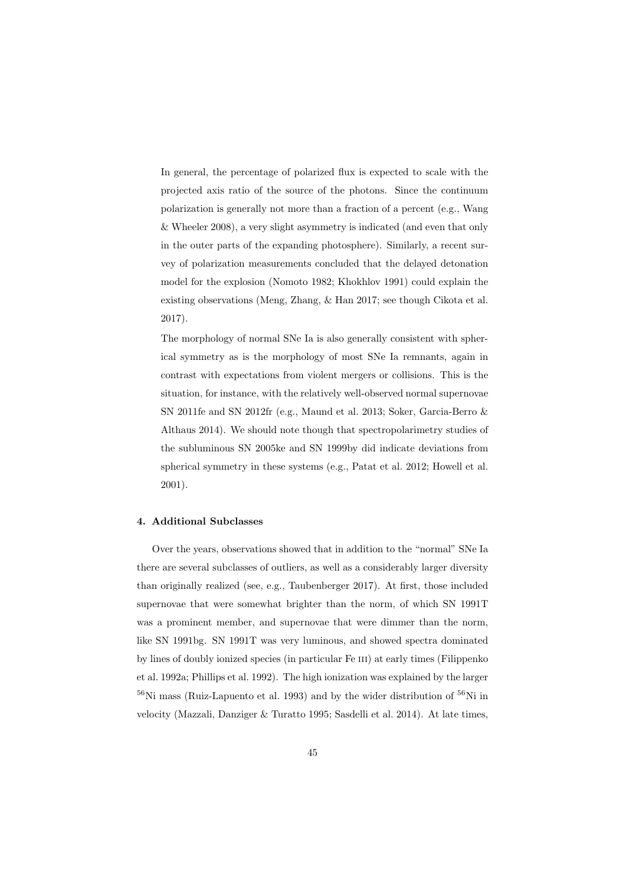In general, the percentage of polarized flux is expected to scale with the projected axis ratio of the source of the photons. Since the continuum polarization is generally not more than a fraction of a percent (e.g., Wang & Wheeler 2008), a very slight asymmetry is indicated (and even that only in the outer parts of the expanding photosphere). Similarly, a recent survey of polarization measurements concluded that the delayed detonation model for the explosion (Nomoto 1982; Khokhlov 1991) could explain the existing observations (Meng, Zhang, & Han 2017; see though Cikota et al. 2017).

The morphology of normal SNe Ia is also generally consistent with spherical symmetry as is the morphology of most SNe Ia remnants, again in contrast with expectations from violent mergers or collisions. This is the situation, for instance, with the relatively well-observed normal supernovae SN 2011fe and SN 2012fr (e.g., Maund et al. 2013; Soker, Garcia-Berro & Althaus 2014). We should note though that spectropolarimetry studies of the subluminous SN 2005ke and SN 1999by did indicate deviations from spherical symmetry in these systems (e.g., Patat et al. 2012; Howell et al. 2001).

#### 4. Additional Subclasses

Over the years, observations showed that in addition to the "normal" SNe Ia there are several subclasses of outliers, as well as a considerably larger diversity than originally realized (see, e.g., Taubenberger 2017). At first, those included supernovae that were somewhat brighter than the norm, of which SN 1991T was a prominent member, and supernovae that were dimmer than the norm, like SN 1991bg. SN 1991T was very luminous, and showed spectra dominated by lines of doubly ionized species (in particular Fe III) at early times (Filippenko et al. 1992a; Phillips et al. 1992). The high ionization was explained by the larger $^{56}$Ni mass (Ruiz-Lapuento et al. 1993) and by the wider distribution of $^{56}$Ni in velocity (Mazzali, Danziger & Turatto 1995; Sasdelli et al. 2014). At late times,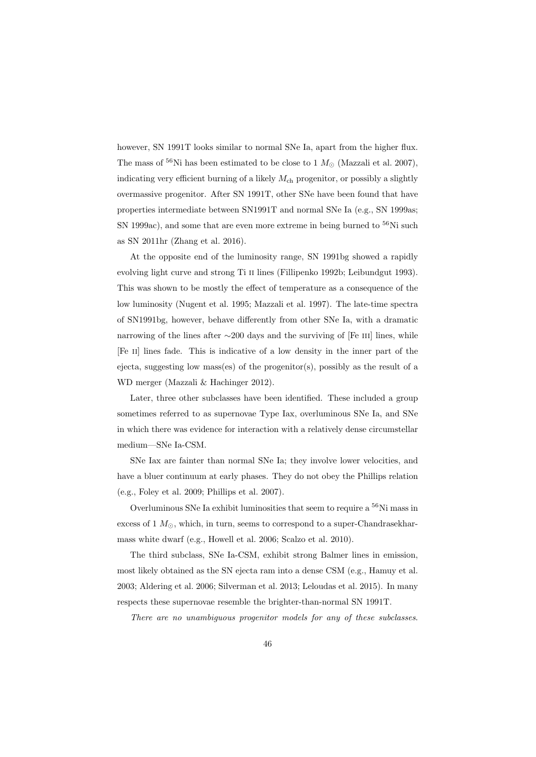however, SN 1991T looks similar to normal SNe Ia, apart from the higher flux. The mass of $^{56}$Ni has been estimated to be close to 1 $M_{\odot}$ (Mazzali et al. 2007), indicating very efficient burning of a likely $M_{\rm ch}$ progenitor, or possibly a slightly overmassive progenitor. After SN 1991T, other SNe have been found that have properties intermediate between SN1991T and normal SNe Ia (e.g., SN 1999as; SN 1999ac), and some that are even more extreme in being burned to $^{56}$Ni such as SN 2011hr (Zhang et al. 2016).

At the opposite end of the luminosity range, SN 1991bg showed a rapidly evolving light curve and strong Ti II lines (Fillipenko 1992b; Leibundgut 1993). This was shown to be mostly the effect of temperature as a consequence of the low luminosity (Nugent et al. 1995; Mazzali et al. 1997). The late-time spectra of SN1991bg, however, behave differently from other SNe Ia, with a dramatic narrowing of the lines after ∼200 days and the surviving of [Fe III] lines, while [Fe II] lines fade. This is indicative of a low density in the inner part of the ejecta, suggesting low mass(es) of the progenitor(s), possibly as the result of a WD merger (Mazzali & Hachinger 2012).

Later, three other subclasses have been identified. These included a group sometimes referred to as supernovae Type Iax, overluminous SNe Ia, and SNe in which there was evidence for interaction with a relatively dense circumstellar medium—SNe Ia-CSM.

SNe Iax are fainter than normal SNe Ia; they involve lower velocities, and have a bluer continuum at early phases. They do not obey the Phillips relation (e.g., Foley et al. 2009; Phillips et al. 2007).

Overluminous SNe Ia exhibit luminosities that seem to require a $^{56}$Ni mass in excess of 1 $M_{\odot}$, which, in turn, seems to correspond to a super-Chandrasekhar-mass white dwarf (e.g., Howell et al. 2006; Scalzo et al. 2010).

The third subclass, SNe Ia-CSM, exhibit strong Balmer lines in emission, most likely obtained as the SN ejecta ram into a dense CSM (e.g., Hamuy et al. 2003; Aldering et al. 2006; Silverman et al. 2013; Leloudas et al. 2015). In many respects these supernovae resemble the brighter-than-normal SN 1991T.

*There are no unambiguous progenitor models for any of these subclasses.*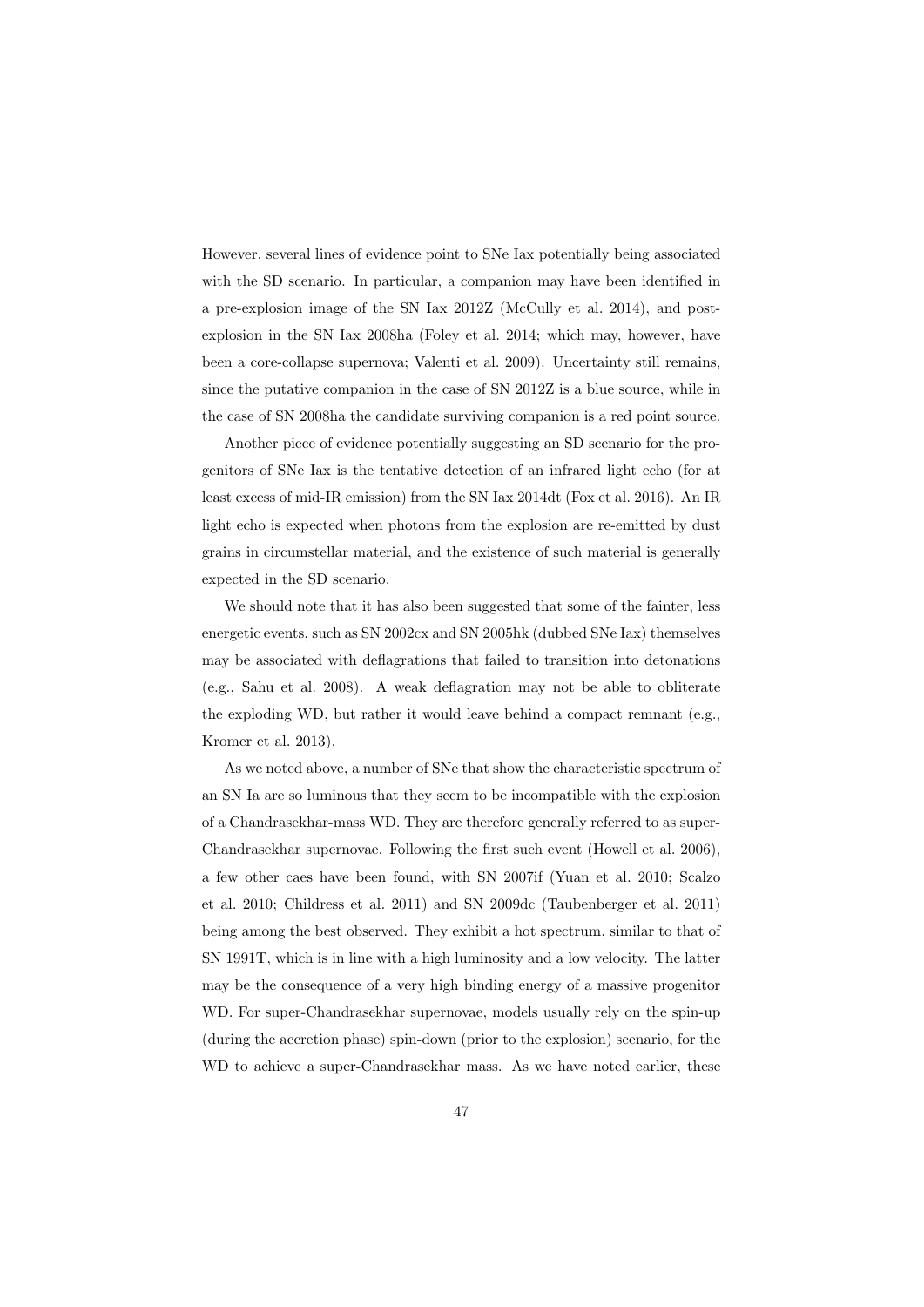However, several lines of evidence point to SNe Iax potentially being associated with the SD scenario. In particular, a companion may have been identified in a pre-explosion image of the SN Iax 2012Z (McCully et al. 2014), and post-explosion in the SN Iax 2008ha (Foley et al. 2014; which may, however, have been a core-collapse supernova; Valenti et al. 2009). Uncertainty still remains, since the putative companion in the case of SN 2012Z is a blue source, while in the case of SN 2008ha the candidate surviving companion is a red point source.

Another piece of evidence potentially suggesting an SD scenario for the progenitors of SNe Iax is the tentative detection of an infrared light echo (for at least excess of mid-IR emission) from the SN Iax 2014dt (Fox et al. 2016). An IR light echo is expected when photons from the explosion are re-emitted by dust grains in circumstellar material, and the existence of such material is generally expected in the SD scenario.

We should note that it has also been suggested that some of the fainter, less energetic events, such as SN 2002cx and SN 2005hk (dubbed SNe Iax) themselves may be associated with deflagrations that failed to transition into detonations (e.g., Sahu et al. 2008). A weak deflagration may not be able to obliterate the exploding WD, but rather it would leave behind a compact remnant (e.g., Kromer et al. 2013).

As we noted above, a number of SNe that show the characteristic spectrum of an SN Ia are so luminous that they seem to be incompatible with the explosion of a Chandrasekhar-mass WD. They are therefore generally referred to as super-Chandrasekhar supernovae. Following the first such event (Howell et al. 2006), a few other caes have been found, with SN 2007if (Yuan et al. 2010; Scalzo et al. 2010; Childress et al. 2011) and SN 2009dc (Taubenberger et al. 2011) being among the best observed. They exhibit a hot spectrum, similar to that of SN 1991T, which is in line with a high luminosity and a low velocity. The latter may be the consequence of a very high binding energy of a massive progenitor WD. For super-Chandrasekhar supernovae, models usually rely on the spin-up (during the accretion phase) spin-down (prior to the explosion) scenario, for the WD to achieve a super-Chandrasekhar mass. As we have noted earlier, these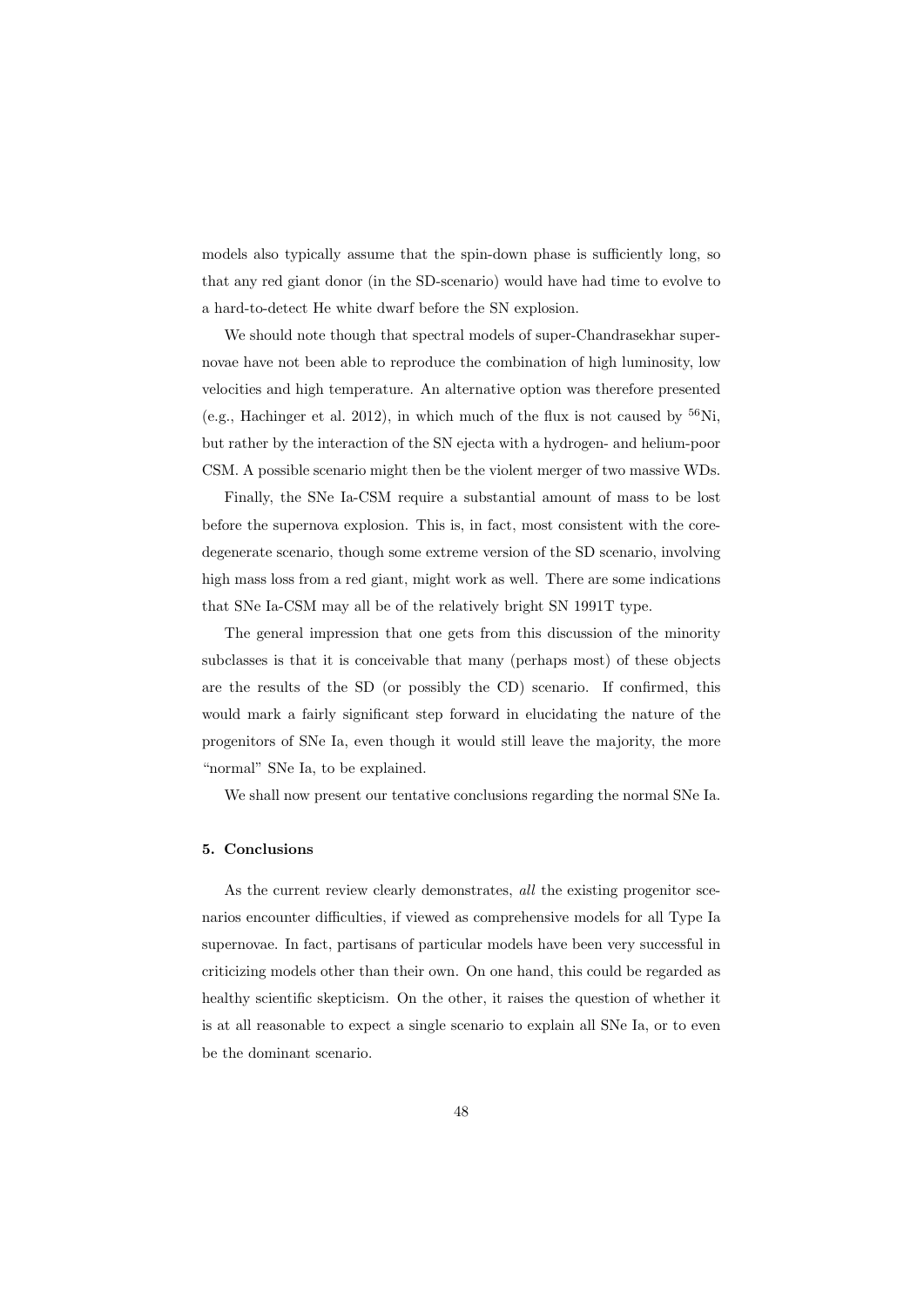models also typically assume that the spin-down phase is sufficiently long, so that any red giant donor (in the SD-scenario) would have had time to evolve to a hard-to-detect He white dwarf before the SN explosion.

We should note though that spectral models of super-Chandrasekhar supernovae have not been able to reproduce the combination of high luminosity, low velocities and high temperature. An alternative option was therefore presented (e.g., Hachinger et al. 2012), in which much of the flux is not caused by $^{56}$Ni, but rather by the interaction of the SN ejecta with a hydrogen- and helium-poor CSM. A possible scenario might then be the violent merger of two massive WDs.

Finally, the SNe Ia-CSM require a substantial amount of mass to be lost before the supernova explosion. This is, in fact, most consistent with the core-degenerate scenario, though some extreme version of the SD scenario, involving high mass loss from a red giant, might work as well. There are some indications that SNe Ia-CSM may all be of the relatively bright SN 1991T type.

The general impression that one gets from this discussion of the minority subclasses is that it is conceivable that many (perhaps most) of these objects are the results of the SD (or possibly the CD) scenario. If confirmed, this would mark a fairly significant step forward in elucidating the nature of the progenitors of SNe Ia, even though it would still leave the majority, the more "normal" SNe Ia, to be explained.

We shall now present our tentative conclusions regarding the normal SNe Ia.

### 5. Conclusions

As the current review clearly demonstrates, *all* the existing progenitor scenarios encounter difficulties, if viewed as comprehensive models for all Type Ia supernovae. In fact, partisans of particular models have been very successful in criticizing models other than their own. On one hand, this could be regarded as healthy scientific skepticism. On the other, it raises the question of whether it is at all reasonable to expect a single scenario to explain all SNe Ia, or to even be the dominant scenario.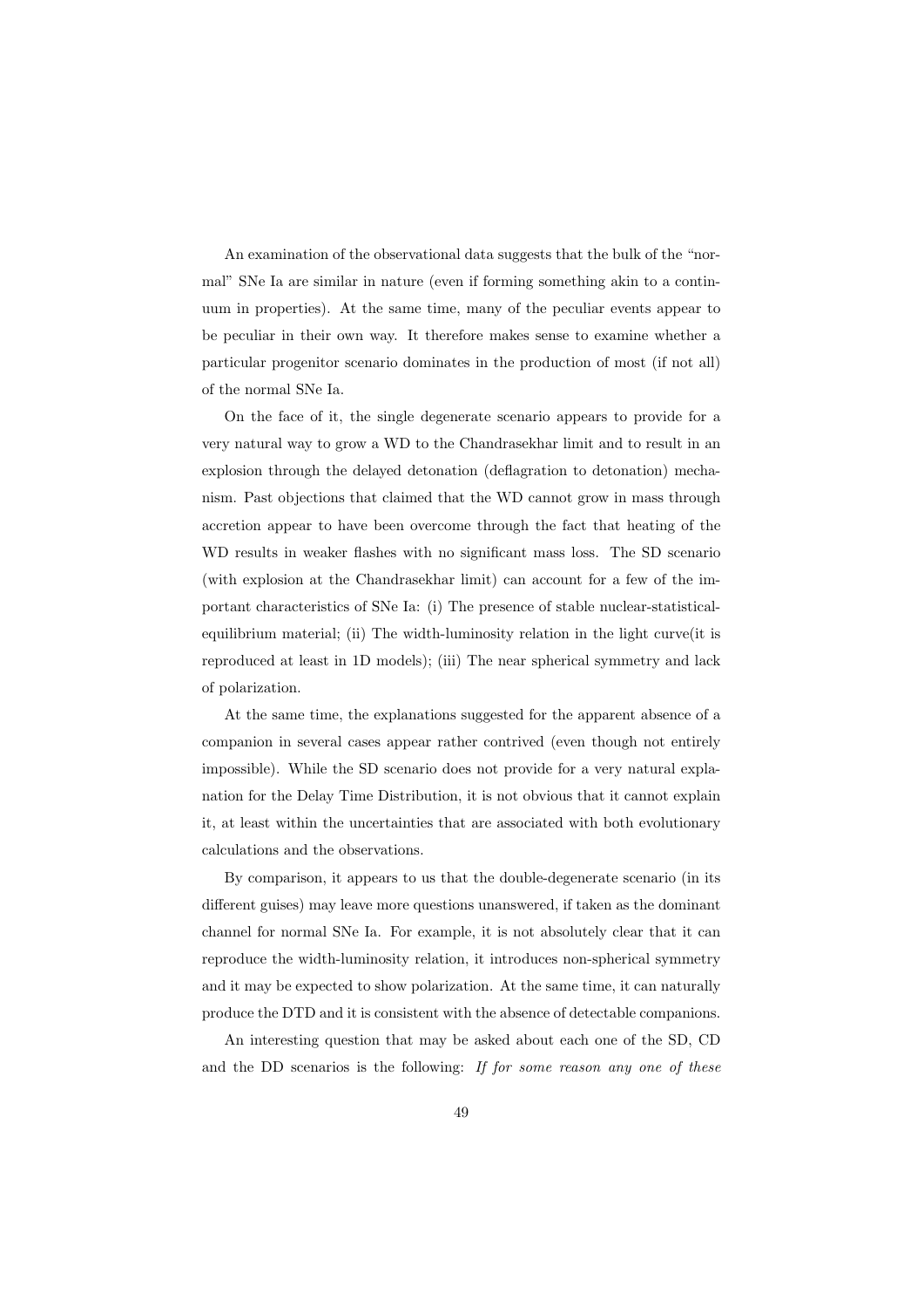An examination of the observational data suggests that the bulk of the "normal" SNe Ia are similar in nature (even if forming something akin to a continuum in properties). At the same time, many of the peculiar events appear to be peculiar in their own way. It therefore makes sense to examine whether a particular progenitor scenario dominates in the production of most (if not all) of the normal SNe Ia.

On the face of it, the single degenerate scenario appears to provide for a very natural way to grow a WD to the Chandrasekhar limit and to result in an explosion through the delayed detonation (deflagration to detonation) mechanism. Past objections that claimed that the WD cannot grow in mass through accretion appear to have been overcome through the fact that heating of the WD results in weaker flashes with no significant mass loss. The SD scenario (with explosion at the Chandrasekhar limit) can account for a few of the important characteristics of SNe Ia: (i) The presence of stable nuclear-statistical-equilibrium material; (ii) The width-luminosity relation in the light curve(it is reproduced at least in 1D models); (iii) The near spherical symmetry and lack of polarization.

At the same time, the explanations suggested for the apparent absence of a companion in several cases appear rather contrived (even though not entirely impossible). While the SD scenario does not provide for a very natural explanation for the Delay Time Distribution, it is not obvious that it cannot explain it, at least within the uncertainties that are associated with both evolutionary calculations and the observations.

By comparison, it appears to us that the double-degenerate scenario (in its different guises) may leave more questions unanswered, if taken as the dominant channel for normal SNe Ia. For example, it is not absolutely clear that it can reproduce the width-luminosity relation, it introduces non-spherical symmetry and it may be expected to show polarization. At the same time, it can naturally produce the DTD and it is consistent with the absence of detectable companions.

An interesting question that may be asked about each one of the SD, CD and the DD scenarios is the following: *If for some reason any one of these*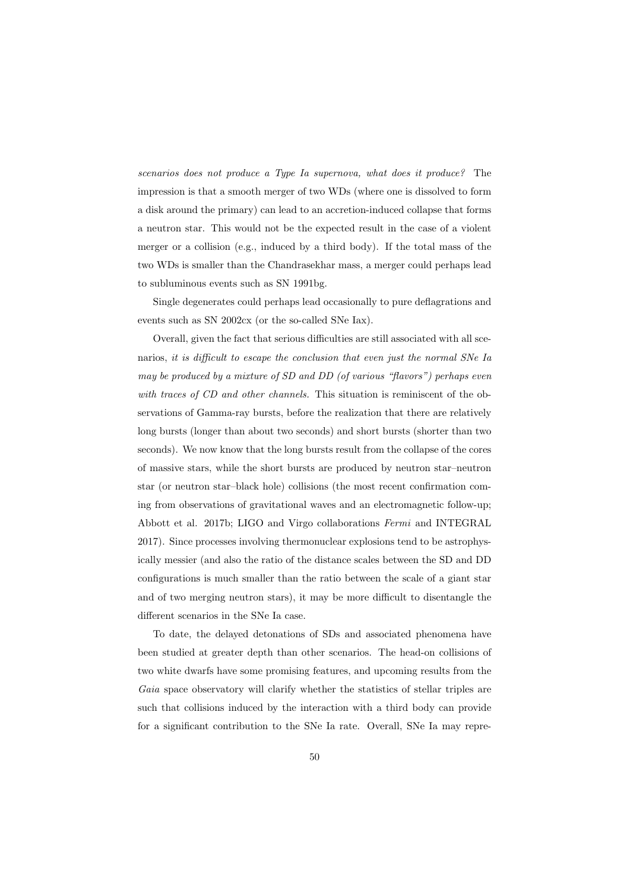*scenarios does not produce a Type Ia supernova, what does it produce?* The impression is that a smooth merger of two WDs (where one is dissolved to form a disk around the primary) can lead to an accretion-induced collapse that forms a neutron star. This would not be the expected result in the case of a violent merger or a collision (e.g., induced by a third body). If the total mass of the two WDs is smaller than the Chandrasekhar mass, a merger could perhaps lead to subluminous events such as SN 1991bg.

Single degenerates could perhaps lead occasionally to pure deflagrations and events such as SN 2002cx (or the so-called SNe Iax).

Overall, given the fact that serious difficulties are still associated with all scenarios, *it is difficult to escape the conclusion that even just the normal SNe Ia may be produced by a mixture of SD and DD (of various "flavors") perhaps even with traces of CD and other channels.* This situation is reminiscent of the observations of Gamma-ray bursts, before the realization that there are relatively long bursts (longer than about two seconds) and short bursts (shorter than two seconds). We now know that the long bursts result from the collapse of the cores of massive stars, while the short bursts are produced by neutron star–neutron star (or neutron star–black hole) collisions (the most recent confirmation coming from observations of gravitational waves and an electromagnetic follow-up; Abbott et al. 2017b; LIGO and Virgo collaborations *Fermi* and INTEGRAL 2017). Since processes involving thermonuclear explosions tend to be astrophysically messier (and also the ratio of the distance scales between the SD and DD configurations is much smaller than the ratio between the scale of a giant star and of two merging neutron stars), it may be more difficult to disentangle the different scenarios in the SNe Ia case.

To date, the delayed detonations of SDs and associated phenomena have been studied at greater depth than other scenarios. The head-on collisions of two white dwarfs have some promising features, and upcoming results from the *Gaia* space observatory will clarify whether the statistics of stellar triples are such that collisions induced by the interaction with a third body can provide for a significant contribution to the SNe Ia rate. Overall, SNe Ia may repre-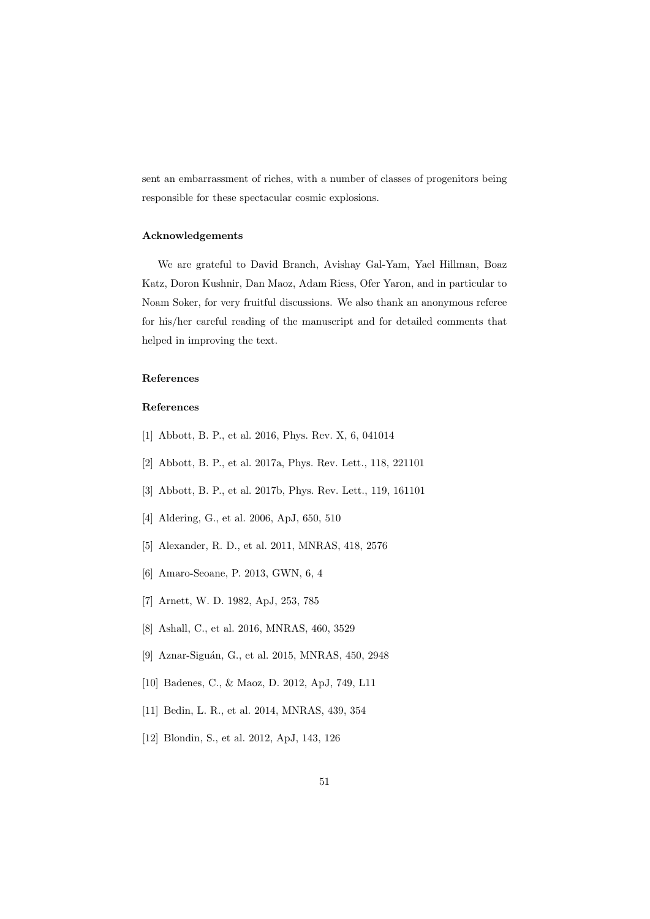sent an embarrassment of riches, with a number of classes of progenitors being responsible for these spectacular cosmic explosions.

### Acknowledgements

We are grateful to David Branch, Avishay Gal-Yam, Yael Hillman, Boaz Katz, Doron Kushnir, Dan Maoz, Adam Riess, Ofer Yaron, and in particular to Noam Soker, for very fruitful discussions. We also thank an anonymous referee for his/her careful reading of the manuscript and for detailed comments that helped in improving the text.

### References

### References

[1] Abbott, B. P., et al. 2016, Phys. Rev. X, 6, 041014

[2] Abbott, B. P., et al. 2017a, Phys. Rev. Lett., 118, 221101

[3] Abbott, B. P., et al. 2017b, Phys. Rev. Lett., 119, 161101

[4] Aldering, G., et al. 2006, ApJ, 650, 510

[5] Alexander, R. D., et al. 2011, MNRAS, 418, 2576

[6] Amaro-Seoane, P. 2013, GWN, 6, 4

[7] Arnett, W. D. 1982, ApJ, 253, 785

[8] Ashall, C., et al. 2016, MNRAS, 460, 3529

[9] Aznar-Siguán, G., et al. 2015, MNRAS, 450, 2948

[10] Badenes, C., & Maoz, D. 2012, ApJ, 749, L11

[11] Bedin, L. R., et al. 2014, MNRAS, 439, 354

[12] Blondin, S., et al. 2012, ApJ, 143, 126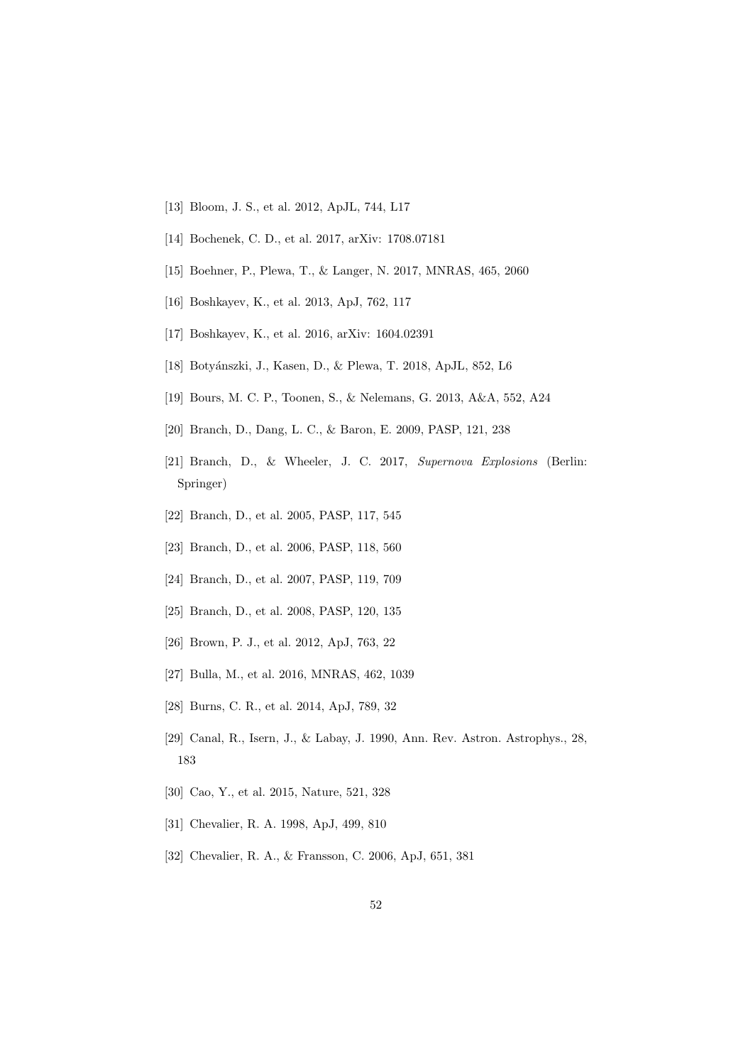[13] Bloom, J. S., et al. 2012, ApJL, 744, L17

[14] Bochenek, C. D., et al. 2017, arXiv: 1708.07181

[15] Boehner, P., Plewa, T., & Langer, N. 2017, MNRAS, 465, 2060

[16] Boshkayev, K., et al. 2013, ApJ, 762, 117

[17] Boshkayev, K., et al. 2016, arXiv: 1604.02391

[18] Botyánszki, J., Kasen, D., & Plewa, T. 2018, ApJL, 852, L6

[19] Bours, M. C. P., Toonen, S., & Nelemans, G. 2013, A&A, 552, A24

[20] Branch, D., Dang, L. C., & Baron, E. 2009, PASP, 121, 238

[21] Branch, D., & Wheeler, J. C. 2017, *Supernova Explosions* (Berlin: Springer)

[22] Branch, D., et al. 2005, PASP, 117, 545

[23] Branch, D., et al. 2006, PASP, 118, 560

[24] Branch, D., et al. 2007, PASP, 119, 709

[25] Branch, D., et al. 2008, PASP, 120, 135

[26] Brown, P. J., et al. 2012, ApJ, 763, 22

[27] Bulla, M., et al. 2016, MNRAS, 462, 1039

[28] Burns, C. R., et al. 2014, ApJ, 789, 32

[29] Canal, R., Isern, J., & Labay, J. 1990, Ann. Rev. Astron. Astrophys., 28, 183

[30] Cao, Y., et al. 2015, Nature, 521, 328

[31] Chevalier, R. A. 1998, ApJ, 499, 810

[32] Chevalier, R. A., & Fransson, C. 2006, ApJ, 651, 381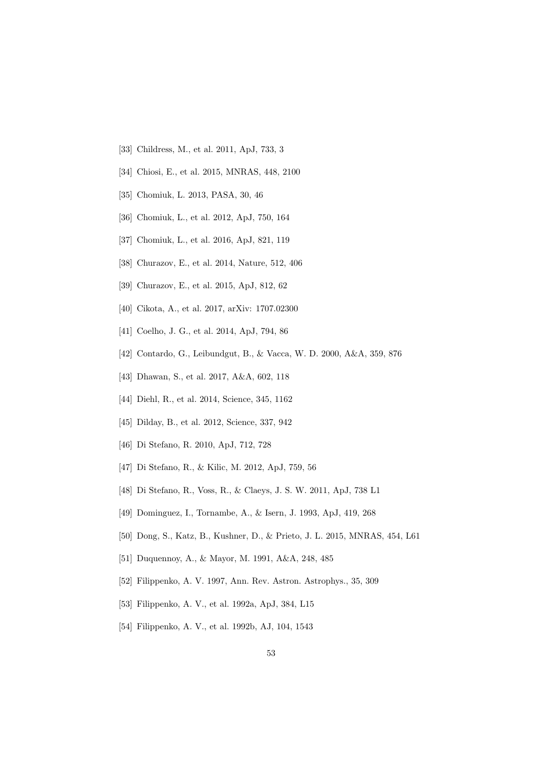[33] Childress, M., et al. 2011, ApJ, 733, 3

[34] Chiosi, E., et al. 2015, MNRAS, 448, 2100

[35] Chomiuk, L. 2013, PASA, 30, 46

[36] Chomiuk, L., et al. 2012, ApJ, 750, 164

[37] Chomiuk, L., et al. 2016, ApJ, 821, 119

[38] Churazov, E., et al. 2014, Nature, 512, 406

[39] Churazov, E., et al. 2015, ApJ, 812, 62

[40] Cikota, A., et al. 2017, arXiv: 1707.02300

[41] Coelho, J. G., et al. 2014, ApJ, 794, 86

[42] Contardo, G., Leibundgut, B., & Vacca, W. D. 2000, A&A, 359, 876

[43] Dhawan, S., et al. 2017, A&A, 602, 118

[44] Diehl, R., et al. 2014, Science, 345, 1162

[45] Dilday, B., et al. 2012, Science, 337, 942

[46] Di Stefano, R. 2010, ApJ, 712, 728

[47] Di Stefano, R., & Kilic, M. 2012, ApJ, 759, 56

[48] Di Stefano, R., Voss, R., & Claeys, J. S. W. 2011, ApJ, 738 L1

[49] Dominguez, I., Tornambe, A., & Isern, J. 1993, ApJ, 419, 268

[50] Dong, S., Katz, B., Kushner, D., & Prieto, J. L. 2015, MNRAS, 454, L61

[51] Duquennoy, A., & Mayor, M. 1991, A&A, 248, 485

[52] Filippenko, A. V. 1997, Ann. Rev. Astron. Astrophys., 35, 309

[53] Filippenko, A. V., et al. 1992a, ApJ, 384, L15

[54] Filippenko, A. V., et al. 1992b, AJ, 104, 1543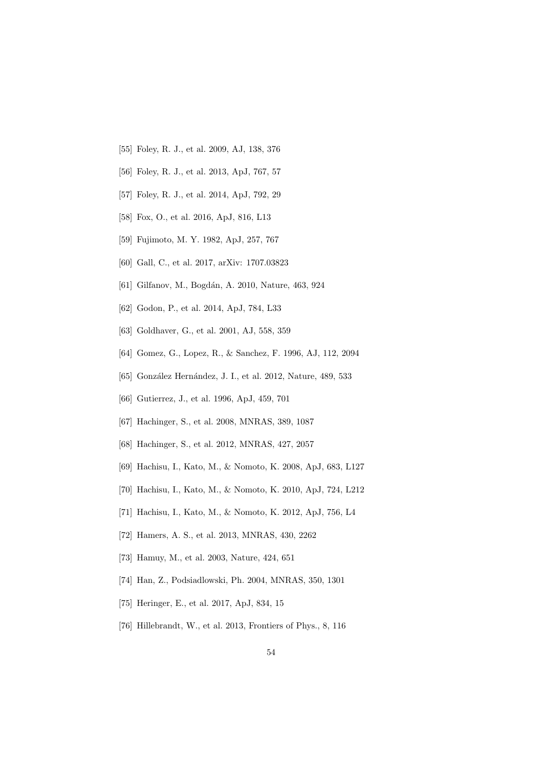[55] Foley, R. J., et al. 2009, AJ, 138, 376

[56] Foley, R. J., et al. 2013, ApJ, 767, 57

[57] Foley, R. J., et al. 2014, ApJ, 792, 29

[58] Fox, O., et al. 2016, ApJ, 816, L13

[59] Fujimoto, M. Y. 1982, ApJ, 257, 767

[60] Gall, C., et al. 2017, arXiv: 1707.03823

[61] Gilfanov, M., Bogdán, A. 2010, Nature, 463, 924

[62] Godon, P., et al. 2014, ApJ, 784, L33

[63] Goldhaver, G., et al. 2001, AJ, 558, 359

[64] Gomez, G., Lopez, R., & Sanchez, F. 1996, AJ, 112, 2094

[65] González Hernández, J. I., et al. 2012, Nature, 489, 533

[66] Gutierrez, J., et al. 1996, ApJ, 459, 701

[67] Hachinger, S., et al. 2008, MNRAS, 389, 1087

[68] Hachinger, S., et al. 2012, MNRAS, 427, 2057

[69] Hachisu, I., Kato, M., & Nomoto, K. 2008, ApJ, 683, L127

[70] Hachisu, I., Kato, M., & Nomoto, K. 2010, ApJ, 724, L212

[71] Hachisu, I., Kato, M., & Nomoto, K. 2012, ApJ, 756, L4

[72] Hamers, A. S., et al. 2013, MNRAS, 430, 2262

[73] Hamuy, M., et al. 2003, Nature, 424, 651

[74] Han, Z., Podsiadlowski, Ph. 2004, MNRAS, 350, 1301

[75] Heringer, E., et al. 2017, ApJ, 834, 15

[76] Hillebrandt, W., et al. 2013, Frontiers of Phys., 8, 116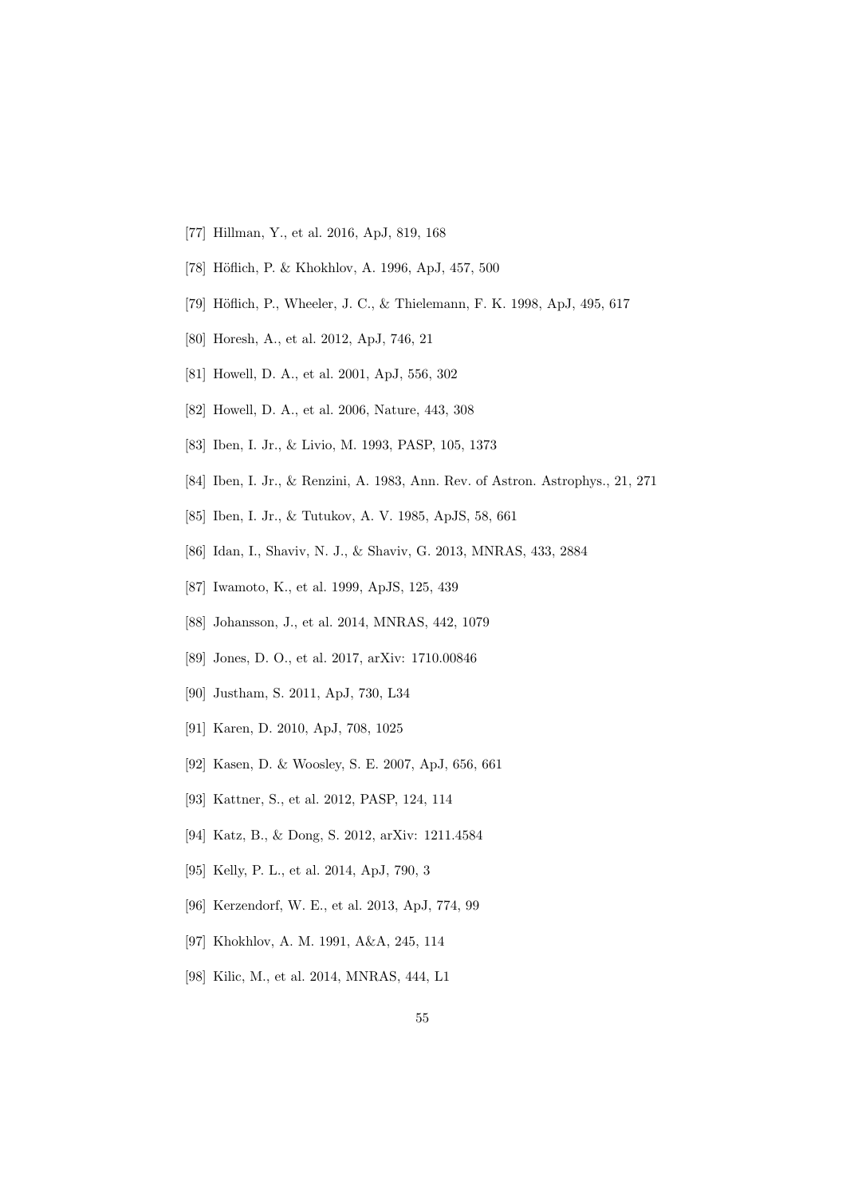[77] Hillman, Y., et al. 2016, ApJ, 819, 168

[78] Höflich, P. & Khokhlov, A. 1996, ApJ, 457, 500

[79] Höflich, P., Wheeler, J. C., & Thielemann, F. K. 1998, ApJ, 495, 617

[80] Horesh, A., et al. 2012, ApJ, 746, 21

[81] Howell, D. A., et al. 2001, ApJ, 556, 302

[82] Howell, D. A., et al. 2006, Nature, 443, 308

[83] Iben, I. Jr., & Livio, M. 1993, PASP, 105, 1373

[84] Iben, I. Jr., & Renzini, A. 1983, Ann. Rev. of Astron. Astrophys., 21, 271

[85] Iben, I. Jr., & Tutukov, A. V. 1985, ApJS, 58, 661

[86] Idan, I., Shaviv, N. J., & Shaviv, G. 2013, MNRAS, 433, 2884

[87] Iwamoto, K., et al. 1999, ApJS, 125, 439

[88] Johansson, J., et al. 2014, MNRAS, 442, 1079

[89] Jones, D. O., et al. 2017, arXiv: 1710.00846

[90] Justham, S. 2011, ApJ, 730, L34

[91] Karen, D. 2010, ApJ, 708, 1025

[92] Kasen, D. & Woosley, S. E. 2007, ApJ, 656, 661

[93] Kattner, S., et al. 2012, PASP, 124, 114

[94] Katz, B., & Dong, S. 2012, arXiv: 1211.4584

[95] Kelly, P. L., et al. 2014, ApJ, 790, 3

[96] Kerzendorf, W. E., et al. 2013, ApJ, 774, 99

[97] Khokhlov, A. M. 1991, A&A, 245, 114

[98] Kilic, M., et al. 2014, MNRAS, 444, L1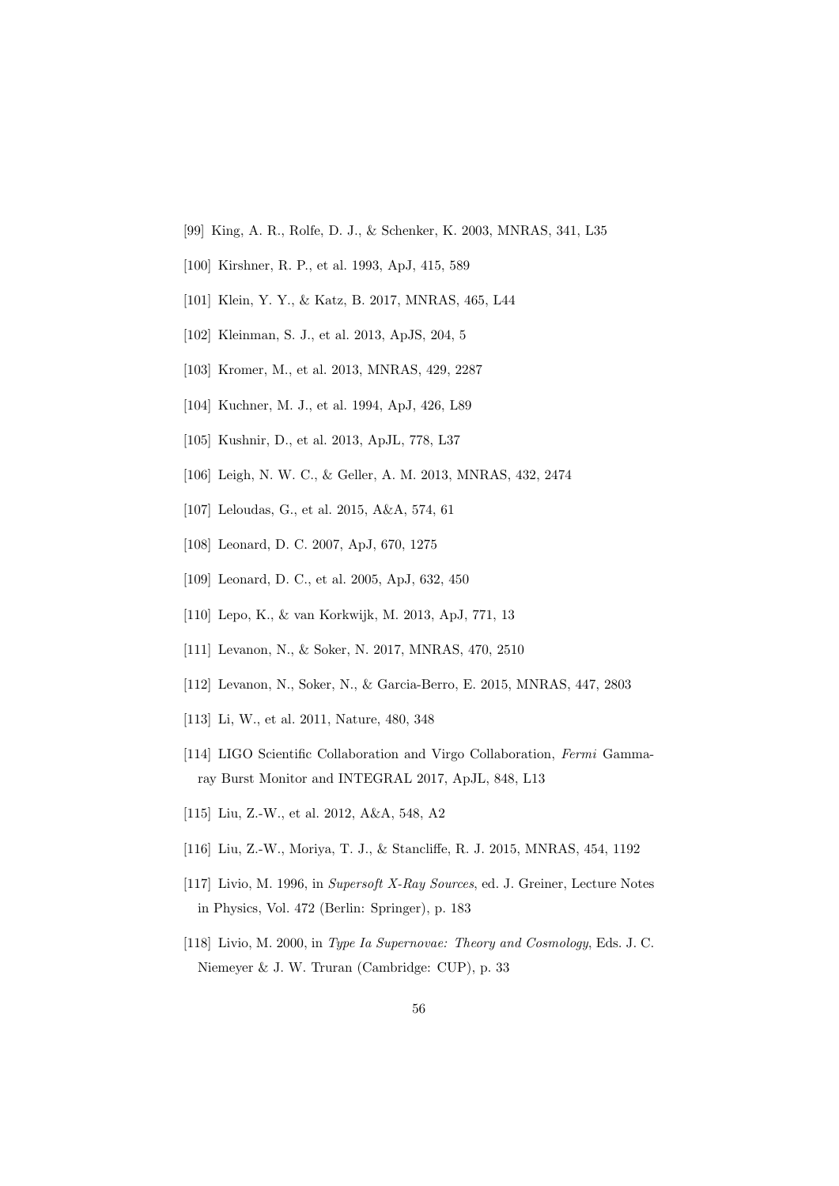[99] King, A. R., Rolfe, D. J., & Schenker, K. 2003, MNRAS, 341, L35

[100] Kirshner, R. P., et al. 1993, ApJ, 415, 589

[101] Klein, Y. Y., & Katz, B. 2017, MNRAS, 465, L44

[102] Kleinman, S. J., et al. 2013, ApJS, 204, 5

[103] Kromer, M., et al. 2013, MNRAS, 429, 2287

[104] Kuchner, M. J., et al. 1994, ApJ, 426, L89

[105] Kushnir, D., et al. 2013, ApJL, 778, L37

[106] Leigh, N. W. C., & Geller, A. M. 2013, MNRAS, 432, 2474

[107] Leloudas, G., et al. 2015, A&A, 574, 61

[108] Leonard, D. C. 2007, ApJ, 670, 1275

[109] Leonard, D. C., et al. 2005, ApJ, 632, 450

[110] Lepo, K., & van Korkwijk, M. 2013, ApJ, 771, 13

[111] Levanon, N., & Soker, N. 2017, MNRAS, 470, 2510

[112] Levanon, N., Soker, N., & Garcia-Berro, E. 2015, MNRAS, 447, 2803

[113] Li, W., et al. 2011, Nature, 480, 348

[114] LIGO Scientific Collaboration and Virgo Collaboration, *Fermi* Gamma-ray Burst Monitor and INTEGRAL 2017, ApJL, 848, L13

[115] Liu, Z.-W., et al. 2012, A&A, 548, A2

[116] Liu, Z.-W., Moriya, T. J., & Stancliffe, R. J. 2015, MNRAS, 454, 1192

[117] Livio, M. 1996, in *Supersoft X-Ray Sources*, ed. J. Greiner, Lecture Notes in Physics, Vol. 472 (Berlin: Springer), p. 183

[118] Livio, M. 2000, in *Type Ia Supernovae: Theory and Cosmology*, Eds. J. C. Niemeyer & J. W. Truran (Cambridge: CUP), p. 33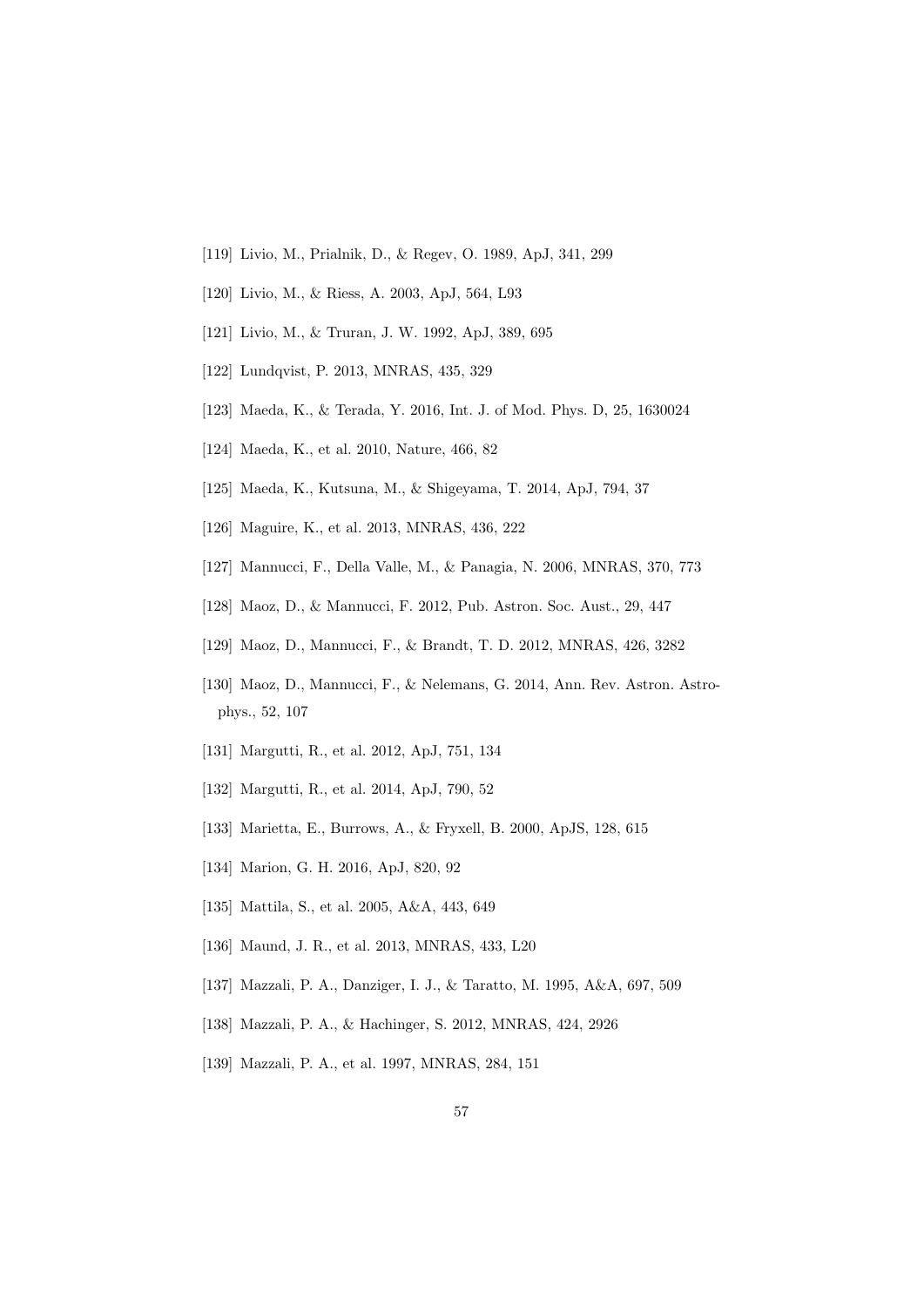[119] Livio, M., Prialnik, D., & Regev, O. 1989, ApJ, 341, 299

[120] Livio, M., & Riess, A. 2003, ApJ, 564, L93

[121] Livio, M., & Truran, J. W. 1992, ApJ, 389, 695

[122] Lundqvist, P. 2013, MNRAS, 435, 329

[123] Maeda, K., & Terada, Y. 2016, Int. J. of Mod. Phys. D, 25, 1630024

[124] Maeda, K., et al. 2010, Nature, 466, 82

[125] Maeda, K., Kutsuna, M., & Shigeyama, T. 2014, ApJ, 794, 37

[126] Maguire, K., et al. 2013, MNRAS, 436, 222

[127] Mannucci, F., Della Valle, M., & Panagia, N. 2006, MNRAS, 370, 773

[128] Maoz, D., & Mannucci, F. 2012, Pub. Astron. Soc. Aust., 29, 447

[129] Maoz, D., Mannucci, F., & Brandt, T. D. 2012, MNRAS, 426, 3282

[130] Maoz, D., Mannucci, F., & Nelemans, G. 2014, Ann. Rev. Astron. Astrophys., 52, 107

[131] Margutti, R., et al. 2012, ApJ, 751, 134

[132] Margutti, R., et al. 2014, ApJ, 790, 52

[133] Marietta, E., Burrows, A., & Fryxell, B. 2000, ApJS, 128, 615

[134] Marion, G. H. 2016, ApJ, 820, 92

[135] Mattila, S., et al. 2005, A&A, 443, 649

[136] Maund, J. R., et al. 2013, MNRAS, 433, L20

[137] Mazzali, P. A., Danziger, I. J., & Taratto, M. 1995, A&A, 697, 509

[138] Mazzali, P. A., & Hachinger, S. 2012, MNRAS, 424, 2926

[139] Mazzali, P. A., et al. 1997, MNRAS, 284, 151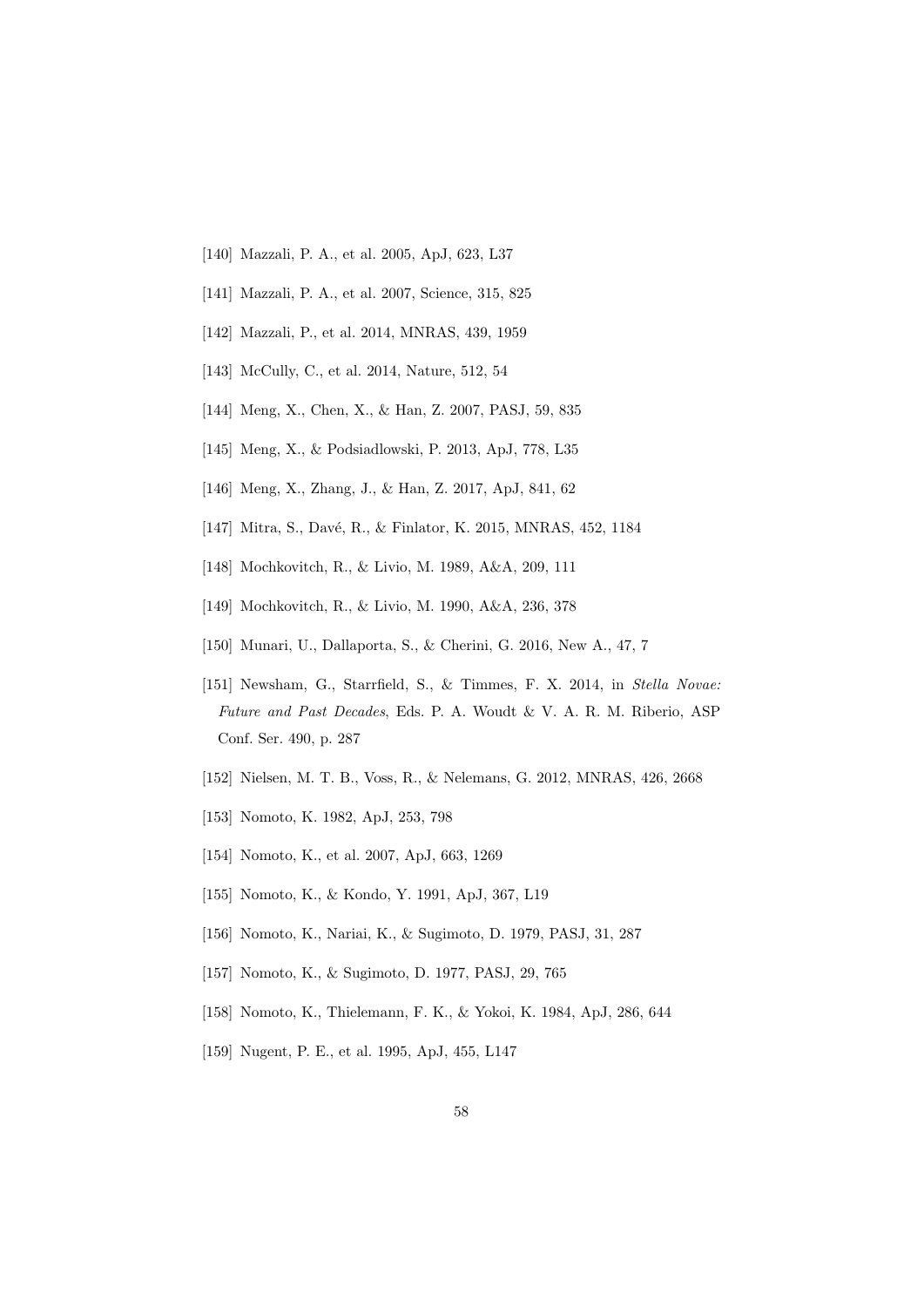[140] Mazzali, P. A., et al. 2005, ApJ, 623, L37

[141] Mazzali, P. A., et al. 2007, Science, 315, 825

[142] Mazzali, P., et al. 2014, MNRAS, 439, 1959

[143] McCully, C., et al. 2014, Nature, 512, 54

[144] Meng, X., Chen, X., & Han, Z. 2007, PASJ, 59, 835

[145] Meng, X., & Podsiadlowski, P. 2013, ApJ, 778, L35

[146] Meng, X., Zhang, J., & Han, Z. 2017, ApJ, 841, 62

[147] Mitra, S., Davé, R., & Finlator, K. 2015, MNRAS, 452, 1184

[148] Mochkovitch, R., & Livio, M. 1989, A&A, 209, 111

[149] Mochkovitch, R., & Livio, M. 1990, A&A, 236, 378

[150] Munari, U., Dallaporta, S., & Cherini, G. 2016, New A., 47, 7

[151] Newsham, G., Starrfield, S., & Timmes, F. X. 2014, in *Stella Novae: Future and Past Decades*, Eds. P. A. Woudt & V. A. R. M. Riberio, ASP Conf. Ser. 490, p. 287

[152] Nielsen, M. T. B., Voss, R., & Nelemans, G. 2012, MNRAS, 426, 2668

[153] Nomoto, K. 1982, ApJ, 253, 798

[154] Nomoto, K., et al. 2007, ApJ, 663, 1269

[155] Nomoto, K., & Kondo, Y. 1991, ApJ, 367, L19

[156] Nomoto, K., Nariai, K., & Sugimoto, D. 1979, PASJ, 31, 287

[157] Nomoto, K., & Sugimoto, D. 1977, PASJ, 29, 765

[158] Nomoto, K., Thielemann, F. K., & Yokoi, K. 1984, ApJ, 286, 644

[159] Nugent, P. E., et al. 1995, ApJ, 455, L147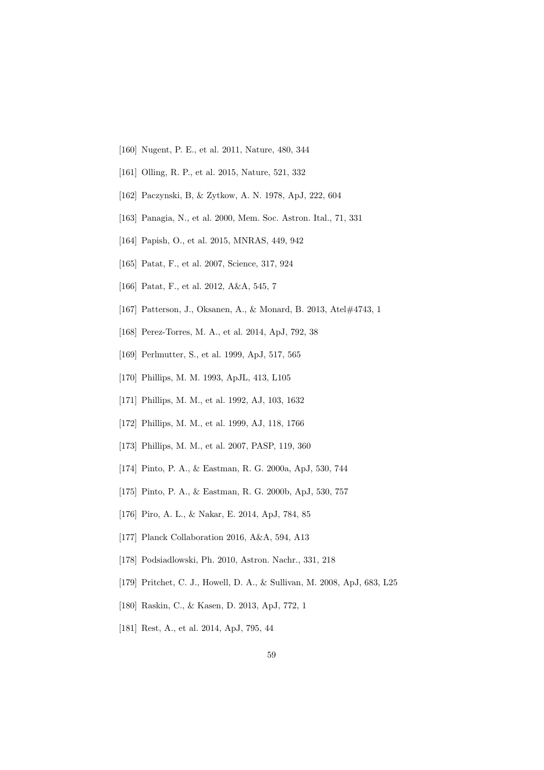[160] Nugent, P. E., et al. 2011, Nature, 480, 344

[161] Olling, R. P., et al. 2015, Nature, 521, 332

[162] Paczynski, B, & Zytkow, A. N. 1978, ApJ, 222, 604

[163] Panagia, N., et al. 2000, Mem. Soc. Astron. Ital., 71, 331

[164] Papish, O., et al. 2015, MNRAS, 449, 942

[165] Patat, F., et al. 2007, Science, 317, 924

[166] Patat, F., et al. 2012, A&A, 545, 7

[167] Patterson, J., Oksanen, A., & Monard, B. 2013, Atel#4743, 1

[168] Perez-Torres, M. A., et al. 2014, ApJ, 792, 38

[169] Perlmutter, S., et al. 1999, ApJ, 517, 565

[170] Phillips, M. M. 1993, ApJL, 413, L105

[171] Phillips, M. M., et al. 1992, AJ, 103, 1632

[172] Phillips, M. M., et al. 1999, AJ, 118, 1766

[173] Phillips, M. M., et al. 2007, PASP, 119, 360

[174] Pinto, P. A., & Eastman, R. G. 2000a, ApJ, 530, 744

[175] Pinto, P. A., & Eastman, R. G. 2000b, ApJ, 530, 757

[176] Piro, A. L., & Nakar, E. 2014, ApJ, 784, 85

[177] Planck Collaboration 2016, A&A, 594, A13

[178] Podsiadlowski, Ph. 2010, Astron. Nachr., 331, 218

[179] Pritchet, C. J., Howell, D. A., & Sullivan, M. 2008, ApJ, 683, L25

[180] Raskin, C., & Kasen, D. 2013, ApJ, 772, 1

[181] Rest, A., et al. 2014, ApJ, 795, 44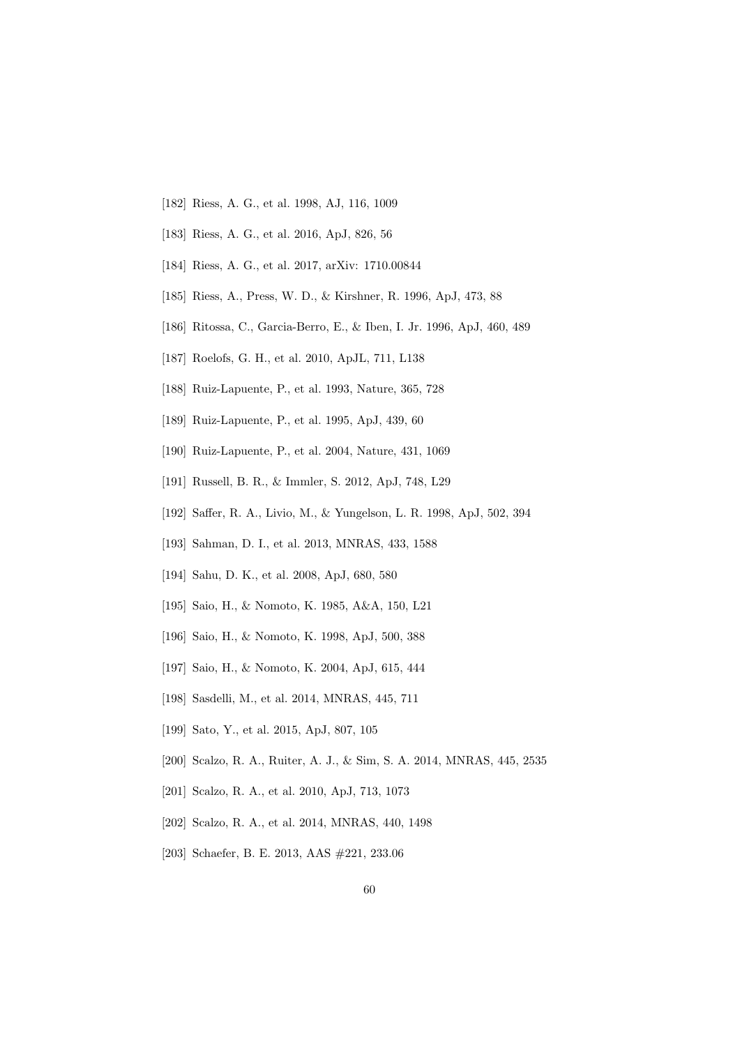[182] Riess, A. G., et al. 1998, AJ, 116, 1009

[183] Riess, A. G., et al. 2016, ApJ, 826, 56

[184] Riess, A. G., et al. 2017, arXiv: 1710.00844

[185] Riess, A., Press, W. D., & Kirshner, R. 1996, ApJ, 473, 88

[186] Ritossa, C., Garcia-Berro, E., & Iben, I. Jr. 1996, ApJ, 460, 489

[187] Roelofs, G. H., et al. 2010, ApJL, 711, L138

[188] Ruiz-Lapuente, P., et al. 1993, Nature, 365, 728

[189] Ruiz-Lapuente, P., et al. 1995, ApJ, 439, 60

[190] Ruiz-Lapuente, P., et al. 2004, Nature, 431, 1069

[191] Russell, B. R., & Immler, S. 2012, ApJ, 748, L29

[192] Saffer, R. A., Livio, M., & Yungelson, L. R. 1998, ApJ, 502, 394

[193] Sahman, D. I., et al. 2013, MNRAS, 433, 1588

[194] Sahu, D. K., et al. 2008, ApJ, 680, 580

[195] Saio, H., & Nomoto, K. 1985, A&A, 150, L21

[196] Saio, H., & Nomoto, K. 1998, ApJ, 500, 388

[197] Saio, H., & Nomoto, K. 2004, ApJ, 615, 444

[198] Sasdelli, M., et al. 2014, MNRAS, 445, 711

[199] Sato, Y., et al. 2015, ApJ, 807, 105

[200] Scalzo, R. A., Ruiter, A. J., & Sim, S. A. 2014, MNRAS, 445, 2535

[201] Scalzo, R. A., et al. 2010, ApJ, 713, 1073

[202] Scalzo, R. A., et al. 2014, MNRAS, 440, 1498

[203] Schaefer, B. E. 2013, AAS #221, 233.06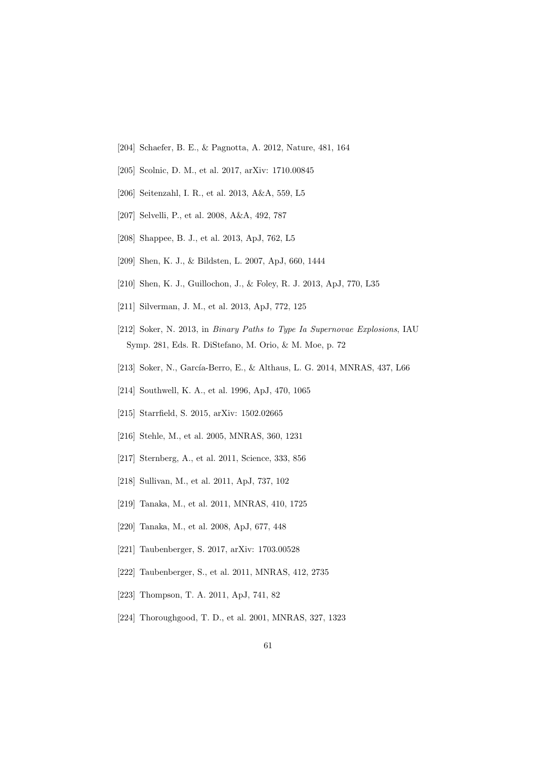[204] Schaefer, B. E., & Pagnotta, A. 2012, Nature, 481, 164

[205] Scolnic, D. M., et al. 2017, arXiv: 1710.00845

[206] Seitenzahl, I. R., et al. 2013, A&A, 559, L5

[207] Selvelli, P., et al. 2008, A&A, 492, 787

[208] Shappee, B. J., et al. 2013, ApJ, 762, L5

[209] Shen, K. J., & Bildsten, L. 2007, ApJ, 660, 1444

[210] Shen, K. J., Guillochon, J., & Foley, R. J. 2013, ApJ, 770, L35

[211] Silverman, J. M., et al. 2013, ApJ, 772, 125

[212] Soker, N. 2013, in *Binary Paths to Type Ia Supernovae Explosions*, IAU Symp. 281, Eds. R. DiStefano, M. Orio, & M. Moe, p. 72

[213] Soker, N., García-Berro, E., & Althaus, L. G. 2014, MNRAS, 437, L66

[214] Southwell, K. A., et al. 1996, ApJ, 470, 1065

[215] Starrfield, S. 2015, arXiv: 1502.02665

[216] Stehle, M., et al. 2005, MNRAS, 360, 1231

[217] Sternberg, A., et al. 2011, Science, 333, 856

[218] Sullivan, M., et al. 2011, ApJ, 737, 102

[219] Tanaka, M., et al. 2011, MNRAS, 410, 1725

[220] Tanaka, M., et al. 2008, ApJ, 677, 448

[221] Taubenberger, S. 2017, arXiv: 1703.00528

[222] Taubenberger, S., et al. 2011, MNRAS, 412, 2735

[223] Thompson, T. A. 2011, ApJ, 741, 82

[224] Thoroughgood, T. D., et al. 2001, MNRAS, 327, 1323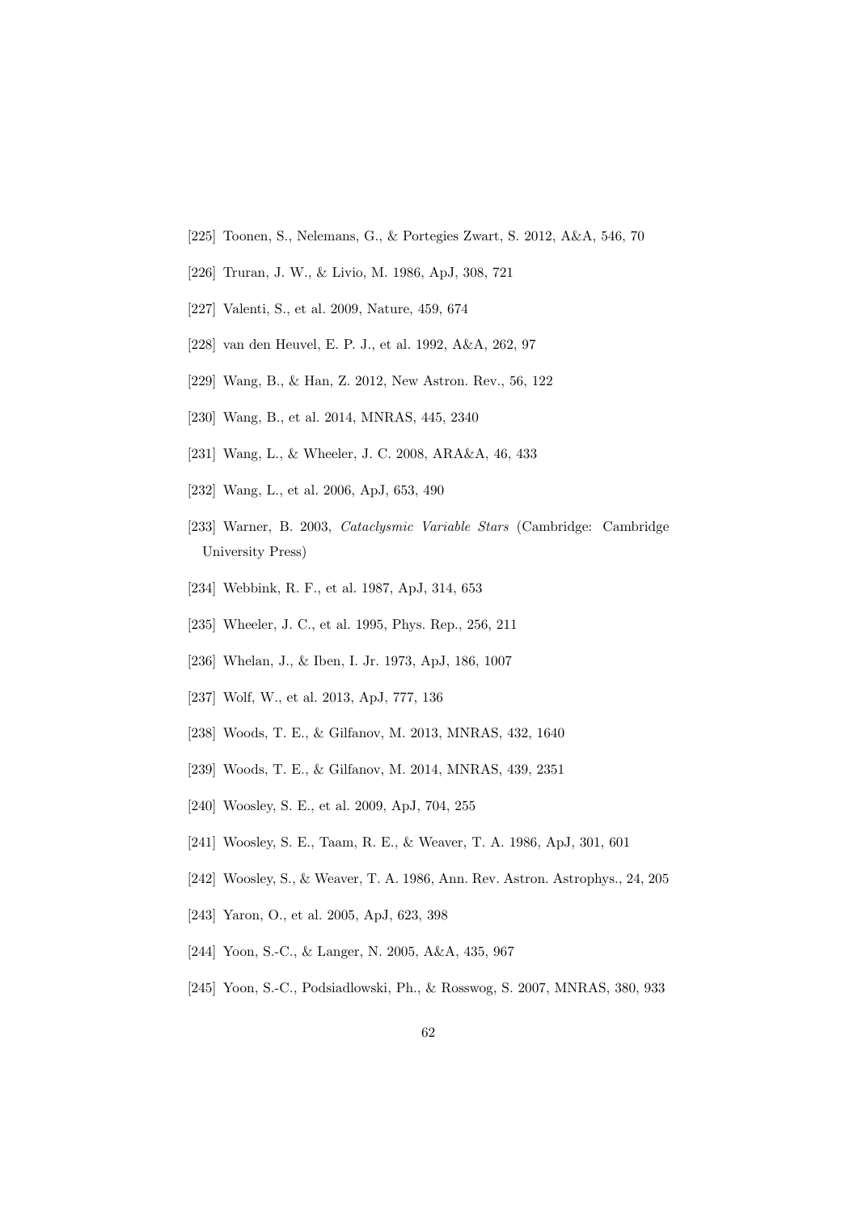[225] Toonen, S., Nelemans, G., & Portegies Zwart, S. 2012, A&A, 546, 70

[226] Truran, J. W., & Livio, M. 1986, ApJ, 308, 721

[227] Valenti, S., et al. 2009, Nature, 459, 674

[228] van den Heuvel, E. P. J., et al. 1992, A&A, 262, 97

[229] Wang, B., & Han, Z. 2012, New Astron. Rev., 56, 122

[230] Wang, B., et al. 2014, MNRAS, 445, 2340

[231] Wang, L., & Wheeler, J. C. 2008, ARA&A, 46, 433

[232] Wang, L., et al. 2006, ApJ, 653, 490

[233] Warner, B. 2003, *Cataclysmic Variable Stars* (Cambridge: Cambridge University Press)

[234] Webbink, R. F., et al. 1987, ApJ, 314, 653

[235] Wheeler, J. C., et al. 1995, Phys. Rep., 256, 211

[236] Whelan, J., & Iben, I. Jr. 1973, ApJ, 186, 1007

[237] Wolf, W., et al. 2013, ApJ, 777, 136

[238] Woods, T. E., & Gilfanov, M. 2013, MNRAS, 432, 1640

[239] Woods, T. E., & Gilfanov, M. 2014, MNRAS, 439, 2351

[240] Woosley, S. E., et al. 2009, ApJ, 704, 255

[241] Woosley, S. E., Taam, R. E., & Weaver, T. A. 1986, ApJ, 301, 601

[242] Woosley, S., & Weaver, T. A. 1986, Ann. Rev. Astron. Astrophys., 24, 205

[243] Yaron, O., et al. 2005, ApJ, 623, 398

[244] Yoon, S.-C., & Langer, N. 2005, A&A, 435, 967

[245] Yoon, S.-C., Podsiadlowski, Ph., & Rosswog, S. 2007, MNRAS, 380, 933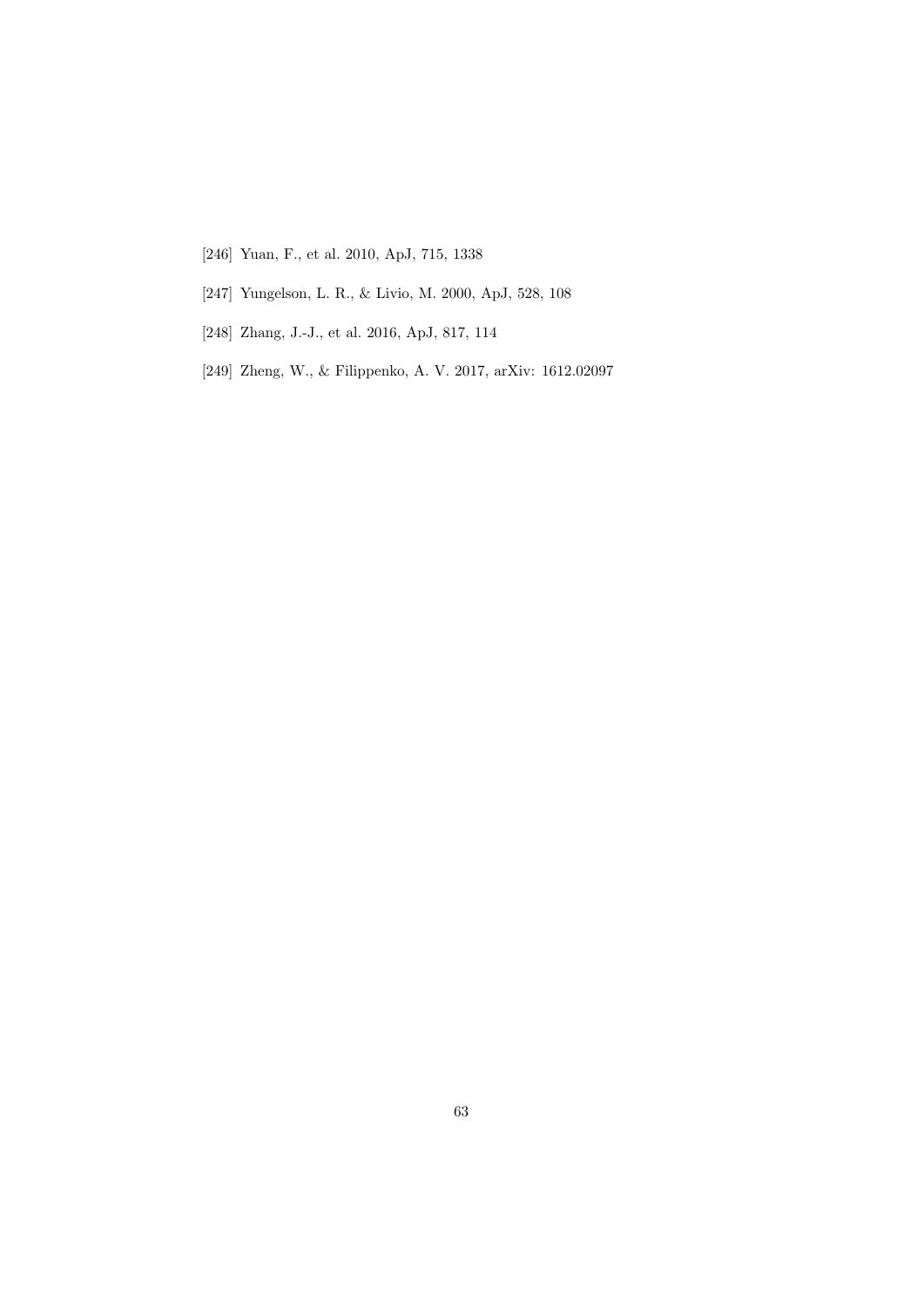[246] Yuan, F., et al. 2010, ApJ, 715, 1338

[247] Yungelson, L. R., & Livio, M. 2000, ApJ, 528, 108

[248] Zhang, J.-J., et al. 2016, ApJ, 817, 114

[249] Zheng, W., & Filippenko, A. V. 2017, arXiv: 1612.02097